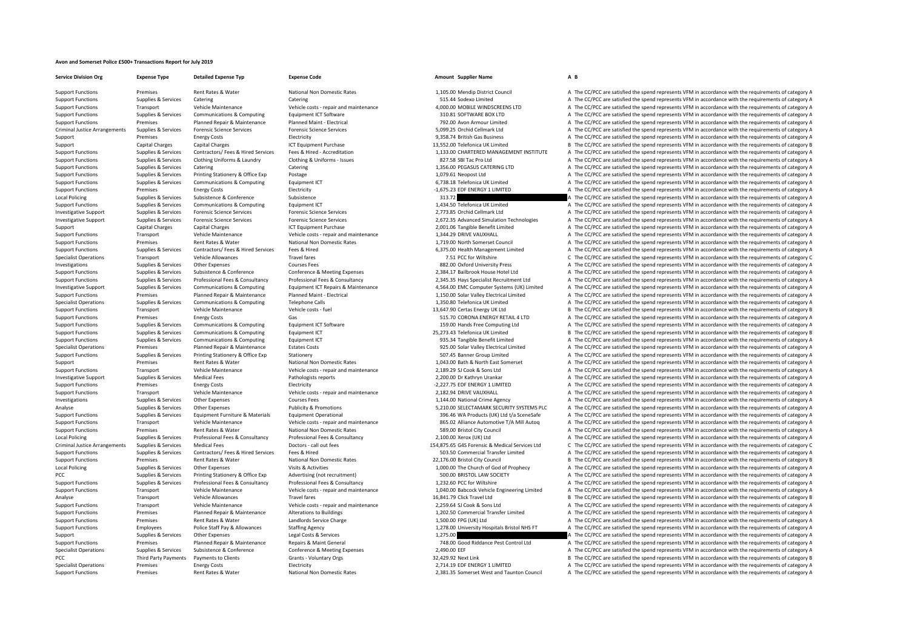# Avon and Somerset Police £500+ Transactions Report for July 2019

| Service Division Org | Expense Type | Detailed Expense Typ | Expense Code | Amount | Supplier Name | A | B |
|---|---|---|---|---|---|---|---|
| Support Functions | Premises | Rent Rates & Water | National Non Domestic Rates | 1,105.00 | Mendip District Council | A | The CC/PCC are satisfied the spend represents VFM in accordance with the requirements of category A |
| Support Functions | Supplies & Services | Catering | Catering | 515.44 | Sodexo Limited | A | The CC/PCC are satisfied the spend represents VFM in accordance with the requirements of category A |
| Support Functions | Transport | Vehicle Maintenance | Vehicle costs - repair and maintenance | 4,000.00 | MOBILE WINDSCREENS LTD | A | The CC/PCC are satisfied the spend represents VFM in accordance with the requirements of category A |
| Support Functions | Supplies & Services | Communications & Computing | Equipment ICT Software | 310.81 | SOFTWARE BOX LTD | A | The CC/PCC are satisfied the spend represents VFM in accordance with the requirements of category A |
| Support Functions | Premises | Planned Repair & Maintenance | Planned Maint - Electrical | 792.00 | Avon Armour Limited | A | The CC/PCC are satisfied the spend represents VFM in accordance with the requirements of category A |
| Criminal Justice Arrangements | Supplies & Services | Forensic Science Services | Forensic Science Services | 5,099.25 | Orchid Cellmark Ltd | A | The CC/PCC are satisfied the spend represents VFM in accordance with the requirements of category A |
| Support | Premises | Energy Costs | Electricity | 9,358.74 | British Gas Business | A | The CC/PCC are satisfied the spend represents VFM in accordance with the requirements of category A |
| Support | Capital Charges | Capital Charges | ICT Equipment Purchase | 13,552.00 | Telefonica UK Limited | B | The CC/PCC are satisfied the spend represents VFM in accordance with the requirements of category B |
| Support Functions | Supplies & Services | Contractors/ Fees & Hired Services | Fees & Hired - Accreditation | 1,133.00 | CHARTERED MANAGEMENT INSTITUTE | A | The CC/PCC are satisfied the spend represents VFM in accordance with the requirements of category A |
| Support Functions | Supplies & Services | Clothing Uniforms & Laundry | Clothing & Uniforms - Issues | 827.58 | SBI Tac Pro Ltd | A | The CC/PCC are satisfied the spend represents VFM in accordance with the requirements of category A |
| Support Functions | Supplies & Services | Catering | Catering | 1,356.00 | PEGASUS CATERING LTD | A | The CC/PCC are satisfied the spend represents VFM in accordance with the requirements of category A |
| Support Functions | Supplies & Services | Printing Stationery & Office Exp | Postage | 1,079.61 | Neopost Ltd | A | The CC/PCC are satisfied the spend represents VFM in accordance with the requirements of category A |
| Support Functions | Supplies & Services | Communications & Computing | Equipment ICT | 6,738.18 | Telefonica UK Limited | A | The CC/PCC are satisfied the spend represents VFM in accordance with the requirements of category A |
| Support Functions | Premises | Energy Costs | Electricity | -1,675.23 | EDF ENERGY 1 LIMITED | A | The CC/PCC are satisfied the spend represents VFM in accordance with the requirements of category A |
| Local Policing | Supplies & Services | Subsistence & Conference | Subsistence | 313.72 | | A | The CC/PCC are satisfied the spend represents VFM in accordance with the requirements of category A |
| Support Functions | Supplies & Services | Communications & Computing | Equipment ICT | 1,434.50 | Telefonica UK Limited | A | The CC/PCC are satisfied the spend represents VFM in accordance with the requirements of category A |
| Investigative Support | Supplies & Services | Forensic Science Services | Forensic Science Services | 2,773.85 | Orchid Cellmark Ltd | A | The CC/PCC are satisfied the spend represents VFM in accordance with the requirements of category A |
| Investigative Support | Supplies & Services | Forensic Science Services | Forensic Science Services | 2,672.35 | Advanced Simulation Technologies | A | The CC/PCC are satisfied the spend represents VFM in accordance with the requirements of category A |
| Support | Capital Charges | Capital Charges | ICT Equipment Purchase | 2,001.06 | Tangible Benefit Limited | A | The CC/PCC are satisfied the spend represents VFM in accordance with the requirements of category A |
| Support Functions | Transport | Vehicle Maintenance | Vehicle costs - repair and maintenance | 1,344.29 | DRIVE VAUXHALL | A | The CC/PCC are satisfied the spend represents VFM in accordance with the requirements of category A |
| Support Functions | Premises | Rent Rates & Water | National Non Domestic Rates | 1,719.00 | North Somerset Council | A | The CC/PCC are satisfied the spend represents VFM in accordance with the requirements of category A |
| Support Functions | Supplies & Services | Contractors/ Fees & Hired Services | Fees & Hired | 6,375.00 | Health Management Limited | A | The CC/PCC are satisfied the spend represents VFM in accordance with the requirements of category A |
| Specialist Operations | Transport | Vehicle Allowances | Travel fares | 7.51 | PCC for Wiltshire | C | The CC/PCC are satisfied the spend represents VFM in accordance with the requirements of category C |
| Investigations | Supplies & Services | Other Expenses | Courses Fees | 882.00 | Oxford University Press | A | The CC/PCC are satisfied the spend represents VFM in accordance with the requirements of category A |
| Support Functions | Supplies & Services | Subsistence & Conference | Conference & Meeting Expenses | 2,384.17 | Bailbrook House Hotel Ltd | A | The CC/PCC are satisfied the spend represents VFM in accordance with the requirements of category A |
| Support Functions | Supplies & Services | Professional Fees & Consultancy | Professional Fees & Consultancy | 2,345.35 | Hays Specialist Recruitment Ltd | A | The CC/PCC are satisfied the spend represents VFM in accordance with the requirements of category A |
| Investigative Support | Supplies & Services | Communications & Computing | Equipment ICT Repairs & Maintenance | 4,564.00 | EMC Computer Systems (UK) Limited | A | The CC/PCC are satisfied the spend represents VFM in accordance with the requirements of category A |
| Support Functions | Premises | Planned Repair & Maintenance | Planned Maint - Electrical | 1,150.00 | Solar Valley Electrical Limited | A | The CC/PCC are satisfied the spend represents VFM in accordance with the requirements of category A |
| Specialist Operations | Supplies & Services | Communications & Computing | Telephone Calls | 1,350.80 | Telefonica UK Limited | A | The CC/PCC are satisfied the spend represents VFM in accordance with the requirements of category A |
| Support Functions | Transport | Vehicle Maintenance | Vehicle costs - fuel | 13,647.90 | Certas Energy UK Ltd | B | The CC/PCC are satisfied the spend represents VFM in accordance with the requirements of category B |
| Support Functions | Premises | Energy Costs | Gas | 515.70 | CORONA ENERGY RETAIL 4 LTD | A | The CC/PCC are satisfied the spend represents VFM in accordance with the requirements of category A |
| Support Functions | Supplies & Services | Communications & Computing | Equipment ICT Software | 159.00 | Hands Free Computing Ltd | A | The CC/PCC are satisfied the spend represents VFM in accordance with the requirements of category A |
| Support Functions | Supplies & Services | Communications & Computing | Equipment ICT | 25,273.43 | Telefonica UK Limited | B | The CC/PCC are satisfied the spend represents VFM in accordance with the requirements of category B |
| Support Functions | Supplies & Services | Communications & Computing | Equipment ICT | 935.34 | Tangible Benefit Limited | A | The CC/PCC are satisfied the spend represents VFM in accordance with the requirements of category A |
| Specialist Operations | Premises | Planned Repair & Maintenance | Estates Costs | 925.00 | Solar Valley Electrical Limited | A | The CC/PCC are satisfied the spend represents VFM in accordance with the requirements of category A |
| Support Functions | Supplies & Services | Printing Stationery & Office Exp | Stationery | 507.45 | Banner Group Limited | A | The CC/PCC are satisfied the spend represents VFM in accordance with the requirements of category A |
| Support | Premises | Rent Rates & Water | National Non Domestic Rates | 1,043.00 | Bath & North East Somerset | A | The CC/PCC are satisfied the spend represents VFM in accordance with the requirements of category A |
| Support Functions | Transport | Vehicle Maintenance | Vehicle costs - repair and maintenance | 2,189.29 | SJ Cook & Sons Ltd | A | The CC/PCC are satisfied the spend represents VFM in accordance with the requirements of category A |
| Investigative Support | Supplies & Services | Medical Fees | Pathologists reports | 2,200.00 | Dr Kathryn Urankar | A | The CC/PCC are satisfied the spend represents VFM in accordance with the requirements of category A |
| Support Functions | Premises | Energy Costs | Electricity | -2,227.75 | EDF ENERGY 1 LIMITED | A | The CC/PCC are satisfied the spend represents VFM in accordance with the requirements of category A |
| Support Functions | Transport | Vehicle Maintenance | Vehicle costs - repair and maintenance | 2,182.94 | DRIVE VAUXHALL | A | The CC/PCC are satisfied the spend represents VFM in accordance with the requirements of category A |
| Investigations | Supplies & Services | Other Expenses | Courses Fees | 1,144.00 | National Crime Agency | A | The CC/PCC are satisfied the spend represents VFM in accordance with the requirements of category A |
| Analyse | Supplies & Services | Other Expenses | Publicity & Promotions | 5,210.00 | SELECTAMARK SECURITY SYSTEMS PLC | A | The CC/PCC are satisfied the spend represents VFM in accordance with the requirements of category A |
| Support Functions | Supplies & Services | Equipment Furniture & Materials | Equipment Operational | 396.46 | WA Products (UK) Ltd t/a SceneSafe | A | The CC/PCC are satisfied the spend represents VFM in accordance with the requirements of category A |
| Support Functions | Transport | Vehicle Maintenance | Vehicle costs - repair and maintenance | 865.02 | Alliance Automotive T/A Mill Autoq | A | The CC/PCC are satisfied the spend represents VFM in accordance with the requirements of category A |
| Support Functions | Premises | Rent Rates & Water | National Non Domestic Rates | 589.00 | Bristol City Council | A | The CC/PCC are satisfied the spend represents VFM in accordance with the requirements of category A |
| Local Policing | Supplies & Services | Professional Fees & Consultancy | Professional Fees & Consultancy | 2,100.00 | Xerox (UK) Ltd | A | The CC/PCC are satisfied the spend represents VFM in accordance with the requirements of category A |
| Criminal Justice Arrangements | Supplies & Services | Medical Fees | Doctors - call out fees | 154,875.65 | G4S Forensic & Medical Services Ltd | C | The CC/PCC are satisfied the spend represents VFM in accordance with the requirements of category C |
| Support Functions | Supplies & Services | Contractors/ Fees & Hired Services | Fees & Hired | 503.50 | Commercial Transfer Limited | A | The CC/PCC are satisfied the spend represents VFM in accordance with the requirements of category A |
| Support Functions | Premises | Rent Rates & Water | National Non Domestic Rates | 22,176.00 | Bristol City Council | B | The CC/PCC are satisfied the spend represents VFM in accordance with the requirements of category B |
| Local Policing | Supplies & Services | Other Expenses | Visits & Activities | 1,000.00 | The Church of God of Prophecy | A | The CC/PCC are satisfied the spend represents VFM in accordance with the requirements of category A |
| PCC | Supplies & Services | Printing Stationery & Office Exp | Advertising (not recruitment) | 500.00 | BRISTOL LAW SOCIETY | A | The CC/PCC are satisfied the spend represents VFM in accordance with the requirements of category A |
| Support Functions | Supplies & Services | Professional Fees & Consultancy | Professional Fees & Consultancy | 1,232.60 | PCC for Wiltshire | A | The CC/PCC are satisfied the spend represents VFM in accordance with the requirements of category A |
| Support Functions | Transport | Vehicle Maintenance | Vehicle costs - repair and maintenance | 1,040.00 | Babcock Vehicle Engineering Limited | A | The CC/PCC are satisfied the spend represents VFM in accordance with the requirements of category A |
| Analyse | Transport | Vehicle Allowances | Travel fares | 16,841.79 | Click Travel Ltd | B | The CC/PCC are satisfied the spend represents VFM in accordance with the requirements of category B |
| Support Functions | Transport | Vehicle Maintenance | Vehicle costs - repair and maintenance | 2,259.64 | SJ Cook & Sons Ltd | A | The CC/PCC are satisfied the spend represents VFM in accordance with the requirements of category A |
| Support Functions | Premises | Planned Repair & Maintenance | Alterations to Buildings | 1,202.50 | Commercial Transfer Limited | A | The CC/PCC are satisfied the spend represents VFM in accordance with the requirements of category A |
| Support Functions | Premises | Rent Rates & Water | Landlords Service Charge | 1,500.00 | FPG (UK) Ltd | A | The CC/PCC are satisfied the spend represents VFM in accordance with the requirements of category A |
| Support Functions | Employees | Police Staff Pay & Allowances | Staffing Agency | 1,278.00 | University Hospitals Bristol NHS FT | A | The CC/PCC are satisfied the spend represents VFM in accordance with the requirements of category A |
| Support | Supplies & Services | Other Expenses | Legal Costs & Services | 1,275.00 | | A | The CC/PCC are satisfied the spend represents VFM in accordance with the requirements of category A |
| Support Functions | Premises | Planned Repair & Maintenance | Repairs & Maint General | 748.00 | Good Riddance Pest Control Ltd | A | The CC/PCC are satisfied the spend represents VFM in accordance with the requirements of category A |
| Specialist Operations | Supplies & Services | Subsistence & Conference | Conference & Meeting Expenses | 2,490.00 | EEF | A | The CC/PCC are satisfied the spend represents VFM in accordance with the requirements of category A |
| PCC | Third Party Payments | Payments to Clients | Grants - Voluntary Orgs | 32,429.92 | Next Link | B | The CC/PCC are satisfied the spend represents VFM in accordance with the requirements of category B |
| Specialist Operations | Premises | Energy Costs | Electricity | 2,714.19 | EDF ENERGY 1 LIMITED | A | The CC/PCC are satisfied the spend represents VFM in accordance with the requirements of category A |
| Support Functions | Premises | Rent Rates & Water | National Non Domestic Rates | 2,381.35 | Somerset West and Taunton Council | A | The CC/PCC are satisfied the spend represents VFM in accordance with the requirements of category A |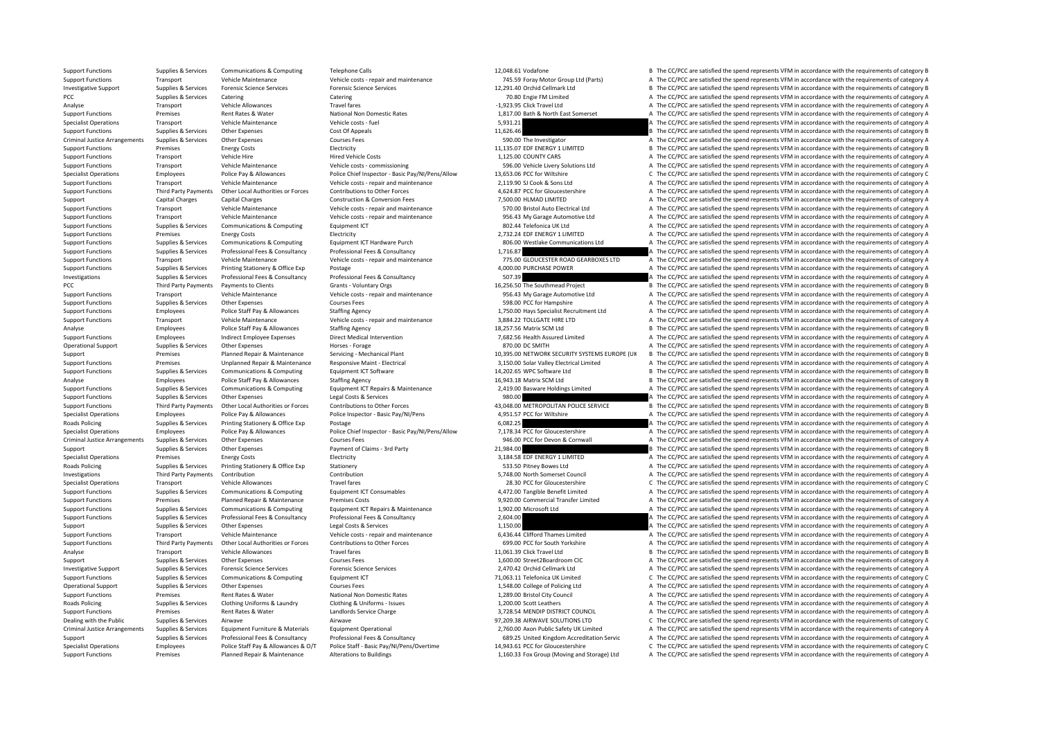| | | | | | | | |
|---|---|---|---|---|---|---|---|
| Support Functions | Supplies & Services | Communications & Computing | Telephone Calls | 12,048.61 | Vodafone | B | The CC/PCC are satisfied the spend represents VFM in accordance with the requirements of category B |
| Support Functions | Transport | Vehicle Maintenance | Vehicle costs - repair and maintenance | 745.59 | Foray Motor Group Ltd (Parts) | A | The CC/PCC are satisfied the spend represents VFM in accordance with the requirements of category A |
| Investigative Support | Supplies & Services | Forensic Science Services | Forensic Science Services | 12,291.40 | Orchid Cellmark Ltd | B | The CC/PCC are satisfied the spend represents VFM in accordance with the requirements of category B |
| PCC | Supplies & Services | Catering | Catering | 70.80 | Engie FM Limited | A | The CC/PCC are satisfied the spend represents VFM in accordance with the requirements of category A |
| Analyse | Transport | Vehicle Allowances | Travel fares | -1,923.95 | Click Travel Ltd | A | The CC/PCC are satisfied the spend represents VFM in accordance with the requirements of category A |
| Support Functions | Premises | Rent Rates & Water | National Non Domestic Rates | 1,817.00 | Bath & North East Somerset | A | The CC/PCC are satisfied the spend represents VFM in accordance with the requirements of category A |
| Specialist Operations | Transport | Vehicle Maintenance | Vehicle costs - fuel | 5,931.21 | | A | The CC/PCC are satisfied the spend represents VFM in accordance with the requirements of category A |
| Support Functions | Supplies & Services | Other Expenses | Cost Of Appeals | 11,626.46 | | B | The CC/PCC are satisfied the spend represents VFM in accordance with the requirements of category B |
| Criminal Justice Arrangements | Supplies & Services | Other Expenses | Courses Fees | 590.00 | The Investigator | A | The CC/PCC are satisfied the spend represents VFM in accordance with the requirements of category A |
| Support Functions | Premises | Energy Costs | Electricity | 11,135.07 | EDF ENERGY 1 LIMITED | B | The CC/PCC are satisfied the spend represents VFM in accordance with the requirements of category B |
| Support Functions | Transport | Vehicle Hire | Hired Vehicle Costs | 1,125.00 | COUNTY CARS | A | The CC/PCC are satisfied the spend represents VFM in accordance with the requirements of category A |
| Support Functions | Transport | Vehicle Maintenance | Vehicle costs - commissioning | 596.00 | Vehicle Livery Solutions Ltd | A | The CC/PCC are satisfied the spend represents VFM in accordance with the requirements of category A |
| Specialist Operations | Employees | Police Pay & Allowances | Police Chief Inspector - Basic Pay/NI/Pens/Allow | 13,653.06 | PCC for Wiltshire | C | The CC/PCC are satisfied the spend represents VFM in accordance with the requirements of category C |
| Support Functions | Transport | Vehicle Maintenance | Vehicle costs - repair and maintenance | 2,119.90 | SJ Cook & Sons Ltd | A | The CC/PCC are satisfied the spend represents VFM in accordance with the requirements of category A |
| Support Functions | Third Party Payments | Other Local Authorities or Forces | Contributions to Other Forces | 4,624.87 | PCC for Gloucestershire | A | The CC/PCC are satisfied the spend represents VFM in accordance with the requirements of category A |
| Support | Capital Charges | Capital Charges | Construction & Conversion Fees | 7,500.00 | HLMAD LIMITED | A | The CC/PCC are satisfied the spend represents VFM in accordance with the requirements of category A |
| Support Functions | Transport | Vehicle Maintenance | Vehicle costs - repair and maintenance | 570.00 | Bristol Auto Electrical Ltd | A | The CC/PCC are satisfied the spend represents VFM in accordance with the requirements of category A |
| Support Functions | Transport | Vehicle Maintenance | Vehicle costs - repair and maintenance | 956.43 | My Garage Automotive Ltd | A | The CC/PCC are satisfied the spend represents VFM in accordance with the requirements of category A |
| Support Functions | Supplies & Services | Communications & Computing | Equipment ICT | 802.44 | Telefonica UK Ltd | A | The CC/PCC are satisfied the spend represents VFM in accordance with the requirements of category A |
| Support Functions | Premises | Energy Costs | Electricity | 2,732.24 | EDF ENERGY 1 LIMITED | A | The CC/PCC are satisfied the spend represents VFM in accordance with the requirements of category A |
| Support Functions | Supplies & Services | Communications & Computing | Equipment ICT Hardware Purch | 806.00 | Westlake Communications Ltd | A | The CC/PCC are satisfied the spend represents VFM in accordance with the requirements of category A |
| Support Functions | Supplies & Services | Professional Fees & Consultancy | Professional Fees & Consultancy | 1,716.87 | | A | The CC/PCC are satisfied the spend represents VFM in accordance with the requirements of category A |
| Support Functions | Transport | Vehicle Maintenance | Vehicle costs - repair and maintenance | 775.00 | GLOUCESTER ROAD GEARBOXES LTD | A | The CC/PCC are satisfied the spend represents VFM in accordance with the requirements of category A |
| Support Functions | Supplies & Services | Printing Stationery & Office Exp | Postage | 4,000.00 | PURCHASE POWER | A | The CC/PCC are satisfied the spend represents VFM in accordance with the requirements of category A |
| Investigations | Supplies & Services | Professional Fees & Consultancy | Professional Fees & Consultancy | 507.39 | | A | The CC/PCC are satisfied the spend represents VFM in accordance with the requirements of category A |
| PCC | Third Party Payments | Payments to Clients | Grants - Voluntary Orgs | 16,256.50 | The Southmead Project | B | The CC/PCC are satisfied the spend represents VFM in accordance with the requirements of category B |
| Support Functions | Transport | Vehicle Maintenance | Vehicle costs - repair and maintenance | 956.43 | My Garage Automotive Ltd | A | The CC/PCC are satisfied the spend represents VFM in accordance with the requirements of category A |
| Support Functions | Supplies & Services | Other Expenses | Courses Fees | 598.00 | PCC for Hampshire | A | The CC/PCC are satisfied the spend represents VFM in accordance with the requirements of category A |
| Support Functions | Employees | Police Staff Pay & Allowances | Staffing Agency | 1,750.00 | Hays Specialist Recruitment Ltd | A | The CC/PCC are satisfied the spend represents VFM in accordance with the requirements of category A |
| Support Functions | Transport | Vehicle Maintenance | Vehicle costs - repair and maintenance | 3,884.22 | TOLLGATE HIRE LTD | A | The CC/PCC are satisfied the spend represents VFM in accordance with the requirements of category A |
| Analyse | Employees | Police Staff Pay & Allowances | Staffing Agency | 18,257.56 | Matrix SCM Ltd | B | The CC/PCC are satisfied the spend represents VFM in accordance with the requirements of category B |
| Support Functions | Employees | Indirect Employee Expenses | Direct Medical Intervention | 7,682.56 | Health Assured Limited | A | The CC/PCC are satisfied the spend represents VFM in accordance with the requirements of category A |
| Operational Support | Supplies & Services | Other Expenses | Horses - Forage | 870.00 | DC SMITH | A | The CC/PCC are satisfied the spend represents VFM in accordance with the requirements of category A |
| Support | Premises | Planned Repair & Maintenance | Servicing - Mechanical Plant | 10,395.00 | NETWORK SECURITY SYSTEMS EUROPE (UK | B | The CC/PCC are satisfied the spend represents VFM in accordance with the requirements of category B |
| Support Functions | Premises | Unplanned Repair & Maintenance | Responsive Maint - Electrical | 3,150.00 | Solar Valley Electrical Limited | A | The CC/PCC are satisfied the spend represents VFM in accordance with the requirements of category A |
| Support Functions | Supplies & Services | Communications & Computing | Equipment ICT Software | 14,202.65 | WPC Software Ltd | B | The CC/PCC are satisfied the spend represents VFM in accordance with the requirements of category B |
| Analyse | Employees | Police Staff Pay & Allowances | Staffing Agency | 16,943.18 | Matrix SCM Ltd | B | The CC/PCC are satisfied the spend represents VFM in accordance with the requirements of category B |
| Support Functions | Supplies & Services | Communications & Computing | Equipment ICT Repairs & Maintenance | 2,419.00 | Basware Holdings Limited | A | The CC/PCC are satisfied the spend represents VFM in accordance with the requirements of category A |
| Support Functions | Supplies & Services | Other Expenses | Legal Costs & Services | 980.00 | | A | The CC/PCC are satisfied the spend represents VFM in accordance with the requirements of category A |
| Support Functions | Third Party Payments | Other Local Authorities or Forces | Contributions to Other Forces | 43,048.00 | METROPOLITAN POLICE SERVICE | B | The CC/PCC are satisfied the spend represents VFM in accordance with the requirements of category B |
| Specialist Operations | Employees | Police Pay & Allowances | Police Inspector - Basic Pay/NI/Pens | 4,951.57 | PCC for Wiltshire | A | The CC/PCC are satisfied the spend represents VFM in accordance with the requirements of category A |
| Roads Policing | Supplies & Services | Printing Stationery & Office Exp | Postage | 6,082.25 | | A | The CC/PCC are satisfied the spend represents VFM in accordance with the requirements of category A |
| Specialist Operations | Employees | Police Pay & Allowances | Police Chief Inspector - Basic Pay/NI/Pens/Allow | 7,178.34 | PCC for Gloucestershire | A | The CC/PCC are satisfied the spend represents VFM in accordance with the requirements of category A |
| Criminal Justice Arrangements | Supplies & Services | Other Expenses | Courses Fees | 946.00 | PCC for Devon & Cornwall | A | The CC/PCC are satisfied the spend represents VFM in accordance with the requirements of category A |
| Support | Supplies & Services | Other Expenses | Payment of Claims - 3rd Party | 21,984.00 | | B | The CC/PCC are satisfied the spend represents VFM in accordance with the requirements of category B |
| Specialist Operations | Premises | Energy Costs | Electricity | 3,184.58 | EDF ENERGY 1 LIMITED | A | The CC/PCC are satisfied the spend represents VFM in accordance with the requirements of category A |
| Roads Policing | Supplies & Services | Printing Stationery & Office Exp | Stationery | 533.50 | Pitney Bowes Ltd | A | The CC/PCC are satisfied the spend represents VFM in accordance with the requirements of category A |
| Investigations | Third Party Payments | Contribution | Contribution | 5,748.00 | North Somerset Council | A | The CC/PCC are satisfied the spend represents VFM in accordance with the requirements of category A |
| Specialist Operations | Transport | Vehicle Allowances | Travel fares | 28.30 | PCC for Gloucestershire | C | The CC/PCC are satisfied the spend represents VFM in accordance with the requirements of category C |
| Support Functions | Supplies & Services | Communications & Computing | Equipment ICT Consumables | 4,472.00 | Tangible Benefit Limited | A | The CC/PCC are satisfied the spend represents VFM in accordance with the requirements of category A |
| Support Functions | Premises | Planned Repair & Maintenance | Premises Costs | 9,920.00 | Commercial Transfer Limited | A | The CC/PCC are satisfied the spend represents VFM in accordance with the requirements of category A |
| Support Functions | Supplies & Services | Communications & Computing | Equipment ICT Repairs & Maintenance | 1,902.00 | Microsoft Ltd | A | The CC/PCC are satisfied the spend represents VFM in accordance with the requirements of category A |
| Support Functions | Supplies & Services | Professional Fees & Consultancy | Professional Fees & Consultancy | 2,604.00 | | A | The CC/PCC are satisfied the spend represents VFM in accordance with the requirements of category A |
| Support | Supplies & Services | Other Expenses | Legal Costs & Services | 1,150.00 | | A | The CC/PCC are satisfied the spend represents VFM in accordance with the requirements of category A |
| Support Functions | Transport | Vehicle Maintenance | Vehicle costs - repair and maintenance | 6,436.44 | Clifford Thames Limited | A | The CC/PCC are satisfied the spend represents VFM in accordance with the requirements of category A |
| Support Functions | Third Party Payments | Other Local Authorities or Forces | Contributions to Other Forces | 699.00 | PCC for South Yorkshire | A | The CC/PCC are satisfied the spend represents VFM in accordance with the requirements of category A |
| Analyse | Transport | Vehicle Allowances | Travel fares | 11,061.39 | Click Travel Ltd | B | The CC/PCC are satisfied the spend represents VFM in accordance with the requirements of category B |
| Support | Supplies & Services | Other Expenses | Courses Fees | 1,600.00 | Street2Boardroom CIC | A | The CC/PCC are satisfied the spend represents VFM in accordance with the requirements of category A |
| Investigative Support | Supplies & Services | Forensic Science Services | Forensic Science Services | 2,470.42 | Orchid Cellmark Ltd | A | The CC/PCC are satisfied the spend represents VFM in accordance with the requirements of category A |
| Support Functions | Supplies & Services | Communications & Computing | Equipment ICT | 71,063.11 | Telefonica UK Limited | C | The CC/PCC are satisfied the spend represents VFM in accordance with the requirements of category C |
| Operational Support | Supplies & Services | Other Expenses | Courses Fees | 1,548.00 | College of Policing Ltd | A | The CC/PCC are satisfied the spend represents VFM in accordance with the requirements of category A |
| Support Functions | Premises | Rent Rates & Water | National Non Domestic Rates | 1,289.00 | Bristol City Council | A | The CC/PCC are satisfied the spend represents VFM in accordance with the requirements of category A |
| Roads Policing | Supplies & Services | Clothing Uniforms & Laundry | Clothing & Uniforms - Issues | 1,200.00 | Scott Leathers | A | The CC/PCC are satisfied the spend represents VFM in accordance with the requirements of category A |
| Support Functions | Premises | Rent Rates & Water | Landlords Service Charge | 3,728.54 | MENDIP DISTRICT COUNCIL | A | The CC/PCC are satisfied the spend represents VFM in accordance with the requirements of category A |
| Dealing with the Public | Supplies & Services | Airwave | Airwave | 97,209.38 | AIRWAVE SOLUTIONS LTD | C | The CC/PCC are satisfied the spend represents VFM in accordance with the requirements of category C |
| Criminal Justice Arrangements | Supplies & Services | Equipment Furniture & Materials | Equipment Operational | 2,760.00 | Axon Public Safety UK Limited | A | The CC/PCC are satisfied the spend represents VFM in accordance with the requirements of category A |
| Support | Supplies & Services | Professional Fees & Consultancy | Professional Fees & Consultancy | 689.25 | United Kingdom Accreditation Servic | A | The CC/PCC are satisfied the spend represents VFM in accordance with the requirements of category A |
| Specialist Operations | Employees | Police Staff Pay & Allowances & O/T | Police Staff - Basic Pay/NI/Pens/Overtime | 14,943.61 | PCC for Gloucestershire | C | The CC/PCC are satisfied the spend represents VFM in accordance with the requirements of category C |
| Support Functions | Premises | Planned Repair & Maintenance | Alterations to Buildings | 1,160.33 | Fox Group (Moving and Storage) Ltd | A | The CC/PCC are satisfied the spend represents VFM in accordance with the requirements of category A |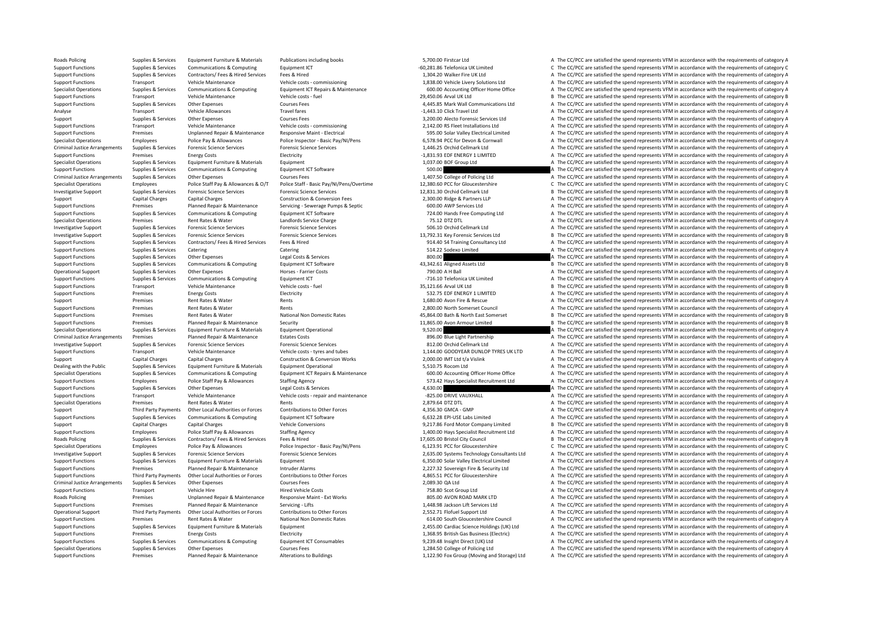| Roads Policing | Supplies & Services | Equipment Furniture & Materials | Publications including books | 5,700.00 | Firstcar Ltd | A | The CC/PCC are satisfied the spend represents VFM in accordance with the requirements of category A |
|---|---|---|---|---|---|---|---|
| Support Functions | Supplies & Services | Communications & Computing | Equipment ICT | -60,281.86 | Telefonica UK Limited | C | The CC/PCC are satisfied the spend represents VFM in accordance with the requirements of category C |
| Support Functions | Supplies & Services | Contractors/ Fees & Hired Services | Fees & Hired | 1,304.20 | Walker Fire UK Ltd | A | The CC/PCC are satisfied the spend represents VFM in accordance with the requirements of category A |
| Support Functions | Transport | Vehicle Maintenance | Vehicle costs - commissioning | 1,838.00 | Vehicle Livery Solutions Ltd | A | The CC/PCC are satisfied the spend represents VFM in accordance with the requirements of category A |
| Specialist Operations | Supplies & Services | Communications & Computing | Equipment ICT Repairs & Maintenance | 600.00 | Accounting Officer Home Office | A | The CC/PCC are satisfied the spend represents VFM in accordance with the requirements of category A |
| Support Functions | Transport | Vehicle Maintenance | Vehicle costs - fuel | 29,450.06 | Arval UK Ltd | B | The CC/PCC are satisfied the spend represents VFM in accordance with the requirements of category B |
| Support Functions | Supplies & Services | Other Expenses | Courses Fees | 4,445.85 | Mark Wall Communications Ltd | A | The CC/PCC are satisfied the spend represents VFM in accordance with the requirements of category A |
| Analyse | Transport | Vehicle Allowances | Travel fares | -1,443.10 | Click Travel Ltd | A | The CC/PCC are satisfied the spend represents VFM in accordance with the requirements of category A |
| Support | Supplies & Services | Other Expenses | Courses Fees | 3,200.00 | Alecto Forensic Services Ltd | A | The CC/PCC are satisfied the spend represents VFM in accordance with the requirements of category A |
| Support Functions | Transport | Vehicle Maintenance | Vehicle costs - commissioning | 2,142.00 | RS Fleet Installations Ltd | A | The CC/PCC are satisfied the spend represents VFM in accordance with the requirements of category A |
| Support Functions | Premises | Unplanned Repair & Maintenance | Responsive Maint - Electrical | 595.00 | Solar Valley Electrical Limited | A | The CC/PCC are satisfied the spend represents VFM in accordance with the requirements of category A |
| Specialist Operations | Employees | Police Pay & Allowances | Police Inspector - Basic Pay/NI/Pens | 6,578.94 | PCC for Devon & Cornwall | A | The CC/PCC are satisfied the spend represents VFM in accordance with the requirements of category A |
| Criminal Justice Arrangements | Supplies & Services | Forensic Science Services | Forensic Science Services | 1,446.25 | Orchid Cellmark Ltd | A | The CC/PCC are satisfied the spend represents VFM in accordance with the requirements of category A |
| Support Functions | Premises | Energy Costs | Electricity | -1,831.93 | EDF ENERGY 1 LIMITED | A | The CC/PCC are satisfied the spend represents VFM in accordance with the requirements of category A |
| Specialist Operations | Supplies & Services | Equipment Furniture & Materials | Equipment | 1,037.00 | BOF Group Ltd | A | The CC/PCC are satisfied the spend represents VFM in accordance with the requirements of category A |
| Support Functions | Supplies & Services | Communications & Computing | Equipment ICT Software | 500.00 | | A | The CC/PCC are satisfied the spend represents VFM in accordance with the requirements of category A |
| Criminal Justice Arrangements | Supplies & Services | Other Expenses | Courses Fees | 1,407.50 | College of Policing Ltd | A | The CC/PCC are satisfied the spend represents VFM in accordance with the requirements of category A |
| Specialist Operations | Employees | Police Staff Pay & Allowances & O/T | Police Staff - Basic Pay/NI/Pens/Overtime | 12,380.60 | PCC for Gloucestershire | C | The CC/PCC are satisfied the spend represents VFM in accordance with the requirements of category C |
| Investigative Support | Supplies & Services | Forensic Science Services | Forensic Science Services | 12,831.30 | Orchid Cellmark Ltd | B | The CC/PCC are satisfied the spend represents VFM in accordance with the requirements of category B |
| Support | Capital Charges | Capital Charges | Construction & Conversion Fees | 2,300.00 | Ridge & Partners LLP | A | The CC/PCC are satisfied the spend represents VFM in accordance with the requirements of category A |
| Support Functions | Premises | Planned Repair & Maintenance | Servicing - Sewerage Pumps & Septic | 600.00 | AWP Services Ltd | A | The CC/PCC are satisfied the spend represents VFM in accordance with the requirements of category A |
| Support Functions | Supplies & Services | Communications & Computing | Equipment ICT Software | 724.00 | Hands Free Computing Ltd | A | The CC/PCC are satisfied the spend represents VFM in accordance with the requirements of category A |
| Specialist Operations | Premises | Rent Rates & Water | Landlords Service Charge | 75.12 | DTZ DTL | A | The CC/PCC are satisfied the spend represents VFM in accordance with the requirements of category A |
| Investigative Support | Supplies & Services | Forensic Science Services | Forensic Science Services | 506.10 | Orchid Cellmark Ltd | A | The CC/PCC are satisfied the spend represents VFM in accordance with the requirements of category A |
| Investigative Support | Supplies & Services | Forensic Science Services | Forensic Science Services | 13,792.31 | Key Forensic Services Ltd | B | The CC/PCC are satisfied the spend represents VFM in accordance with the requirements of category B |
| Support Functions | Supplies & Services | Contractors/ Fees & Hired Services | Fees & Hired | 914.40 | S4 Training Consultancy Ltd | A | The CC/PCC are satisfied the spend represents VFM in accordance with the requirements of category A |
| Support Functions | Supplies & Services | Catering | Catering | 514.22 | Sodexo Limited | A | The CC/PCC are satisfied the spend represents VFM in accordance with the requirements of category A |
| Support Functions | Supplies & Services | Other Expenses | Legal Costs & Services | 800.00 | | A | The CC/PCC are satisfied the spend represents VFM in accordance with the requirements of category A |
| Support Functions | Supplies & Services | Communications & Computing | Equipment ICT Software | 43,342.61 | Aligned Assets Ltd | B | The CC/PCC are satisfied the spend represents VFM in accordance with the requirements of category B |
| Operational Support | Supplies & Services | Other Expenses | Horses - Farrier Costs | 790.00 | A H Ball | A | The CC/PCC are satisfied the spend represents VFM in accordance with the requirements of category A |
| Support Functions | Supplies & Services | Communications & Computing | Equipment ICT | -716.10 | Telefonica UK Limited | A | The CC/PCC are satisfied the spend represents VFM in accordance with the requirements of category A |
| Support Functions | Transport | Vehicle Maintenance | Vehicle costs - fuel | 35,121.66 | Arval UK Ltd | B | The CC/PCC are satisfied the spend represents VFM in accordance with the requirements of category B |
| Support Functions | Premises | Energy Costs | Electricity | 532.75 | EDF ENERGY 1 LIMITED | A | The CC/PCC are satisfied the spend represents VFM in accordance with the requirements of category A |
| Support | Premises | Rent Rates & Water | Rents | 1,680.00 | Avon Fire & Rescue | A | The CC/PCC are satisfied the spend represents VFM in accordance with the requirements of category A |
| Support Functions | Premises | Rent Rates & Water | Rents | 2,800.00 | North Somerset Council | A | The CC/PCC are satisfied the spend represents VFM in accordance with the requirements of category A |
| Support Functions | Premises | Rent Rates & Water | National Non Domestic Rates | 45,864.00 | Bath & North East Somerset | B | The CC/PCC are satisfied the spend represents VFM in accordance with the requirements of category B |
| Support Functions | Premises | Planned Repair & Maintenance | Security | 11,865.00 | Avon Armour Limited | B | The CC/PCC are satisfied the spend represents VFM in accordance with the requirements of category B |
| Specialist Operations | Supplies & Services | Equipment Furniture & Materials | Equipment Operational | 9,520.00 | | A | The CC/PCC are satisfied the spend represents VFM in accordance with the requirements of category A |
| Criminal Justice Arrangements | Premises | Planned Repair & Maintenance | Estates Costs | 896.00 | Blue Light Partnership | A | The CC/PCC are satisfied the spend represents VFM in accordance with the requirements of category A |
| Investigative Support | Supplies & Services | Forensic Science Services | Forensic Science Services | 812.00 | Orchid Cellmark Ltd | A | The CC/PCC are satisfied the spend represents VFM in accordance with the requirements of category A |
| Support Functions | Transport | Vehicle Maintenance | Vehicle costs - tyres and tubes | 1,144.00 | GOODYEAR DUNLOP TYRES UK LTD | A | The CC/PCC are satisfied the spend represents VFM in accordance with the requirements of category A |
| Support | Capital Charges | Capital Charges | Construction & Conversion Works | 2,000.00 | IMT Ltd t/a Vislink | A | The CC/PCC are satisfied the spend represents VFM in accordance with the requirements of category A |
| Dealing with the Public | Supplies & Services | Equipment Furniture & Materials | Equipment Operational | 5,510.75 | Rocom Ltd | A | The CC/PCC are satisfied the spend represents VFM in accordance with the requirements of category A |
| Specialist Operations | Supplies & Services | Communications & Computing | Equipment ICT Repairs & Maintenance | 600.00 | Accounting Officer Home Office | A | The CC/PCC are satisfied the spend represents VFM in accordance with the requirements of category A |
| Support Functions | Employees | Police Staff Pay & Allowances | Staffing Agency | 573.42 | Hays Specialist Recruitment Ltd | A | The CC/PCC are satisfied the spend represents VFM in accordance with the requirements of category A |
| Support Functions | Supplies & Services | Other Expenses | Legal Costs & Services | 4,630.00 | | A | The CC/PCC are satisfied the spend represents VFM in accordance with the requirements of category A |
| Support Functions | Transport | Vehicle Maintenance | Vehicle costs - repair and maintenance | -825.00 | DRIVE VAUXHALL | A | The CC/PCC are satisfied the spend represents VFM in accordance with the requirements of category A |
| Specialist Operations | Premises | Rent Rates & Water | Rents | 2,879.64 | DTZ DTL | A | The CC/PCC are satisfied the spend represents VFM in accordance with the requirements of category A |
| Support | Third Party Payments | Other Local Authorities or Forces | Contributions to Other Forces | 4,356.30 | GMCA - GMP | A | The CC/PCC are satisfied the spend represents VFM in accordance with the requirements of category A |
| Support Functions | Supplies & Services | Communications & Computing | Equipment ICT Software | 6,632.28 | EPI-USE Labs Limited | A | The CC/PCC are satisfied the spend represents VFM in accordance with the requirements of category A |
| Support | Capital Charges | Capital Charges | Vehicle Conversions | 9,217.86 | Ford Motor Company Limited | B | The CC/PCC are satisfied the spend represents VFM in accordance with the requirements of category B |
| Support Functions | Employees | Police Staff Pay & Allowances | Staffing Agency | 1,400.00 | Hays Specialist Recruitment Ltd | A | The CC/PCC are satisfied the spend represents VFM in accordance with the requirements of category A |
| Roads Policing | Supplies & Services | Contractors/ Fees & Hired Services | Fees & Hired | 17,605.00 | Bristol City Council | B | The CC/PCC are satisfied the spend represents VFM in accordance with the requirements of category B |
| Specialist Operations | Employees | Police Pay & Allowances | Police Inspector - Basic Pay/NI/Pens | 6,123.91 | PCC for Gloucestershire | C | The CC/PCC are satisfied the spend represents VFM in accordance with the requirements of category C |
| Investigative Support | Supplies & Services | Forensic Science Services | Forensic Science Services | 2,635.00 | Systems Technology Consultants Ltd | A | The CC/PCC are satisfied the spend represents VFM in accordance with the requirements of category A |
| Support Functions | Supplies & Services | Equipment Furniture & Materials | Equipment | 6,350.00 | Solar Valley Electrical Limited | A | The CC/PCC are satisfied the spend represents VFM in accordance with the requirements of category A |
| Support Functions | Premises | Planned Repair & Maintenance | Intruder Alarms | 2,227.32 | Sovereign Fire & Security Ltd | A | The CC/PCC are satisfied the spend represents VFM in accordance with the requirements of category A |
| Support Functions | Third Party Payments | Other Local Authorities or Forces | Contributions to Other Forces | 4,865.51 | PCC for Gloucestershire | A | The CC/PCC are satisfied the spend represents VFM in accordance with the requirements of category A |
| Criminal Justice Arrangements | Supplies & Services | Other Expenses | Courses Fees | 2,089.30 | QA Ltd | A | The CC/PCC are satisfied the spend represents VFM in accordance with the requirements of category A |
| Support Functions | Transport | Vehicle Hire | Hired Vehicle Costs | 758.80 | Scot Group Ltd | A | The CC/PCC are satisfied the spend represents VFM in accordance with the requirements of category A |
| Roads Policing | Premises | Unplanned Repair & Maintenance | Responsive Maint - Ext Works | 805.00 | AVON ROAD MARK LTD | A | The CC/PCC are satisfied the spend represents VFM in accordance with the requirements of category A |
| Support Functions | Premises | Planned Repair & Maintenance | Servicing - Lifts | 1,448.98 | Jackson Lift Services Ltd | A | The CC/PCC are satisfied the spend represents VFM in accordance with the requirements of category A |
| Operational Support | Third Party Payments | Other Local Authorities or Forces | Contributions to Other Forces | 2,552.71 | Flofuel Support Ltd | A | The CC/PCC are satisfied the spend represents VFM in accordance with the requirements of category A |
| Support Functions | Premises | Rent Rates & Water | National Non Domestic Rates | 614.00 | South Gloucestershire Council | A | The CC/PCC are satisfied the spend represents VFM in accordance with the requirements of category A |
| Support Functions | Supplies & Services | Equipment Furniture & Materials | Equipment | 2,455.00 | Cardiac Science Holdings (UK) Ltd | A | The CC/PCC are satisfied the spend represents VFM in accordance with the requirements of category A |
| Support Functions | Premises | Energy Costs | Electricity | 1,368.95 | British Gas Business (Electric) | A | The CC/PCC are satisfied the spend represents VFM in accordance with the requirements of category A |
| Support Functions | Supplies & Services | Communications & Computing | Equipment ICT Consumables | 9,239.48 | Insight Direct (UK) Ltd | A | The CC/PCC are satisfied the spend represents VFM in accordance with the requirements of category A |
| Specialist Operations | Supplies & Services | Other Expenses | Courses Fees | 1,284.50 | College of Policing Ltd | A | The CC/PCC are satisfied the spend represents VFM in accordance with the requirements of category A |
| Support Functions | Premises | Planned Repair & Maintenance | Alterations to Buildings | 1,122.90 | Fox Group (Moving and Storage) Ltd | A | The CC/PCC are satisfied the spend represents VFM in accordance with the requirements of category A |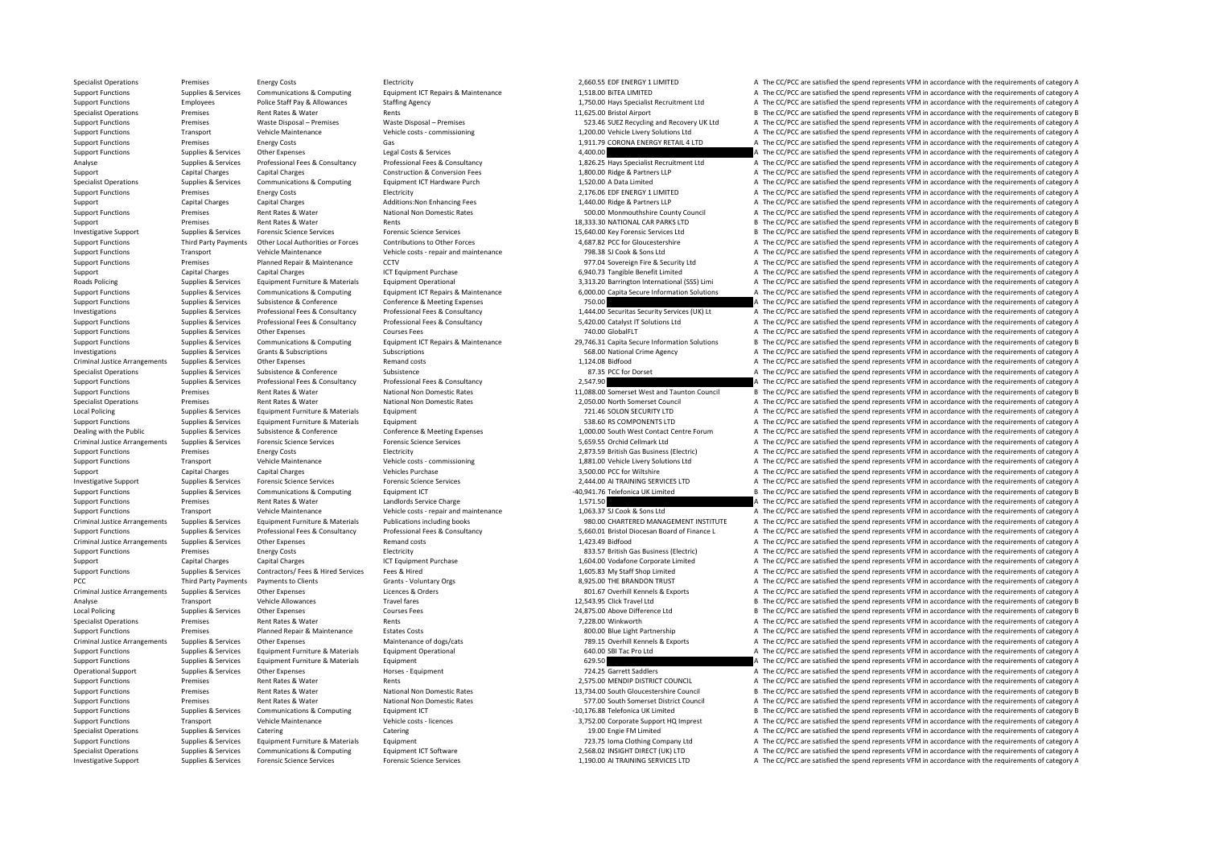| | | | | | | | |
|---|---|---|---|---|---|---|---|
| Specialist Operations | Premises | Energy Costs | Electricity | 2,660.55 | EDF ENERGY 1 LIMITED | A | The CC/PCC are satisfied the spend represents VFM in accordance with the requirements of category A |
| Support Functions | Supplies & Services | Communications & Computing | Equipment ICT Repairs & Maintenance | 1,518.00 | BITEA LIMITED | A | The CC/PCC are satisfied the spend represents VFM in accordance with the requirements of category A |
| Support Functions | Employees | Police Staff Pay & Allowances | Staffing Agency | 1,750.00 | Hays Specialist Recruitment Ltd | A | The CC/PCC are satisfied the spend represents VFM in accordance with the requirements of category A |
| Specialist Operations | Premises | Rent Rates & Water | Rents | 11,625.00 | Bristol Airport | B | The CC/PCC are satisfied the spend represents VFM in accordance with the requirements of category B |
| Support Functions | Premises | Waste Disposal – Premises | Waste Disposal – Premises | 523.46 | SUEZ Recycling and Recovery UK Ltd | A | The CC/PCC are satisfied the spend represents VFM in accordance with the requirements of category A |
| Support Functions | Transport | Vehicle Maintenance | Vehicle costs - commissioning | 1,200.00 | Vehicle Livery Solutions Ltd | A | The CC/PCC are satisfied the spend represents VFM in accordance with the requirements of category A |
| Support Functions | Premises | Energy Costs | Gas | 1,911.79 | CORONA ENERGY RETAIL 4 LTD | A | The CC/PCC are satisfied the spend represents VFM in accordance with the requirements of category A |
| Support Functions | Supplies & Services | Other Expenses | Legal Costs & Services | 4,400.00 | | A | The CC/PCC are satisfied the spend represents VFM in accordance with the requirements of category A |
| Analyse | Supplies & Services | Professional Fees & Consultancy | Professional Fees & Consultancy | 1,826.25 | Hays Specialist Recruitment Ltd | A | The CC/PCC are satisfied the spend represents VFM in accordance with the requirements of category A |
| Support | Capital Charges | Capital Charges | Construction & Conversion Fees | 1,800.00 | Ridge & Partners LLP | A | The CC/PCC are satisfied the spend represents VFM in accordance with the requirements of category A |
| Specialist Operations | Supplies & Services | Communications & Computing | Equipment ICT Hardware Purch | 1,520.00 | A Data Limited | A | The CC/PCC are satisfied the spend represents VFM in accordance with the requirements of category A |
| Support Functions | Premises | Energy Costs | Electricity | 2,176.06 | EDF ENERGY 1 LIMITED | A | The CC/PCC are satisfied the spend represents VFM in accordance with the requirements of category A |
| Support | Capital Charges | Capital Charges | Additions:Non Enhancing Fees | 1,440.00 | Ridge & Partners LLP | A | The CC/PCC are satisfied the spend represents VFM in accordance with the requirements of category A |
| Support Functions | Premises | Rent Rates & Water | National Non Domestic Rates | 500.00 | Monmouthshire County Council | A | The CC/PCC are satisfied the spend represents VFM in accordance with the requirements of category A |
| Support | Premises | Rent Rates & Water | Rents | 18,333.30 | NATIONAL CAR PARKS LTD | B | The CC/PCC are satisfied the spend represents VFM in accordance with the requirements of category B |
| Investigative Support | Supplies & Services | Forensic Science Services | Forensic Science Services | 15,640.00 | Key Forensic Services Ltd | B | The CC/PCC are satisfied the spend represents VFM in accordance with the requirements of category B |
| Support Functions | Third Party Payments | Other Local Authorities or Forces | Contributions to Other Forces | 4,687.82 | PCC for Gloucestershire | A | The CC/PCC are satisfied the spend represents VFM in accordance with the requirements of category A |
| Support Functions | Transport | Vehicle Maintenance | Vehicle costs - repair and maintenance | 798.38 | SJ Cook & Sons Ltd | A | The CC/PCC are satisfied the spend represents VFM in accordance with the requirements of category A |
| Support Functions | Premises | Planned Repair & Maintenance | CCTV | 977.04 | Sovereign Fire & Security Ltd | A | The CC/PCC are satisfied the spend represents VFM in accordance with the requirements of category A |
| Support | Capital Charges | Capital Charges | ICT Equipment Purchase | 6,940.73 | Tangible Benefit Limited | A | The CC/PCC are satisfied the spend represents VFM in accordance with the requirements of category A |
| Roads Policing | Supplies & Services | Equipment Furniture & Materials | Equipment Operational | 3,313.20 | Barrington International (SSS) Limi | A | The CC/PCC are satisfied the spend represents VFM in accordance with the requirements of category A |
| Support Functions | Supplies & Services | Communications & Computing | Equipment ICT Repairs & Maintenance | 6,000.00 | Capita Secure Information Solutions | A | The CC/PCC are satisfied the spend represents VFM in accordance with the requirements of category A |
| Support Functions | Supplies & Services | Subsistence & Conference | Conference & Meeting Expenses | 750.00 | | A | The CC/PCC are satisfied the spend represents VFM in accordance with the requirements of category A |
| Investigations | Supplies & Services | Professional Fees & Consultancy | Professional Fees & Consultancy | 1,444.00 | Securitas Security Services (UK) Lt | A | The CC/PCC are satisfied the spend represents VFM in accordance with the requirements of category A |
| Support Functions | Supplies & Services | Professional Fees & Consultancy | Professional Fees & Consultancy | 5,420.00 | Catalyst IT Solutions Ltd | A | The CC/PCC are satisfied the spend represents VFM in accordance with the requirements of category A |
| Support Functions | Supplies & Services | Other Expenses | Courses Fees | 740.00 | GlobalFLT | A | The CC/PCC are satisfied the spend represents VFM in accordance with the requirements of category A |
| Support Functions | Supplies & Services | Communications & Computing | Equipment ICT Repairs & Maintenance | 29,746.31 | Capita Secure Information Solutions | B | The CC/PCC are satisfied the spend represents VFM in accordance with the requirements of category B |
| Investigations | Supplies & Services | Grants & Subscriptions | Subscriptions | 568.00 | National Crime Agency | A | The CC/PCC are satisfied the spend represents VFM in accordance with the requirements of category A |
| Criminal Justice Arrangements | Supplies & Services | Other Expenses | Remand costs | 1,124.08 | Bidfood | A | The CC/PCC are satisfied the spend represents VFM in accordance with the requirements of category A |
| Specialist Operations | Supplies & Services | Subsistence & Conference | Subsistence | 87.35 | PCC for Dorset | A | The CC/PCC are satisfied the spend represents VFM in accordance with the requirements of category A |
| Support Functions | Supplies & Services | Professional Fees & Consultancy | Professional Fees & Consultancy | 2,547.90 | | A | The CC/PCC are satisfied the spend represents VFM in accordance with the requirements of category A |
| Support Functions | Premises | Rent Rates & Water | National Non Domestic Rates | 11,088.00 | Somerset West and Taunton Council | B | The CC/PCC are satisfied the spend represents VFM in accordance with the requirements of category B |
| Specialist Operations | Premises | Rent Rates & Water | National Non Domestic Rates | 2,050.00 | North Somerset Council | A | The CC/PCC are satisfied the spend represents VFM in accordance with the requirements of category A |
| Local Policing | Supplies & Services | Equipment Furniture & Materials | Equipment | 721.46 | SOLON SECURITY LTD | A | The CC/PCC are satisfied the spend represents VFM in accordance with the requirements of category A |
| Support Functions | Supplies & Services | Equipment Furniture & Materials | Equipment | 538.60 | RS COMPONENTS LTD | A | The CC/PCC are satisfied the spend represents VFM in accordance with the requirements of category A |
| Dealing with the Public | Supplies & Services | Subsistence & Conference | Conference & Meeting Expenses | 1,000.00 | South West Contact Centre Forum | A | The CC/PCC are satisfied the spend represents VFM in accordance with the requirements of category A |
| Criminal Justice Arrangements | Supplies & Services | Forensic Science Services | Forensic Science Services | 5,659.55 | Orchid Cellmark Ltd | A | The CC/PCC are satisfied the spend represents VFM in accordance with the requirements of category A |
| Support Functions | Premises | Energy Costs | Electricity | 2,873.59 | British Gas Business (Electric) | A | The CC/PCC are satisfied the spend represents VFM in accordance with the requirements of category A |
| Support Functions | Transport | Vehicle Maintenance | Vehicle costs - commissioning | 1,881.00 | Vehicle Livery Solutions Ltd | A | The CC/PCC are satisfied the spend represents VFM in accordance with the requirements of category A |
| Support | Capital Charges | Capital Charges | Vehicles Purchase | 3,500.00 | PCC for Wiltshire | A | The CC/PCC are satisfied the spend represents VFM in accordance with the requirements of category A |
| Investigative Support | Supplies & Services | Forensic Science Services | Forensic Science Services | 2,444.00 | AI TRAINING SERVICES LTD | A | The CC/PCC are satisfied the spend represents VFM in accordance with the requirements of category A |
| Support Functions | Supplies & Services | Communications & Computing | Equipment ICT | -40,941.76 | Telefonica UK Limited | B | The CC/PCC are satisfied the spend represents VFM in accordance with the requirements of category B |
| Support Functions | Premises | Rent Rates & Water | Landlords Service Charge | 1,571.50 | | A | The CC/PCC are satisfied the spend represents VFM in accordance with the requirements of category A |
| Support Functions | Transport | Vehicle Maintenance | Vehicle costs - repair and maintenance | 1,063.37 | SJ Cook & Sons Ltd | A | The CC/PCC are satisfied the spend represents VFM in accordance with the requirements of category A |
| Criminal Justice Arrangements | Supplies & Services | Equipment Furniture & Materials | Publications including books | 980.00 | CHARTERED MANAGEMENT INSTITUTE | A | The CC/PCC are satisfied the spend represents VFM in accordance with the requirements of category A |
| Support Functions | Supplies & Services | Professional Fees & Consultancy | Professional Fees & Consultancy | 5,660.01 | Bristol Diocesan Board of Finance L | A | The CC/PCC are satisfied the spend represents VFM in accordance with the requirements of category A |
| Criminal Justice Arrangements | Supplies & Services | Other Expenses | Remand costs | 1,423.49 | Bidfood | A | The CC/PCC are satisfied the spend represents VFM in accordance with the requirements of category A |
| Support Functions | Premises | Energy Costs | Electricity | 833.57 | British Gas Business (Electric) | A | The CC/PCC are satisfied the spend represents VFM in accordance with the requirements of category A |
| Support | Capital Charges | Capital Charges | ICT Equipment Purchase | 1,604.00 | Vodafone Corporate Limited | A | The CC/PCC are satisfied the spend represents VFM in accordance with the requirements of category A |
| Support Functions | Supplies & Services | Contractors/ Fees & Hired Services | Fees & Hired | 1,605.83 | My Staff Shop Limited | A | The CC/PCC are satisfied the spend represents VFM in accordance with the requirements of category A |
| PCC | Third Party Payments | Payments to Clients | Grants - Voluntary Orgs | 8,925.00 | THE BRANDON TRUST | A | The CC/PCC are satisfied the spend represents VFM in accordance with the requirements of category A |
| Criminal Justice Arrangements | Supplies & Services | Other Expenses | Licences & Orders | 801.67 | Overhill Kennels & Exports | A | The CC/PCC are satisfied the spend represents VFM in accordance with the requirements of category A |
| Analyse | Transport | Vehicle Allowances | Travel fares | 12,543.95 | Click Travel Ltd | B | The CC/PCC are satisfied the spend represents VFM in accordance with the requirements of category B |
| Local Policing | Supplies & Services | Other Expenses | Courses Fees | 24,875.00 | Above Difference Ltd | B | The CC/PCC are satisfied the spend represents VFM in accordance with the requirements of category B |
| Specialist Operations | Premises | Rent Rates & Water | Rents | 7,228.00 | Winkworth | A | The CC/PCC are satisfied the spend represents VFM in accordance with the requirements of category A |
| Support Functions | Premises | Planned Repair & Maintenance | Estates Costs | 800.00 | Blue Light Partnership | A | The CC/PCC are satisfied the spend represents VFM in accordance with the requirements of category A |
| Criminal Justice Arrangements | Supplies & Services | Other Expenses | Maintenance of dogs/cats | 789.15 | Overhill Kennels & Exports | A | The CC/PCC are satisfied the spend represents VFM in accordance with the requirements of category A |
| Support Functions | Supplies & Services | Equipment Furniture & Materials | Equipment Operational | 640.00 | SBI Tac Pro Ltd | A | The CC/PCC are satisfied the spend represents VFM in accordance with the requirements of category A |
| Support Functions | Supplies & Services | Equipment Furniture & Materials | Equipment | 629.50 | | A | The CC/PCC are satisfied the spend represents VFM in accordance with the requirements of category A |
| Operational Support | Supplies & Services | Other Expenses | Horses - Equipment | 724.25 | Garrett Saddlers | A | The CC/PCC are satisfied the spend represents VFM in accordance with the requirements of category A |
| Support Functions | Premises | Rent Rates & Water | Rents | 2,575.00 | MENDIP DISTRICT COUNCIL | A | The CC/PCC are satisfied the spend represents VFM in accordance with the requirements of category A |
| Support Functions | Premises | Rent Rates & Water | National Non Domestic Rates | 13,734.00 | South Gloucestershire Council | B | The CC/PCC are satisfied the spend represents VFM in accordance with the requirements of category B |
| Support Functions | Premises | Rent Rates & Water | National Non Domestic Rates | 577.00 | South Somerset District Council | A | The CC/PCC are satisfied the spend represents VFM in accordance with the requirements of category A |
| Support Functions | Supplies & Services | Communications & Computing | Equipment ICT | -10,176.88 | Telefonica UK Limited | B | The CC/PCC are satisfied the spend represents VFM in accordance with the requirements of category B |
| Support Functions | Transport | Vehicle Maintenance | Vehicle costs - licences | 3,752.00 | Corporate Support HQ Imprest | A | The CC/PCC are satisfied the spend represents VFM in accordance with the requirements of category A |
| Specialist Operations | Supplies & Services | Catering | Catering | 19.00 | Engie FM Limited | A | The CC/PCC are satisfied the spend represents VFM in accordance with the requirements of category A |
| Support Functions | Supplies & Services | Equipment Furniture & Materials | Equipment | 723.75 | Ioma Clothing Company Ltd | A | The CC/PCC are satisfied the spend represents VFM in accordance with the requirements of category A |
| Specialist Operations | Supplies & Services | Communications & Computing | Equipment ICT Software | 2,568.02 | INSIGHT DIRECT (UK) LTD | A | The CC/PCC are satisfied the spend represents VFM in accordance with the requirements of category A |
| Investigative Support | Supplies & Services | Forensic Science Services | Forensic Science Services | 1,190.00 | AI TRAINING SERVICES LTD | A | The CC/PCC are satisfied the spend represents VFM in accordance with the requirements of category A |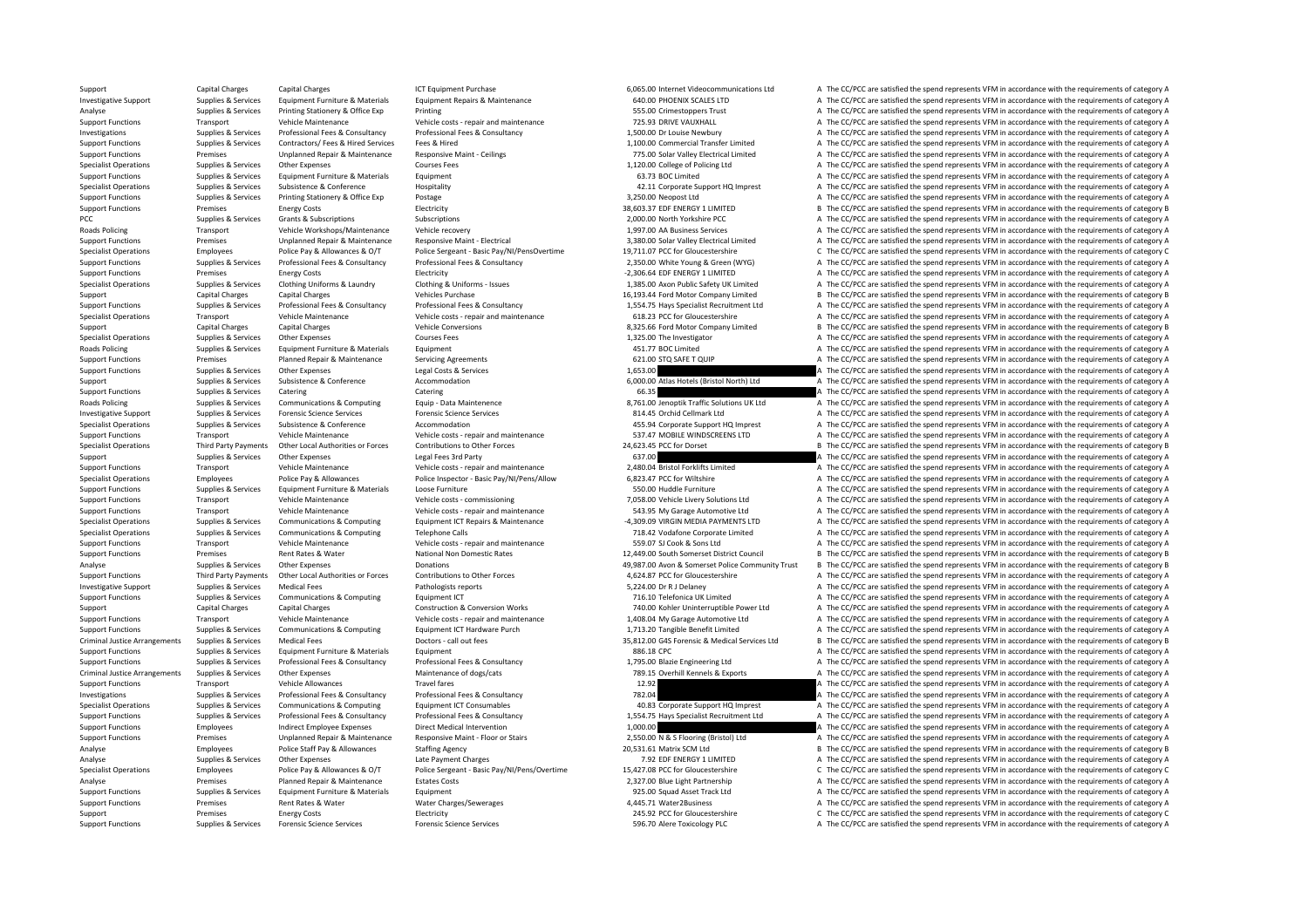| | | | | | | | |
|---|---|---|---|---|---|---|---|
| Support | Capital Charges | Capital Charges | ICT Equipment Purchase | 6,065.00 | Internet Videocommunications Ltd | A | The CC/PCC are satisfied the spend represents VFM in accordance with the requirements of category A |
| Investigative Support | Supplies & Services | Equipment Furniture & Materials | Equipment Repairs & Maintenance | 640.00 | PHOENIX SCALES LTD | A | The CC/PCC are satisfied the spend represents VFM in accordance with the requirements of category A |
| Analyse | Supplies & Services | Printing Stationery & Office Exp | Printing | 555.00 | Crimestoppers Trust | A | The CC/PCC are satisfied the spend represents VFM in accordance with the requirements of category A |
| Support Functions | Transport | Vehicle Maintenance | Vehicle costs - repair and maintenance | 725.93 | DRIVE VAUXHALL | A | The CC/PCC are satisfied the spend represents VFM in accordance with the requirements of category A |
| Investigations | Supplies & Services | Professional Fees & Consultancy | Professional Fees & Consultancy | 1,500.00 | Dr Louise Newbury | A | The CC/PCC are satisfied the spend represents VFM in accordance with the requirements of category A |
| Support Functions | Supplies & Services | Contractors/ Fees & Hired Services | Fees & Hired | 1,100.00 | Commercial Transfer Limited | A | The CC/PCC are satisfied the spend represents VFM in accordance with the requirements of category A |
| Support Functions | Premises | Unplanned Repair & Maintenance | Responsive Maint - Ceilings | 775.00 | Solar Valley Electrical Limited | A | The CC/PCC are satisfied the spend represents VFM in accordance with the requirements of category A |
| Specialist Operations | Supplies & Services | Other Expenses | Courses Fees | 1,120.00 | College of Policing Ltd | A | The CC/PCC are satisfied the spend represents VFM in accordance with the requirements of category A |
| Support Functions | Supplies & Services | Equipment Furniture & Materials | Equipment | 63.73 | BOC Limited | A | The CC/PCC are satisfied the spend represents VFM in accordance with the requirements of category A |
| Specialist Operations | Supplies & Services | Subsistence & Conference | Hospitality | 42.11 | Corporate Support HQ Imprest | A | The CC/PCC are satisfied the spend represents VFM in accordance with the requirements of category A |
| Support Functions | Supplies & Services | Printing Stationery & Office Exp | Postage | 3,250.00 | Neopost Ltd | A | The CC/PCC are satisfied the spend represents VFM in accordance with the requirements of category A |
| Support Functions | Premises | Energy Costs | Electricity | 38,603.37 | EDF ENERGY 1 LIMITED | B | The CC/PCC are satisfied the spend represents VFM in accordance with the requirements of category B |
| PCC | Supplies & Services | Grants & Subscriptions | Subscriptions | 2,000.00 | North Yorkshire PCC | A | The CC/PCC are satisfied the spend represents VFM in accordance with the requirements of category A |
| Roads Policing | Transport | Vehicle Workshops/Maintenance | Vehicle recovery | 1,997.00 | AA Business Services | A | The CC/PCC are satisfied the spend represents VFM in accordance with the requirements of category A |
| Support Functions | Premises | Unplanned Repair & Maintenance | Responsive Maint - Electrical | 3,380.00 | Solar Valley Electrical Limited | A | The CC/PCC are satisfied the spend represents VFM in accordance with the requirements of category A |
| Specialist Operations | Employees | Police Pay & Allowances & O/T | Police Sergeant - Basic Pay/NI/PensOvertime | 19,711.07 | PCC for Gloucestershire | C | The CC/PCC are satisfied the spend represents VFM in accordance with the requirements of category C |
| Support Functions | Supplies & Services | Professional Fees & Consultancy | Professional Fees & Consultancy | 2,350.00 | White Young & Green (WYG) | A | The CC/PCC are satisfied the spend represents VFM in accordance with the requirements of category A |
| Support Functions | Premises | Energy Costs | Electricity | -2,306.64 | EDF ENERGY 1 LIMITED | A | The CC/PCC are satisfied the spend represents VFM in accordance with the requirements of category A |
| Specialist Operations | Supplies & Services | Clothing Uniforms & Laundry | Clothing & Uniforms - Issues | 1,385.00 | Axon Public Safety UK Limited | A | The CC/PCC are satisfied the spend represents VFM in accordance with the requirements of category A |
| Support | Capital Charges | Capital Charges | Vehicles Purchase | 16,193.44 | Ford Motor Company Limited | B | The CC/PCC are satisfied the spend represents VFM in accordance with the requirements of category B |
| Support Functions | Supplies & Services | Professional Fees & Consultancy | Professional Fees & Consultancy | 1,554.75 | Hays Specialist Recruitment Ltd | A | The CC/PCC are satisfied the spend represents VFM in accordance with the requirements of category A |
| Specialist Operations | Transport | Vehicle Maintenance | Vehicle costs - repair and maintenance | 618.23 | PCC for Gloucestershire | A | The CC/PCC are satisfied the spend represents VFM in accordance with the requirements of category A |
| Support | Capital Charges | Capital Charges | Vehicle Conversions | 8,325.66 | Ford Motor Company Limited | B | The CC/PCC are satisfied the spend represents VFM in accordance with the requirements of category B |
| Specialist Operations | Supplies & Services | Other Expenses | Courses Fees | 1,325.00 | The Investigator | A | The CC/PCC are satisfied the spend represents VFM in accordance with the requirements of category A |
| Roads Policing | Supplies & Services | Equipment Furniture & Materials | Equipment | 451.77 | BOC Limited | A | The CC/PCC are satisfied the spend represents VFM in accordance with the requirements of category A |
| Support Functions | Premises | Planned Repair & Maintenance | Servicing Agreements | 621.00 | STQ SAFE T QUIP | A | The CC/PCC are satisfied the spend represents VFM in accordance with the requirements of category A |
| Support Functions | Supplies & Services | Other Expenses | Legal Costs & Services | 1,653.00 | | A | The CC/PCC are satisfied the spend represents VFM in accordance with the requirements of category A |
| Support | Supplies & Services | Subsistence & Conference | Accommodation | 6,000.00 | Atlas Hotels (Bristol North) Ltd | A | The CC/PCC are satisfied the spend represents VFM in accordance with the requirements of category A |
| Support Functions | Supplies & Services | Catering | Catering | 66.35 | | A | The CC/PCC are satisfied the spend represents VFM in accordance with the requirements of category A |
| Roads Policing | Supplies & Services | Communications & Computing | Equip - Data Maintenence | 8,761.00 | Jenoptik Traffic Solutions UK Ltd | A | The CC/PCC are satisfied the spend represents VFM in accordance with the requirements of category A |
| Investigative Support | Supplies & Services | Forensic Science Services | Forensic Science Services | 814.45 | Orchid Cellmark Ltd | A | The CC/PCC are satisfied the spend represents VFM in accordance with the requirements of category A |
| Specialist Operations | Supplies & Services | Subsistence & Conference | Accommodation | 455.94 | Corporate Support HQ Imprest | A | The CC/PCC are satisfied the spend represents VFM in accordance with the requirements of category A |
| Support Functions | Transport | Vehicle Maintenance | Vehicle costs - repair and maintenance | 537.47 | MOBILE WINDSCREENS LTD | A | The CC/PCC are satisfied the spend represents VFM in accordance with the requirements of category A |
| Specialist Operations | Third Party Payments | Other Local Authorities or Forces | Contributions to Other Forces | 24,623.45 | PCC for Dorset | B | The CC/PCC are satisfied the spend represents VFM in accordance with the requirements of category B |
| Support | Supplies & Services | Other Expenses | Legal Fees 3rd Party | 637.00 | | A | The CC/PCC are satisfied the spend represents VFM in accordance with the requirements of category A |
| Support Functions | Transport | Vehicle Maintenance | Vehicle costs - repair and maintenance | 2,480.04 | Bristol Forklifts Limited | A | The CC/PCC are satisfied the spend represents VFM in accordance with the requirements of category A |
| Specialist Operations | Employees | Police Pay & Allowances | Police Inspector - Basic Pay/NI/Pens/Allow | 6,823.47 | PCC for Wiltshire | A | The CC/PCC are satisfied the spend represents VFM in accordance with the requirements of category A |
| Support Functions | Supplies & Services | Equipment Furniture & Materials | Loose Furniture | 550.00 | Huddle Furniture | A | The CC/PCC are satisfied the spend represents VFM in accordance with the requirements of category A |
| Support Functions | Transport | Vehicle Maintenance | Vehicle costs - commissioning | 7,058.00 | Vehicle Livery Solutions Ltd | A | The CC/PCC are satisfied the spend represents VFM in accordance with the requirements of category A |
| Support Functions | Transport | Vehicle Maintenance | Vehicle costs - repair and maintenance | 543.95 | My Garage Automotive Ltd | A | The CC/PCC are satisfied the spend represents VFM in accordance with the requirements of category A |
| Specialist Operations | Supplies & Services | Communications & Computing | Equipment ICT Repairs & Maintenance | -4,309.09 | VIRGIN MEDIA PAYMENTS LTD | A | The CC/PCC are satisfied the spend represents VFM in accordance with the requirements of category A |
| Specialist Operations | Supplies & Services | Communications & Computing | Telephone Calls | 718.42 | Vodafone Corporate Limited | A | The CC/PCC are satisfied the spend represents VFM in accordance with the requirements of category A |
| Support Functions | Transport | Vehicle Maintenance | Vehicle costs - repair and maintenance | 559.07 | SJ Cook & Sons Ltd | A | The CC/PCC are satisfied the spend represents VFM in accordance with the requirements of category A |
| Support Functions | Premises | Rent Rates & Water | National Non Domestic Rates | 12,449.00 | South Somerset District Council | B | The CC/PCC are satisfied the spend represents VFM in accordance with the requirements of category B |
| Analyse | Supplies & Services | Other Expenses | Donations | 49,987.00 | Avon & Somerset Police Community Trust | B | The CC/PCC are satisfied the spend represents VFM in accordance with the requirements of category B |
| Support Functions | Third Party Payments | Other Local Authorities or Forces | Contributions to Other Forces | 4,624.87 | PCC for Gloucestershire | A | The CC/PCC are satisfied the spend represents VFM in accordance with the requirements of category A |
| Investigative Support | Supplies & Services | Medical Fees | Pathologists reports | 5,224.00 | Dr R J Delaney | A | The CC/PCC are satisfied the spend represents VFM in accordance with the requirements of category A |
| Support Functions | Supplies & Services | Communications & Computing | Equipment ICT | 716.10 | Telefonica UK Limited | A | The CC/PCC are satisfied the spend represents VFM in accordance with the requirements of category A |
| Support | Capital Charges | Capital Charges | Construction & Conversion Works | 740.00 | Kohler Uninterruptible Power Ltd | A | The CC/PCC are satisfied the spend represents VFM in accordance with the requirements of category A |
| Support Functions | Transport | Vehicle Maintenance | Vehicle costs - repair and maintenance | 1,408.04 | My Garage Automotive Ltd | A | The CC/PCC are satisfied the spend represents VFM in accordance with the requirements of category A |
| Support Functions | Supplies & Services | Communications & Computing | Equipment ICT Hardware Purch | 1,713.20 | Tangible Benefit Limited | A | The CC/PCC are satisfied the spend represents VFM in accordance with the requirements of category A |
| Criminal Justice Arrangements | Supplies & Services | Medical Fees | Doctors - call out fees | 35,812.00 | G4S Forensic & Medical Services Ltd | B | The CC/PCC are satisfied the spend represents VFM in accordance with the requirements of category B |
| Support Functions | Supplies & Services | Equipment Furniture & Materials | Equipment | 886.18 | CPC | A | The CC/PCC are satisfied the spend represents VFM in accordance with the requirements of category A |
| Support Functions | Supplies & Services | Professional Fees & Consultancy | Professional Fees & Consultancy | 1,795.00 | Blazie Engineering Ltd | A | The CC/PCC are satisfied the spend represents VFM in accordance with the requirements of category A |
| Criminal Justice Arrangements | Supplies & Services | Other Expenses | Maintenance of dogs/cats | 789.15 | Overhill Kennels & Exports | A | The CC/PCC are satisfied the spend represents VFM in accordance with the requirements of category A |
| Support Functions | Transport | Vehicle Allowances | Travel fares | 12.92 | | A | The CC/PCC are satisfied the spend represents VFM in accordance with the requirements of category A |
| Investigations | Supplies & Services | Professional Fees & Consultancy | Professional Fees & Consultancy | 782.04 | | A | The CC/PCC are satisfied the spend represents VFM in accordance with the requirements of category A |
| Specialist Operations | Supplies & Services | Communications & Computing | Equipment ICT Consumables | 40.83 | Corporate Support HQ Imprest | A | The CC/PCC are satisfied the spend represents VFM in accordance with the requirements of category A |
| Support Functions | Supplies & Services | Professional Fees & Consultancy | Professional Fees & Consultancy | 1,554.75 | Hays Specialist Recruitment Ltd | A | The CC/PCC are satisfied the spend represents VFM in accordance with the requirements of category A |
| Support Functions | Employees | Indirect Employee Expenses | Direct Medical Intervention | 1,000.00 | | A | The CC/PCC are satisfied the spend represents VFM in accordance with the requirements of category A |
| Support Functions | Premises | Unplanned Repair & Maintenance | Responsive Maint - Floor or Stairs | 2,550.00 | N & S Flooring (Bristol) Ltd | A | The CC/PCC are satisfied the spend represents VFM in accordance with the requirements of category A |
| Analyse | Employees | Police Staff Pay & Allowances | Staffing Agency | 20,531.61 | Matrix SCM Ltd | B | The CC/PCC are satisfied the spend represents VFM in accordance with the requirements of category B |
| Analyse | Supplies & Services | Other Expenses | Late Payment Charges | 7.92 | EDF ENERGY 1 LIMITED | A | The CC/PCC are satisfied the spend represents VFM in accordance with the requirements of category A |
| Specialist Operations | Employees | Police Pay & Allowances & O/T | Police Sergeant - Basic Pay/NI/Pens/Overtime | 15,427.08 | PCC for Gloucestershire | C | The CC/PCC are satisfied the spend represents VFM in accordance with the requirements of category C |
| Analyse | Premises | Planned Repair & Maintenance | Estates Costs | 2,327.00 | Blue Light Partnership | A | The CC/PCC are satisfied the spend represents VFM in accordance with the requirements of category A |
| Support Functions | Supplies & Services | Equipment Furniture & Materials | Equipment | 925.00 | Squad Asset Track Ltd | A | The CC/PCC are satisfied the spend represents VFM in accordance with the requirements of category A |
| Support Functions | Premises | Rent Rates & Water | Water Charges/Sewerages | 4,445.71 | Water2Business | A | The CC/PCC are satisfied the spend represents VFM in accordance with the requirements of category A |
| Support | Premises | Energy Costs | Electricity | 245.92 | PCC for Gloucestershire | C | The CC/PCC are satisfied the spend represents VFM in accordance with the requirements of category C |
| Support Functions | Supplies & Services | Forensic Science Services | Forensic Science Services | 596.70 | Alere Toxicology PLC | A | The CC/PCC are satisfied the spend represents VFM in accordance with the requirements of category A |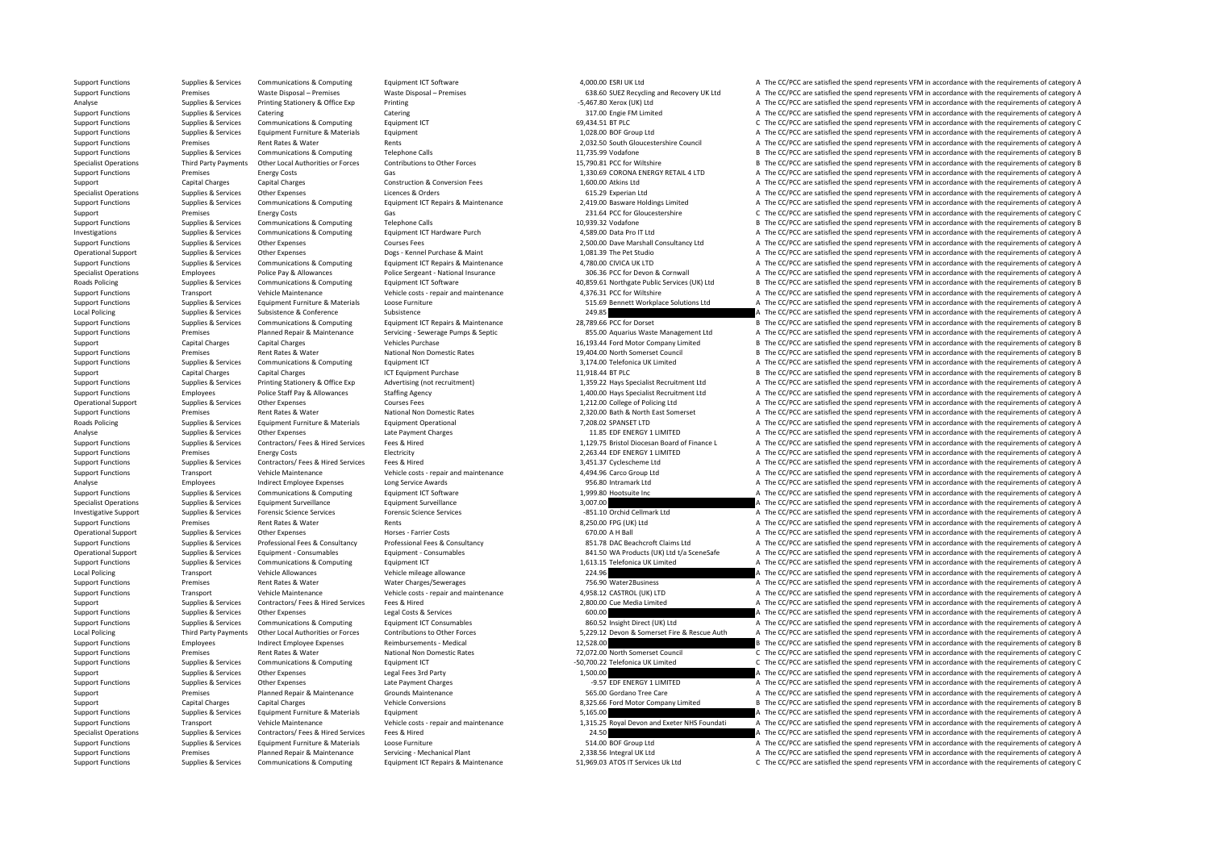| | | | | | | | |
|---|---|---|---|---|---|---|---|
| Support Functions | Supplies & Services | Communications & Computing | Equipment ICT Software | 4,000.00 | ESRI UK Ltd | A | The CC/PCC are satisfied the spend represents VFM in accordance with the requirements of category A |
| Support Functions | Premises | Waste Disposal – Premises | Waste Disposal – Premises | 638.60 | SUEZ Recycling and Recovery UK Ltd | A | The CC/PCC are satisfied the spend represents VFM in accordance with the requirements of category A |
| Analyse | Supplies & Services | Printing Stationery & Office Exp | Printing | -5,467.80 | Xerox (UK) Ltd | A | The CC/PCC are satisfied the spend represents VFM in accordance with the requirements of category A |
| Support Functions | Supplies & Services | Catering | Catering | 317.00 | Engie FM Limited | A | The CC/PCC are satisfied the spend represents VFM in accordance with the requirements of category A |
| Support Functions | Supplies & Services | Communications & Computing | Equipment ICT | 69,434.51 | BT PLC | C | The CC/PCC are satisfied the spend represents VFM in accordance with the requirements of category C |
| Support Functions | Supplies & Services | Equipment Furniture & Materials | Equipment | 1,028.00 | BOF Group Ltd | A | The CC/PCC are satisfied the spend represents VFM in accordance with the requirements of category A |
| Support Functions | Premises | Rent Rates & Water | Rents | 2,032.50 | South Gloucestershire Council | A | The CC/PCC are satisfied the spend represents VFM in accordance with the requirements of category A |
| Support Functions | Supplies & Services | Communications & Computing | Telephone Calls | 11,735.99 | Vodafone | B | The CC/PCC are satisfied the spend represents VFM in accordance with the requirements of category B |
| Specialist Operations | Third Party Payments | Other Local Authorities or Forces | Contributions to Other Forces | 15,790.81 | PCC for Wiltshire | B | The CC/PCC are satisfied the spend represents VFM in accordance with the requirements of category B |
| Support Functions | Premises | Energy Costs | Gas | 1,330.69 | CORONA ENERGY RETAIL 4 LTD | A | The CC/PCC are satisfied the spend represents VFM in accordance with the requirements of category A |
| Support | Capital Charges | Capital Charges | Construction & Conversion Fees | 1,600.00 | Atkins Ltd | A | The CC/PCC are satisfied the spend represents VFM in accordance with the requirements of category A |
| Specialist Operations | Supplies & Services | Other Expenses | Licences & Orders | 615.29 | Experian Ltd | A | The CC/PCC are satisfied the spend represents VFM in accordance with the requirements of category A |
| Support Functions | Supplies & Services | Communications & Computing | Equipment ICT Repairs & Maintenance | 2,419.00 | Basware Holdings Limited | A | The CC/PCC are satisfied the spend represents VFM in accordance with the requirements of category A |
| Support | Premises | Energy Costs | Gas | 231.64 | PCC for Gloucestershire | C | The CC/PCC are satisfied the spend represents VFM in accordance with the requirements of category C |
| Support Functions | Supplies & Services | Communications & Computing | Telephone Calls | 10,939.32 | Vodafone | B | The CC/PCC are satisfied the spend represents VFM in accordance with the requirements of category B |
| Investigations | Supplies & Services | Communications & Computing | Equipment ICT Hardware Purch | 4,589.00 | Data Pro IT Ltd | A | The CC/PCC are satisfied the spend represents VFM in accordance with the requirements of category A |
| Support Functions | Supplies & Services | Other Expenses | Courses Fees | 2,500.00 | Dave Marshall Consultancy Ltd | A | The CC/PCC are satisfied the spend represents VFM in accordance with the requirements of category A |
| Operational Support | Supplies & Services | Other Expenses | Dogs - Kennel Purchase & Maint | 1,081.39 | The Pet Studio | A | The CC/PCC are satisfied the spend represents VFM in accordance with the requirements of category A |
| Support Functions | Supplies & Services | Communications & Computing | Equipment ICT Repairs & Maintenance | 4,780.00 | CIVICA UK LTD | A | The CC/PCC are satisfied the spend represents VFM in accordance with the requirements of category A |
| Specialist Operations | Employees | Police Pay & Allowances | Police Sergeant - National Insurance | 306.36 | PCC for Devon & Cornwall | A | The CC/PCC are satisfied the spend represents VFM in accordance with the requirements of category A |
| Roads Policing | Supplies & Services | Communications & Computing | Equipment ICT Software | 40,859.61 | Northgate Public Services (UK) Ltd | B | The CC/PCC are satisfied the spend represents VFM in accordance with the requirements of category B |
| Support Functions | Transport | Vehicle Maintenance | Vehicle costs - repair and maintenance | 4,376.31 | PCC for Wiltshire | A | The CC/PCC are satisfied the spend represents VFM in accordance with the requirements of category A |
| Support Functions | Supplies & Services | Equipment Furniture & Materials | Loose Furniture | 515.69 | Bennett Workplace Solutions Ltd | A | The CC/PCC are satisfied the spend represents VFM in accordance with the requirements of category A |
| Local Policing | Supplies & Services | Subsistence & Conference | Subsistence | 249.85 | | A | The CC/PCC are satisfied the spend represents VFM in accordance with the requirements of category A |
| Support Functions | Supplies & Services | Communications & Computing | Equipment ICT Repairs & Maintenance | 28,789.66 | PCC for Dorset | B | The CC/PCC are satisfied the spend represents VFM in accordance with the requirements of category B |
| Support Functions | Premises | Planned Repair & Maintenance | Servicing - Sewerage Pumps & Septic | 855.00 | Aquarius Waste Management Ltd | A | The CC/PCC are satisfied the spend represents VFM in accordance with the requirements of category A |
| Support | Capital Charges | Capital Charges | Vehicles Purchase | 16,193.44 | Ford Motor Company Limited | B | The CC/PCC are satisfied the spend represents VFM in accordance with the requirements of category B |
| Support Functions | Premises | Rent Rates & Water | National Non Domestic Rates | 19,404.00 | North Somerset Council | B | The CC/PCC are satisfied the spend represents VFM in accordance with the requirements of category B |
| Support Functions | Supplies & Services | Communications & Computing | Equipment ICT | 3,174.00 | Telefonica UK Limited | A | The CC/PCC are satisfied the spend represents VFM in accordance with the requirements of category A |
| Support | Capital Charges | Capital Charges | ICT Equipment Purchase | 11,918.44 | BT PLC | B | The CC/PCC are satisfied the spend represents VFM in accordance with the requirements of category B |
| Support Functions | Supplies & Services | Printing Stationery & Office Exp | Advertising (not recruitment) | 1,359.22 | Hays Specialist Recruitment Ltd | A | The CC/PCC are satisfied the spend represents VFM in accordance with the requirements of category A |
| Support Functions | Employees | Police Staff Pay & Allowances | Staffing Agency | 1,400.00 | Hays Specialist Recruitment Ltd | A | The CC/PCC are satisfied the spend represents VFM in accordance with the requirements of category A |
| Operational Support | Supplies & Services | Other Expenses | Courses Fees | 1,212.00 | College of Policing Ltd | A | The CC/PCC are satisfied the spend represents VFM in accordance with the requirements of category A |
| Support Functions | Premises | Rent Rates & Water | National Non Domestic Rates | 2,320.00 | Bath & North East Somerset | A | The CC/PCC are satisfied the spend represents VFM in accordance with the requirements of category A |
| Roads Policing | Supplies & Services | Equipment Furniture & Materials | Equipment Operational | 7,208.02 | SPANSET LTD | A | The CC/PCC are satisfied the spend represents VFM in accordance with the requirements of category A |
| Analyse | Supplies & Services | Other Expenses | Late Payment Charges | 11.85 | EDF ENERGY 1 LIMITED | A | The CC/PCC are satisfied the spend represents VFM in accordance with the requirements of category A |
| Support Functions | Supplies & Services | Contractors/ Fees & Hired Services | Fees & Hired | 1,129.75 | Bristol Diocesan Board of Finance L | A | The CC/PCC are satisfied the spend represents VFM in accordance with the requirements of category A |
| Support Functions | Premises | Energy Costs | Electricity | 2,263.44 | EDF ENERGY 1 LIMITED | A | The CC/PCC are satisfied the spend represents VFM in accordance with the requirements of category A |
| Support Functions | Supplies & Services | Contractors/ Fees & Hired Services | Fees & Hired | 3,451.37 | Cyclescheme Ltd | A | The CC/PCC are satisfied the spend represents VFM in accordance with the requirements of category A |
| Support Functions | Transport | Vehicle Maintenance | Vehicle costs - repair and maintenance | 4,494.96 | Carco Group Ltd | A | The CC/PCC are satisfied the spend represents VFM in accordance with the requirements of category A |
| Analyse | Employees | Indirect Employee Expenses | Long Service Awards | 956.80 | Intramark Ltd | A | The CC/PCC are satisfied the spend represents VFM in accordance with the requirements of category A |
| Support Functions | Supplies & Services | Communications & Computing | Equipment ICT Software | 1,999.80 | Hootsuite Inc | A | The CC/PCC are satisfied the spend represents VFM in accordance with the requirements of category A |
| Specialist Operations | Supplies & Services | Equipment Surveillance | Equipment Surveillance | 3,007.00 | | A | The CC/PCC are satisfied the spend represents VFM in accordance with the requirements of category A |
| Investigative Support | Supplies & Services | Forensic Science Services | Forensic Science Services | -851.10 | Orchid Cellmark Ltd | A | The CC/PCC are satisfied the spend represents VFM in accordance with the requirements of category A |
| Support Functions | Premises | Rent Rates & Water | Rents | 8,250.00 | FPG (UK) Ltd | A | The CC/PCC are satisfied the spend represents VFM in accordance with the requirements of category A |
| Operational Support | Supplies & Services | Other Expenses | Horses - Farrier Costs | 670.00 | A H Ball | A | The CC/PCC are satisfied the spend represents VFM in accordance with the requirements of category A |
| Support Functions | Supplies & Services | Professional Fees & Consultancy | Professional Fees & Consultancy | 851.78 | DAC Beachcroft Claims Ltd | A | The CC/PCC are satisfied the spend represents VFM in accordance with the requirements of category A |
| Operational Support | Supplies & Services | Equipment - Consumables | Equipment - Consumables | 841.50 | WA Products (UK) Ltd t/a SceneSafe | A | The CC/PCC are satisfied the spend represents VFM in accordance with the requirements of category A |
| Support Functions | Supplies & Services | Communications & Computing | Equipment ICT | 1,613.15 | Telefonica UK Limited | A | The CC/PCC are satisfied the spend represents VFM in accordance with the requirements of category A |
| Local Policing | Transport | Vehicle Allowances | Vehicle mileage allowance | 224.96 | | A | The CC/PCC are satisfied the spend represents VFM in accordance with the requirements of category A |
| Support Functions | Premises | Rent Rates & Water | Water Charges/Sewerages | 756.90 | Water2Business | A | The CC/PCC are satisfied the spend represents VFM in accordance with the requirements of category A |
| Support Functions | Transport | Vehicle Maintenance | Vehicle costs - repair and maintenance | 4,958.12 | CASTROL (UK) LTD | A | The CC/PCC are satisfied the spend represents VFM in accordance with the requirements of category A |
| Support | Supplies & Services | Contractors/ Fees & Hired Services | Fees & Hired | 2,800.00 | Cue Media Limited | A | The CC/PCC are satisfied the spend represents VFM in accordance with the requirements of category A |
| Support Functions | Supplies & Services | Other Expenses | Legal Costs & Services | 600.00 | | A | The CC/PCC are satisfied the spend represents VFM in accordance with the requirements of category A |
| Support Functions | Supplies & Services | Communications & Computing | Equipment ICT Consumables | 860.52 | Insight Direct (UK) Ltd | A | The CC/PCC are satisfied the spend represents VFM in accordance with the requirements of category A |
| Local Policing | Third Party Payments | Other Local Authorities or Forces | Contributions to Other Forces | 5,229.12 | Devon & Somerset Fire & Rescue Auth | A | The CC/PCC are satisfied the spend represents VFM in accordance with the requirements of category A |
| Support Functions | Employees | Indirect Employee Expenses | Reimbursements - Medical | 12,528.00 | | B | The CC/PCC are satisfied the spend represents VFM in accordance with the requirements of category B |
| Support Functions | Premises | Rent Rates & Water | National Non Domestic Rates | 72,072.00 | North Somerset Council | C | The CC/PCC are satisfied the spend represents VFM in accordance with the requirements of category C |
| Support Functions | Supplies & Services | Communications & Computing | Equipment ICT | -50,700.22 | Telefonica UK Limited | C | The CC/PCC are satisfied the spend represents VFM in accordance with the requirements of category C |
| Support | Supplies & Services | Other Expenses | Legal Fees 3rd Party | 1,500.00 | | A | The CC/PCC are satisfied the spend represents VFM in accordance with the requirements of category A |
| Support Functions | Supplies & Services | Other Expenses | Late Payment Charges | -9.57 | EDF ENERGY 1 LIMITED | A | The CC/PCC are satisfied the spend represents VFM in accordance with the requirements of category A |
| Support | Premises | Planned Repair & Maintenance | Grounds Maintenance | 565.00 | Gordano Tree Care | A | The CC/PCC are satisfied the spend represents VFM in accordance with the requirements of category A |
| Support | Capital Charges | Capital Charges | Vehicle Conversions | 8,325.66 | Ford Motor Company Limited | B | The CC/PCC are satisfied the spend represents VFM in accordance with the requirements of category B |
| Support Functions | Supplies & Services | Equipment Furniture & Materials | Equipment | 5,165.00 | | A | The CC/PCC are satisfied the spend represents VFM in accordance with the requirements of category A |
| Support Functions | Transport | Vehicle Maintenance | Vehicle costs - repair and maintenance | 1,315.25 | Royal Devon and Exeter NHS Foundati | A | The CC/PCC are satisfied the spend represents VFM in accordance with the requirements of category A |
| Specialist Operations | Supplies & Services | Contractors/ Fees & Hired Services | Fees & Hired | 24.50 | | A | The CC/PCC are satisfied the spend represents VFM in accordance with the requirements of category A |
| Support Functions | Supplies & Services | Equipment Furniture & Materials | Loose Furniture | 514.00 | BOF Group Ltd | A | The CC/PCC are satisfied the spend represents VFM in accordance with the requirements of category A |
| Support Functions | Premises | Planned Repair & Maintenance | Servicing - Mechanical Plant | 2,338.56 | Integral UK Ltd | A | The CC/PCC are satisfied the spend represents VFM in accordance with the requirements of category A |
| Support Functions | Supplies & Services | Communications & Computing | Equipment ICT Repairs & Maintenance | 51,969.03 | ATOS IT Services Uk Ltd | C | The CC/PCC are satisfied the spend represents VFM in accordance with the requirements of category C |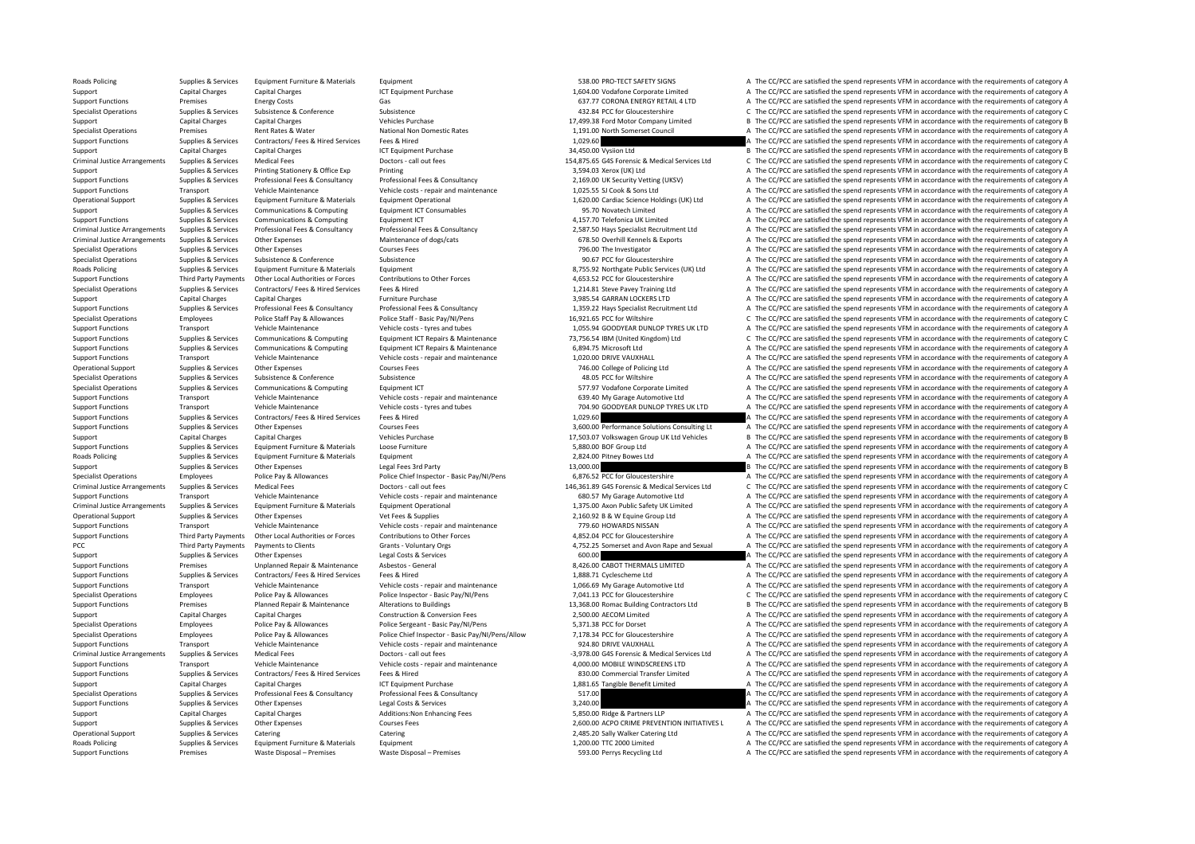| | | | | | | | |
|---|---|---|---|---|---|---|---|
| Roads Policing | Supplies & Services | Equipment Furniture & Materials | Equipment | 538.00 | PRO-TECT SAFETY SIGNS | A | The CC/PCC are satisfied the spend represents VFM in accordance with the requirements of category A |
| Support | Capital Charges | Capital Charges | ICT Equipment Purchase | 1,604.00 | Vodafone Corporate Limited | A | The CC/PCC are satisfied the spend represents VFM in accordance with the requirements of category A |
| Support Functions | Premises | Energy Costs | Gas | 637.77 | CORONA ENERGY RETAIL 4 LTD | A | The CC/PCC are satisfied the spend represents VFM in accordance with the requirements of category A |
| Specialist Operations | Supplies & Services | Subsistence & Conference | Subsistence | 432.84 | PCC for Gloucestershire | C | The CC/PCC are satisfied the spend represents VFM in accordance with the requirements of category C |
| Support | Capital Charges | Capital Charges | Vehicles Purchase | 17,499.38 | Ford Motor Company Limited | B | The CC/PCC are satisfied the spend represents VFM in accordance with the requirements of category B |
| Specialist Operations | Premises | Rent Rates & Water | National Non Domestic Rates | 1,191.00 | North Somerset Council | A | The CC/PCC are satisfied the spend represents VFM in accordance with the requirements of category A |
| Support Functions | Supplies & Services | Contractors/ Fees & Hired Services | Fees & Hired | 1,029.60 | | A | The CC/PCC are satisfied the spend represents VFM in accordance with the requirements of category A |
| Support | Capital Charges | Capital Charges | ICT Equipment Purchase | 34,450.00 | Vysiion Ltd | B | The CC/PCC are satisfied the spend represents VFM in accordance with the requirements of category B |
| Criminal Justice Arrangements | Supplies & Services | Medical Fees | Doctors - call out fees | 154,875.65 | G4S Forensic & Medical Services Ltd | C | The CC/PCC are satisfied the spend represents VFM in accordance with the requirements of category C |
| Support | Supplies & Services | Printing Stationery & Office Exp | Printing | 3,594.03 | Xerox (UK) Ltd | A | The CC/PCC are satisfied the spend represents VFM in accordance with the requirements of category A |
| Support Functions | Supplies & Services | Professional Fees & Consultancy | Professional Fees & Consultancy | 2,169.00 | UK Security Vetting (UKSV) | A | The CC/PCC are satisfied the spend represents VFM in accordance with the requirements of category A |
| Support Functions | Transport | Vehicle Maintenance | Vehicle costs - repair and maintenance | 1,025.55 | SJ Cook & Sons Ltd | A | The CC/PCC are satisfied the spend represents VFM in accordance with the requirements of category A |
| Operational Support | Supplies & Services | Equipment Furniture & Materials | Equipment Operational | 1,620.00 | Cardiac Science Holdings (UK) Ltd | A | The CC/PCC are satisfied the spend represents VFM in accordance with the requirements of category A |
| Support | Supplies & Services | Communications & Computing | Equipment ICT Consumables | 95.70 | Novatech Limited | A | The CC/PCC are satisfied the spend represents VFM in accordance with the requirements of category A |
| Support Functions | Supplies & Services | Communications & Computing | Equipment ICT | 4,157.70 | Telefonica UK Limited | A | The CC/PCC are satisfied the spend represents VFM in accordance with the requirements of category A |
| Criminal Justice Arrangements | Supplies & Services | Professional Fees & Consultancy | Professional Fees & Consultancy | 2,587.50 | Hays Specialist Recruitment Ltd | A | The CC/PCC are satisfied the spend represents VFM in accordance with the requirements of category A |
| Criminal Justice Arrangements | Supplies & Services | Other Expenses | Maintenance of dogs/cats | 678.50 | Overhill Kennels & Exports | A | The CC/PCC are satisfied the spend represents VFM in accordance with the requirements of category A |
| Specialist Operations | Supplies & Services | Other Expenses | Courses Fees | 796.00 | The Investigator | A | The CC/PCC are satisfied the spend represents VFM in accordance with the requirements of category A |
| Specialist Operations | Supplies & Services | Subsistence & Conference | Subsistence | 90.67 | PCC for Gloucestershire | A | The CC/PCC are satisfied the spend represents VFM in accordance with the requirements of category A |
| Roads Policing | Supplies & Services | Equipment Furniture & Materials | Equipment | 8,755.92 | Northgate Public Services (UK) Ltd | A | The CC/PCC are satisfied the spend represents VFM in accordance with the requirements of category A |
| Support Functions | Third Party Payments | Other Local Authorities or Forces | Contributions to Other Forces | 4,653.52 | PCC for Gloucestershire | A | The CC/PCC are satisfied the spend represents VFM in accordance with the requirements of category A |
| Specialist Operations | Supplies & Services | Contractors/ Fees & Hired Services | Fees & Hired | 1,214.81 | Steve Pavey Training Ltd | A | The CC/PCC are satisfied the spend represents VFM in accordance with the requirements of category A |
| Support | Capital Charges | Capital Charges | Furniture Purchase | 3,985.54 | GARRAN LOCKERS LTD | A | The CC/PCC are satisfied the spend represents VFM in accordance with the requirements of category A |
| Support Functions | Supplies & Services | Professional Fees & Consultancy | Professional Fees & Consultancy | 1,359.22 | Hays Specialist Recruitment Ltd | A | The CC/PCC are satisfied the spend represents VFM in accordance with the requirements of category A |
| Specialist Operations | Employees | Police Staff Pay & Allowances | Police Staff - Basic Pay/NI/Pens | 16,921.65 | PCC for Wiltshire | C | The CC/PCC are satisfied the spend represents VFM in accordance with the requirements of category C |
| Support Functions | Transport | Vehicle Maintenance | Vehicle costs - tyres and tubes | 1,055.94 | GOODYEAR DUNLOP TYRES UK LTD | A | The CC/PCC are satisfied the spend represents VFM in accordance with the requirements of category A |
| Support Functions | Supplies & Services | Communications & Computing | Equipment ICT Repairs & Maintenance | 73,756.54 | IBM (United Kingdom) Ltd | C | The CC/PCC are satisfied the spend represents VFM in accordance with the requirements of category C |
| Support Functions | Supplies & Services | Communications & Computing | Equipment ICT Repairs & Maintenance | 6,894.75 | Microsoft Ltd | A | The CC/PCC are satisfied the spend represents VFM in accordance with the requirements of category A |
| Support Functions | Transport | Vehicle Maintenance | Vehicle costs - repair and maintenance | 1,020.00 | DRIVE VAUXHALL | A | The CC/PCC are satisfied the spend represents VFM in accordance with the requirements of category A |
| Operational Support | Supplies & Services | Other Expenses | Courses Fees | 746.00 | College of Policing Ltd | A | The CC/PCC are satisfied the spend represents VFM in accordance with the requirements of category A |
| Specialist Operations | Supplies & Services | Subsistence & Conference | Subsistence | 48.05 | PCC for Wiltshire | A | The CC/PCC are satisfied the spend represents VFM in accordance with the requirements of category A |
| Specialist Operations | Supplies & Services | Communications & Computing | Equipment ICT | 577.97 | Vodafone Corporate Limited | A | The CC/PCC are satisfied the spend represents VFM in accordance with the requirements of category A |
| Support Functions | Transport | Vehicle Maintenance | Vehicle costs - repair and maintenance | 639.40 | My Garage Automotive Ltd | A | The CC/PCC are satisfied the spend represents VFM in accordance with the requirements of category A |
| Support Functions | Transport | Vehicle Maintenance | Vehicle costs - tyres and tubes | 704.90 | GOODYEAR DUNLOP TYRES UK LTD | A | The CC/PCC are satisfied the spend represents VFM in accordance with the requirements of category A |
| Support Functions | Supplies & Services | Contractors/ Fees & Hired Services | Fees & Hired | 1,029.60 | | A | The CC/PCC are satisfied the spend represents VFM in accordance with the requirements of category A |
| Support Functions | Supplies & Services | Other Expenses | Courses Fees | 3,600.00 | Performance Solutions Consulting Lt | A | The CC/PCC are satisfied the spend represents VFM in accordance with the requirements of category A |
| Support | Capital Charges | Capital Charges | Vehicles Purchase | 17,503.07 | Volkswagen Group UK Ltd Vehicles | B | The CC/PCC are satisfied the spend represents VFM in accordance with the requirements of category B |
| Support Functions | Supplies & Services | Equipment Furniture & Materials | Loose Furniture | 5,880.00 | BOF Group Ltd | A | The CC/PCC are satisfied the spend represents VFM in accordance with the requirements of category A |
| Roads Policing | Supplies & Services | Equipment Furniture & Materials | Equipment | 2,824.00 | Pitney Bowes Ltd | A | The CC/PCC are satisfied the spend represents VFM in accordance with the requirements of category A |
| Support | Supplies & Services | Other Expenses | Legal Fees 3rd Party | 13,000.00 | | B | The CC/PCC are satisfied the spend represents VFM in accordance with the requirements of category B |
| Specialist Operations | Employees | Police Pay & Allowances | Police Chief Inspector - Basic Pay/NI/Pens | 6,876.52 | PCC for Gloucestershire | A | The CC/PCC are satisfied the spend represents VFM in accordance with the requirements of category A |
| Criminal Justice Arrangements | Supplies & Services | Medical Fees | Doctors - call out fees | 146,361.89 | G4S Forensic & Medical Services Ltd | C | The CC/PCC are satisfied the spend represents VFM in accordance with the requirements of category C |
| Support Functions | Transport | Vehicle Maintenance | Vehicle costs - repair and maintenance | 680.57 | My Garage Automotive Ltd | A | The CC/PCC are satisfied the spend represents VFM in accordance with the requirements of category A |
| Criminal Justice Arrangements | Supplies & Services | Equipment Furniture & Materials | Equipment Operational | 1,375.00 | Axon Public Safety UK Limited | A | The CC/PCC are satisfied the spend represents VFM in accordance with the requirements of category A |
| Operational Support | Supplies & Services | Other Expenses | Vet Fees & Supplies | 2,160.92 | B & W Equine Group Ltd | A | The CC/PCC are satisfied the spend represents VFM in accordance with the requirements of category A |
| Support Functions | Transport | Vehicle Maintenance | Vehicle costs - repair and maintenance | 779.60 | HOWARDS NISSAN | A | The CC/PCC are satisfied the spend represents VFM in accordance with the requirements of category A |
| Support Functions | Third Party Payments | Other Local Authorities or Forces | Contributions to Other Forces | 4,852.04 | PCC for Gloucestershire | A | The CC/PCC are satisfied the spend represents VFM in accordance with the requirements of category A |
| PCC | Third Party Payments | Payments to Clients | Grants - Voluntary Orgs | 4,752.25 | Somerset and Avon Rape and Sexual | A | The CC/PCC are satisfied the spend represents VFM in accordance with the requirements of category A |
| Support | Supplies & Services | Other Expenses | Legal Costs & Services | 600.00 | | A | The CC/PCC are satisfied the spend represents VFM in accordance with the requirements of category A |
| Support Functions | Premises | Unplanned Repair & Maintenance | Asbestos - General | 8,426.00 | CABOT THERMALS LIMITED | A | The CC/PCC are satisfied the spend represents VFM in accordance with the requirements of category A |
| Support Functions | Supplies & Services | Contractors/ Fees & Hired Services | Fees & Hired | 1,888.71 | Cyclescheme Ltd | A | The CC/PCC are satisfied the spend represents VFM in accordance with the requirements of category A |
| Support Functions | Transport | Vehicle Maintenance | Vehicle costs - repair and maintenance | 1,066.69 | My Garage Automotive Ltd | A | The CC/PCC are satisfied the spend represents VFM in accordance with the requirements of category A |
| Specialist Operations | Employees | Police Pay & Allowances | Police Inspector - Basic Pay/NI/Pens | 7,041.13 | PCC for Gloucestershire | C | The CC/PCC are satisfied the spend represents VFM in accordance with the requirements of category C |
| Support Functions | Premises | Planned Repair & Maintenance | Alterations to Buildings | 13,368.00 | Romac Building Contractors Ltd | B | The CC/PCC are satisfied the spend represents VFM in accordance with the requirements of category B |
| Support | Capital Charges | Capital Charges | Construction & Conversion Fees | 2,500.00 | AECOM Limited | A | The CC/PCC are satisfied the spend represents VFM in accordance with the requirements of category A |
| Specialist Operations | Employees | Police Pay & Allowances | Police Sergeant - Basic Pay/NI/Pens | 5,371.38 | PCC for Dorset | A | The CC/PCC are satisfied the spend represents VFM in accordance with the requirements of category A |
| Specialist Operations | Employees | Police Pay & Allowances | Police Chief Inspector - Basic Pay/NI/Pens/Allow | 7,178.34 | PCC for Gloucestershire | A | The CC/PCC are satisfied the spend represents VFM in accordance with the requirements of category A |
| Support Functions | Transport | Vehicle Maintenance | Vehicle costs - repair and maintenance | 924.80 | DRIVE VAUXHALL | A | The CC/PCC are satisfied the spend represents VFM in accordance with the requirements of category A |
| Criminal Justice Arrangements | Supplies & Services | Medical Fees | Doctors - call out fees | -3,978.00 | G4S Forensic & Medical Services Ltd | A | The CC/PCC are satisfied the spend represents VFM in accordance with the requirements of category A |
| Support Functions | Transport | Vehicle Maintenance | Vehicle costs - repair and maintenance | 4,000.00 | MOBILE WINDSCREENS LTD | A | The CC/PCC are satisfied the spend represents VFM in accordance with the requirements of category A |
| Support Functions | Supplies & Services | Contractors/ Fees & Hired Services | Fees & Hired | 830.00 | Commercial Transfer Limited | A | The CC/PCC are satisfied the spend represents VFM in accordance with the requirements of category A |
| Support | Capital Charges | Capital Charges | ICT Equipment Purchase | 1,881.65 | Tangible Benefit Limited | A | The CC/PCC are satisfied the spend represents VFM in accordance with the requirements of category A |
| Specialist Operations | Supplies & Services | Professional Fees & Consultancy | Professional Fees & Consultancy | 517.00 | | A | The CC/PCC are satisfied the spend represents VFM in accordance with the requirements of category A |
| Support Functions | Supplies & Services | Other Expenses | Legal Costs & Services | 3,240.00 | | A | The CC/PCC are satisfied the spend represents VFM in accordance with the requirements of category A |
| Support | Capital Charges | Capital Charges | Additions:Non Enhancing Fees | 5,850.00 | Ridge & Partners LLP | A | The CC/PCC are satisfied the spend represents VFM in accordance with the requirements of category A |
| Support | Supplies & Services | Other Expenses | Courses Fees | 2,600.00 | ACPO CRIME PREVENTION INITIATIVES L | A | The CC/PCC are satisfied the spend represents VFM in accordance with the requirements of category A |
| Operational Support | Supplies & Services | Catering | Catering | 2,485.20 | Sally Walker Catering Ltd | A | The CC/PCC are satisfied the spend represents VFM in accordance with the requirements of category A |
| Roads Policing | Supplies & Services | Equipment Furniture & Materials | Equipment | 1,200.00 | TTC 2000 Limited | A | The CC/PCC are satisfied the spend represents VFM in accordance with the requirements of category A |
| Support Functions | Premises | Waste Disposal – Premises | Waste Disposal – Premises | 593.00 | Perrys Recycling Ltd | A | The CC/PCC are satisfied the spend represents VFM in accordance with the requirements of category A |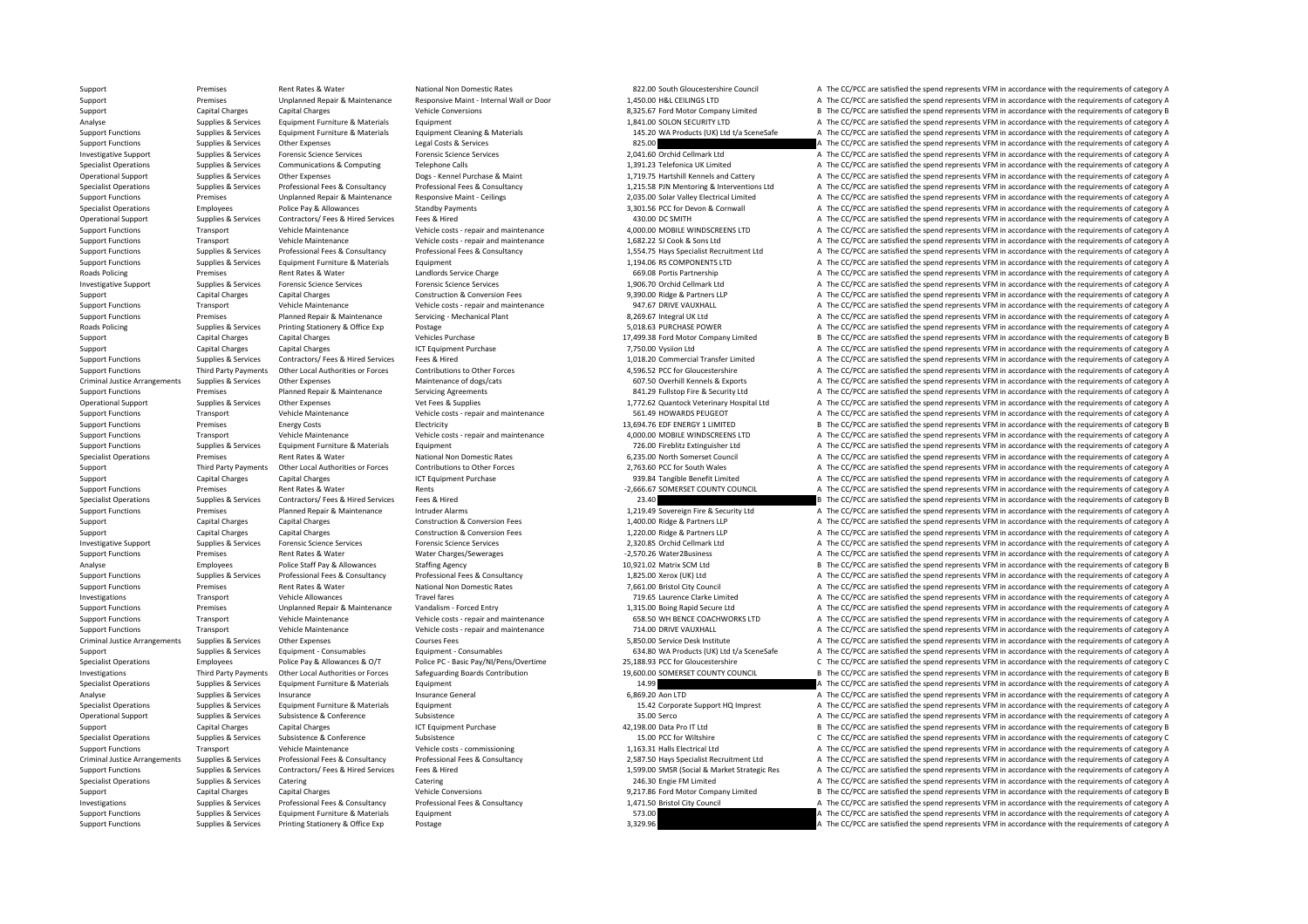| | | | | | | |
|---|---|---|---|---|---|---|
| Support | Premises | Rent Rates & Water | National Non Domestic Rates | 822.00 | South Gloucestershire Council | A The CC/PCC are satisfied the spend represents VFM in accordance with the requirements of category A |
| Support | Premises | Unplanned Repair & Maintenance | Responsive Maint - Internal Wall or Door | 1,450.00 | H&L CEILINGS LTD | A The CC/PCC are satisfied the spend represents VFM in accordance with the requirements of category A |
| Support | Capital Charges | Capital Charges | Vehicle Conversions | 8,325.67 | Ford Motor Company Limited | B The CC/PCC are satisfied the spend represents VFM in accordance with the requirements of category B |
| Analyse | Supplies & Services | Equipment Furniture & Materials | Equipment | 1,841.00 | SOLON SECURITY LTD | A The CC/PCC are satisfied the spend represents VFM in accordance with the requirements of category A |
| Support Functions | Supplies & Services | Equipment Furniture & Materials | Equipment Cleaning & Materials | 145.20 | WA Products (UK) Ltd t/a SceneSafe | A The CC/PCC are satisfied the spend represents VFM in accordance with the requirements of category A |
| Support Functions | Supplies & Services | Other Expenses | Legal Costs & Services | 825.00 | | A The CC/PCC are satisfied the spend represents VFM in accordance with the requirements of category A |
| Investigative Support | Supplies & Services | Forensic Science Services | Forensic Science Services | 2,041.60 | Orchid Cellmark Ltd | A The CC/PCC are satisfied the spend represents VFM in accordance with the requirements of category A |
| Specialist Operations | Supplies & Services | Communications & Computing | Telephone Calls | 1,391.23 | Telefonica UK Limited | A The CC/PCC are satisfied the spend represents VFM in accordance with the requirements of category A |
| Operational Support | Supplies & Services | Other Expenses | Dogs - Kennel Purchase & Maint | 1,719.75 | Hartshill Kennels and Cattery | A The CC/PCC are satisfied the spend represents VFM in accordance with the requirements of category A |
| Specialist Operations | Supplies & Services | Professional Fees & Consultancy | Professional Fees & Consultancy | 1,215.58 | PJN Mentoring & Interventions Ltd | A The CC/PCC are satisfied the spend represents VFM in accordance with the requirements of category A |
| Support Functions | Premises | Unplanned Repair & Maintenance | Responsive Maint - Ceilings | 2,035.00 | Solar Valley Electrical Limited | A The CC/PCC are satisfied the spend represents VFM in accordance with the requirements of category A |
| Specialist Operations | Employees | Police Pay & Allowances | Standby Payments | 3,301.56 | PCC for Devon & Cornwall | A The CC/PCC are satisfied the spend represents VFM in accordance with the requirements of category A |
| Operational Support | Supplies & Services | Contractors/ Fees & Hired Services | Fees & Hired | 430.00 | DC SMITH | A The CC/PCC are satisfied the spend represents VFM in accordance with the requirements of category A |
| Support Functions | Transport | Vehicle Maintenance | Vehicle costs - repair and maintenance | 4,000.00 | MOBILE WINDSCREENS LTD | A The CC/PCC are satisfied the spend represents VFM in accordance with the requirements of category A |
| Support Functions | Transport | Vehicle Maintenance | Vehicle costs - repair and maintenance | 1,682.22 | SJ Cook & Sons Ltd | A The CC/PCC are satisfied the spend represents VFM in accordance with the requirements of category A |
| Support Functions | Supplies & Services | Professional Fees & Consultancy | Professional Fees & Consultancy | 1,554.75 | Hays Specialist Recruitment Ltd | A The CC/PCC are satisfied the spend represents VFM in accordance with the requirements of category A |
| Support Functions | Supplies & Services | Equipment Furniture & Materials | Equipment | 1,194.06 | RS COMPONENTS LTD | A The CC/PCC are satisfied the spend represents VFM in accordance with the requirements of category A |
| Roads Policing | Premises | Rent Rates & Water | Landlords Service Charge | 669.08 | Portis Partnership | A The CC/PCC are satisfied the spend represents VFM in accordance with the requirements of category A |
| Investigative Support | Supplies & Services | Forensic Science Services | Forensic Science Services | 1,906.70 | Orchid Cellmark Ltd | A The CC/PCC are satisfied the spend represents VFM in accordance with the requirements of category A |
| Support | Capital Charges | Capital Charges | Construction & Conversion Fees | 9,390.00 | Ridge & Partners LLP | A The CC/PCC are satisfied the spend represents VFM in accordance with the requirements of category A |
| Support Functions | Transport | Vehicle Maintenance | Vehicle costs - repair and maintenance | 947.67 | DRIVE VAUXHALL | A The CC/PCC are satisfied the spend represents VFM in accordance with the requirements of category A |
| Support Functions | Premises | Planned Repair & Maintenance | Servicing - Mechanical Plant | 8,269.67 | Integral UK Ltd | A The CC/PCC are satisfied the spend represents VFM in accordance with the requirements of category A |
| Roads Policing | Supplies & Services | Printing Stationery & Office Exp | Postage | 5,018.63 | PURCHASE POWER | A The CC/PCC are satisfied the spend represents VFM in accordance with the requirements of category A |
| Support | Capital Charges | Capital Charges | Vehicles Purchase | 17,499.38 | Ford Motor Company Limited | B The CC/PCC are satisfied the spend represents VFM in accordance with the requirements of category B |
| Support | Capital Charges | Capital Charges | ICT Equipment Purchase | 7,750.00 | Vysiion Ltd | A The CC/PCC are satisfied the spend represents VFM in accordance with the requirements of category A |
| Support Functions | Supplies & Services | Contractors/ Fees & Hired Services | Fees & Hired | 1,018.20 | Commercial Transfer Limited | A The CC/PCC are satisfied the spend represents VFM in accordance with the requirements of category A |
| Support Functions | Third Party Payments | Other Local Authorities or Forces | Contributions to Other Forces | 4,596.52 | PCC for Gloucestershire | A The CC/PCC are satisfied the spend represents VFM in accordance with the requirements of category A |
| Criminal Justice Arrangements | Supplies & Services | Other Expenses | Maintenance of dogs/cats | 607.50 | Overhill Kennels & Exports | A The CC/PCC are satisfied the spend represents VFM in accordance with the requirements of category A |
| Support Functions | Premises | Planned Repair & Maintenance | Servicing Agreements | 841.29 | Fullstop Fire & Security Ltd | A The CC/PCC are satisfied the spend represents VFM in accordance with the requirements of category A |
| Operational Support | Supplies & Services | Other Expenses | Vet Fees & Supplies | 1,772.62 | Quantock Veterinary Hospital Ltd | A The CC/PCC are satisfied the spend represents VFM in accordance with the requirements of category A |
| Support Functions | Transport | Vehicle Maintenance | Vehicle costs - repair and maintenance | 561.49 | HOWARDS PEUGEOT | A The CC/PCC are satisfied the spend represents VFM in accordance with the requirements of category A |
| Support Functions | Premises | Energy Costs | Electricity | 13,694.76 | EDF ENERGY 1 LIMITED | B The CC/PCC are satisfied the spend represents VFM in accordance with the requirements of category B |
| Support Functions | Transport | Vehicle Maintenance | Vehicle costs - repair and maintenance | 4,000.00 | MOBILE WINDSCREENS LTD | A The CC/PCC are satisfied the spend represents VFM in accordance with the requirements of category A |
| Support Functions | Supplies & Services | Equipment Furniture & Materials | Equipment | 726.00 | Fireblitz Extinguisher Ltd | A The CC/PCC are satisfied the spend represents VFM in accordance with the requirements of category A |
| Specialist Operations | Premises | Rent Rates & Water | National Non Domestic Rates | 6,235.00 | North Somerset Council | A The CC/PCC are satisfied the spend represents VFM in accordance with the requirements of category A |
| Support | Third Party Payments | Other Local Authorities or Forces | Contributions to Other Forces | 2,763.60 | PCC for South Wales | A The CC/PCC are satisfied the spend represents VFM in accordance with the requirements of category A |
| Support | Capital Charges | Capital Charges | ICT Equipment Purchase | 939.84 | Tangible Benefit Limited | A The CC/PCC are satisfied the spend represents VFM in accordance with the requirements of category A |
| Support Functions | Premises | Rent Rates & Water | Rents | -2,666.67 | SOMERSET COUNTY COUNCIL | A The CC/PCC are satisfied the spend represents VFM in accordance with the requirements of category A |
| Specialist Operations | Supplies & Services | Contractors/ Fees & Hired Services | Fees & Hired | 23.40 | | B The CC/PCC are satisfied the spend represents VFM in accordance with the requirements of category B |
| Support Functions | Premises | Planned Repair & Maintenance | Intruder Alarms | 1,219.49 | Sovereign Fire & Security Ltd | A The CC/PCC are satisfied the spend represents VFM in accordance with the requirements of category A |
| Support | Capital Charges | Capital Charges | Construction & Conversion Fees | 1,400.00 | Ridge & Partners LLP | A The CC/PCC are satisfied the spend represents VFM in accordance with the requirements of category A |
| Support | Capital Charges | Capital Charges | Construction & Conversion Fees | 1,220.00 | Ridge & Partners LLP | A The CC/PCC are satisfied the spend represents VFM in accordance with the requirements of category A |
| Investigative Support | Supplies & Services | Forensic Science Services | Forensic Science Services | 2,320.85 | Orchid Cellmark Ltd | A The CC/PCC are satisfied the spend represents VFM in accordance with the requirements of category A |
| Support Functions | Premises | Rent Rates & Water | Water Charges/Sewerages | -2,570.26 | Water2Business | A The CC/PCC are satisfied the spend represents VFM in accordance with the requirements of category A |
| Analyse | Employees | Police Staff Pay & Allowances | Staffing Agency | 10,921.02 | Matrix SCM Ltd | B The CC/PCC are satisfied the spend represents VFM in accordance with the requirements of category B |
| Support Functions | Supplies & Services | Professional Fees & Consultancy | Professional Fees & Consultancy | 1,825.00 | Xerox (UK) Ltd | A The CC/PCC are satisfied the spend represents VFM in accordance with the requirements of category A |
| Support Functions | Premises | Rent Rates & Water | National Non Domestic Rates | 7,661.00 | Bristol City Council | A The CC/PCC are satisfied the spend represents VFM in accordance with the requirements of category A |
| Investigations | Transport | Vehicle Allowances | Travel fares | 719.65 | Laurence Clarke Limited | A The CC/PCC are satisfied the spend represents VFM in accordance with the requirements of category A |
| Support Functions | Premises | Unplanned Repair & Maintenance | Vandalism - Forced Entry | 1,315.00 | Boing Rapid Secure Ltd | A The CC/PCC are satisfied the spend represents VFM in accordance with the requirements of category A |
| Support Functions | Transport | Vehicle Maintenance | Vehicle costs - repair and maintenance | 658.50 | WH BENCE COACHWORKS LTD | A The CC/PCC are satisfied the spend represents VFM in accordance with the requirements of category A |
| Support Functions | Transport | Vehicle Maintenance | Vehicle costs - repair and maintenance | 714.00 | DRIVE VAUXHALL | A The CC/PCC are satisfied the spend represents VFM in accordance with the requirements of category A |
| Criminal Justice Arrangements | Supplies & Services | Other Expenses | Courses Fees | 5,850.00 | Service Desk Institute | A The CC/PCC are satisfied the spend represents VFM in accordance with the requirements of category A |
| Support | Supplies & Services | Equipment - Consumables | Equipment - Consumables | 634.80 | WA Products (UK) Ltd t/a SceneSafe | A The CC/PCC are satisfied the spend represents VFM in accordance with the requirements of category A |
| Specialist Operations | Employees | Police Pay & Allowances & O/T | Police PC - Basic Pay/NI/Pens/Overtime | 25,188.93 | PCC for Gloucestershire | C The CC/PCC are satisfied the spend represents VFM in accordance with the requirements of category C |
| Investigations | Third Party Payments | Other Local Authorities or Forces | Safeguarding Boards Contribution | 19,600.00 | SOMERSET COUNTY COUNCIL | B The CC/PCC are satisfied the spend represents VFM in accordance with the requirements of category B |
| Specialist Operations | Supplies & Services | Equipment Furniture & Materials | Equipment | 14.99 | | A The CC/PCC are satisfied the spend represents VFM in accordance with the requirements of category A |
| Analyse | Supplies & Services | Insurance | Insurance General | 6,869.20 | Aon LTD | A The CC/PCC are satisfied the spend represents VFM in accordance with the requirements of category A |
| Specialist Operations | Supplies & Services | Equipment Furniture & Materials | Equipment | 15.42 | Corporate Support HQ Imprest | A The CC/PCC are satisfied the spend represents VFM in accordance with the requirements of category A |
| Operational Support | Supplies & Services | Subsistence & Conference | Subsistence | 35.00 | Serco | A The CC/PCC are satisfied the spend represents VFM in accordance with the requirements of category A |
| Support | Capital Charges | Capital Charges | ICT Equipment Purchase | 42,198.00 | Data Pro IT Ltd | B The CC/PCC are satisfied the spend represents VFM in accordance with the requirements of category B |
| Specialist Operations | Supplies & Services | Subsistence & Conference | Subsistence | 15.00 | PCC for Wiltshire | C The CC/PCC are satisfied the spend represents VFM in accordance with the requirements of category C |
| Support Functions | Transport | Vehicle Maintenance | Vehicle costs - commissioning | 1,163.31 | Halls Electrical Ltd | A The CC/PCC are satisfied the spend represents VFM in accordance with the requirements of category A |
| Criminal Justice Arrangements | Supplies & Services | Professional Fees & Consultancy | Professional Fees & Consultancy | 2,587.50 | Hays Specialist Recruitment Ltd | A The CC/PCC are satisfied the spend represents VFM in accordance with the requirements of category A |
| Support Functions | Supplies & Services | Contractors/ Fees & Hired Services | Fees & Hired | 1,599.00 | SMSR (Social & Market Strategic Res | A The CC/PCC are satisfied the spend represents VFM in accordance with the requirements of category A |
| Specialist Operations | Supplies & Services | Catering | Catering | 246.30 | Engie FM Limited | A The CC/PCC are satisfied the spend represents VFM in accordance with the requirements of category A |
| Support | Capital Charges | Capital Charges | Vehicle Conversions | 9,217.86 | Ford Motor Company Limited | B The CC/PCC are satisfied the spend represents VFM in accordance with the requirements of category B |
| Investigations | Supplies & Services | Professional Fees & Consultancy | Professional Fees & Consultancy | 1,471.50 | Bristol City Council | A The CC/PCC are satisfied the spend represents VFM in accordance with the requirements of category A |
| Support Functions | Supplies & Services | Equipment Furniture & Materials | Equipment | 573.00 | | A The CC/PCC are satisfied the spend represents VFM in accordance with the requirements of category A |
| Support Functions | Supplies & Services | Printing Stationery & Office Exp | Postage | 3,329.96 | | A The CC/PCC are satisfied the spend represents VFM in accordance with the requirements of category A |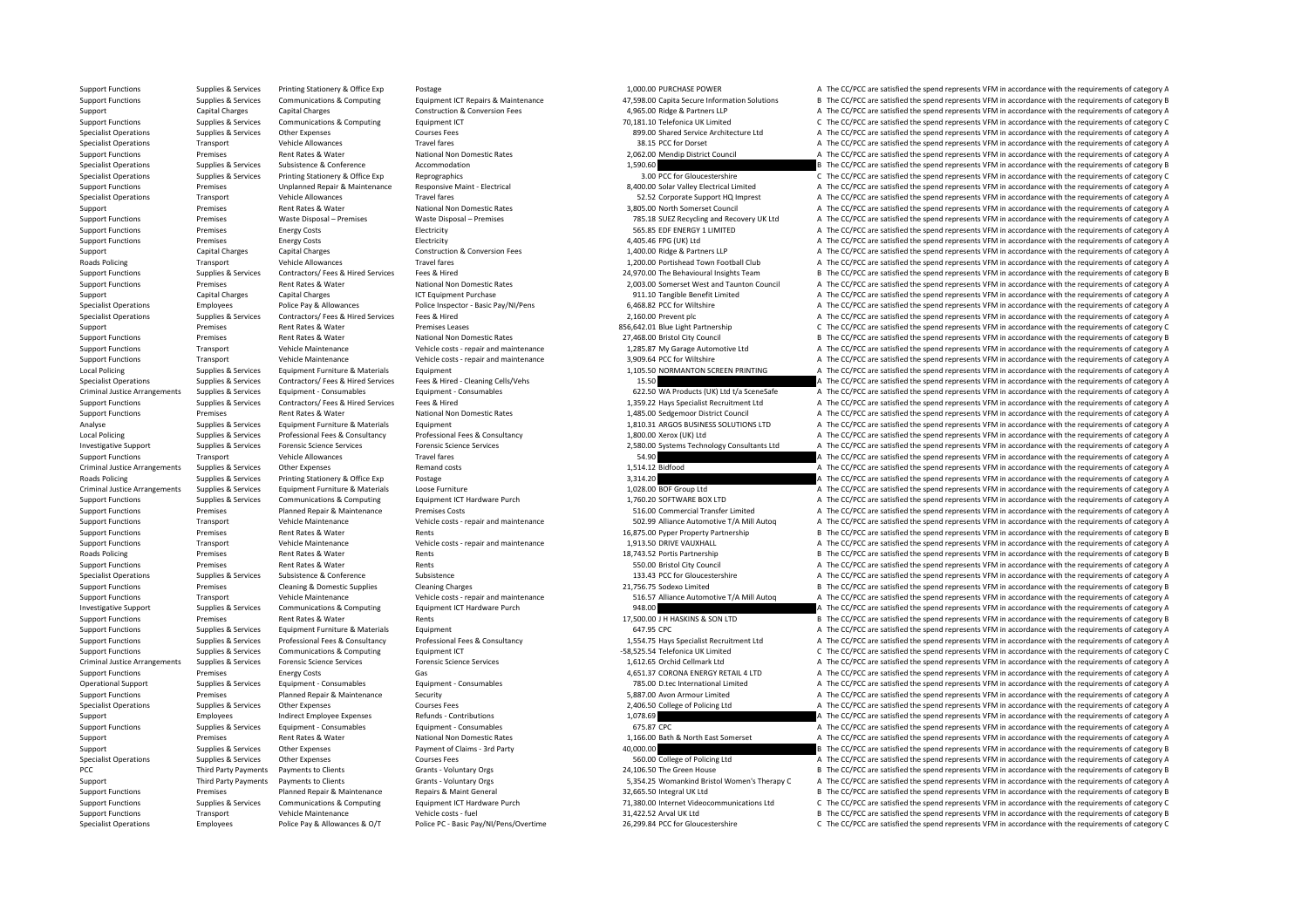| | | | | | | | |
|---|---|---|---|---|---|---|---|
| Support Functions | Supplies & Services | Printing Stationery & Office Exp | Postage | 1,000.00 | PURCHASE POWER | A | The CC/PCC are satisfied the spend represents VFM in accordance with the requirements of category A |
| Support Functions | Supplies & Services | Communications & Computing | Equipment ICT Repairs & Maintenance | 47,598.00 | Capita Secure Information Solutions | B | The CC/PCC are satisfied the spend represents VFM in accordance with the requirements of category B |
| Support | Capital Charges | Capital Charges | Construction & Conversion Fees | 4,965.00 | Ridge & Partners LLP | A | The CC/PCC are satisfied the spend represents VFM in accordance with the requirements of category A |
| Support Functions | Supplies & Services | Communications & Computing | Equipment ICT | 70,181.10 | Telefonica UK Limited | C | The CC/PCC are satisfied the spend represents VFM in accordance with the requirements of category C |
| Specialist Operations | Supplies & Services | Other Expenses | Courses Fees | 899.00 | Shared Service Architecture Ltd | A | The CC/PCC are satisfied the spend represents VFM in accordance with the requirements of category A |
| Specialist Operations | Transport | Vehicle Allowances | Travel fares | 38.15 | PCC for Dorset | A | The CC/PCC are satisfied the spend represents VFM in accordance with the requirements of category A |
| Support Functions | Premises | Rent Rates & Water | National Non Domestic Rates | 2,062.00 | Mendip District Council | A | The CC/PCC are satisfied the spend represents VFM in accordance with the requirements of category A |
| Specialist Operations | Supplies & Services | Subsistence & Conference | Accommodation | 1,590.60 | | B | The CC/PCC are satisfied the spend represents VFM in accordance with the requirements of category B |
| Specialist Operations | Supplies & Services | Printing Stationery & Office Exp | Reprographics | 3.00 | PCC for Gloucestershire | C | The CC/PCC are satisfied the spend represents VFM in accordance with the requirements of category C |
| Support Functions | Premises | Unplanned Repair & Maintenance | Responsive Maint - Electrical | 8,400.00 | Solar Valley Electrical Limited | A | The CC/PCC are satisfied the spend represents VFM in accordance with the requirements of category A |
| Specialist Operations | Transport | Vehicle Allowances | Travel fares | 52.52 | Corporate Support HQ Imprest | A | The CC/PCC are satisfied the spend represents VFM in accordance with the requirements of category A |
| Support | Premises | Rent Rates & Water | National Non Domestic Rates | 3,805.00 | North Somerset Council | A | The CC/PCC are satisfied the spend represents VFM in accordance with the requirements of category A |
| Support Functions | Premises | Waste Disposal – Premises | Waste Disposal – Premises | 785.18 | SUEZ Recycling and Recovery UK Ltd | A | The CC/PCC are satisfied the spend represents VFM in accordance with the requirements of category A |
| Support Functions | Premises | Energy Costs | Electricity | 565.85 | EDF ENERGY 1 LIMITED | A | The CC/PCC are satisfied the spend represents VFM in accordance with the requirements of category A |
| Support Functions | Premises | Energy Costs | Electricity | 4,405.46 | FPG (UK) Ltd | A | The CC/PCC are satisfied the spend represents VFM in accordance with the requirements of category A |
| Support | Capital Charges | Capital Charges | Construction & Conversion Fees | 1,400.00 | Ridge & Partners LLP | A | The CC/PCC are satisfied the spend represents VFM in accordance with the requirements of category A |
| Roads Policing | Transport | Vehicle Allowances | Travel fares | 1,200.00 | Portishead Town Football Club | A | The CC/PCC are satisfied the spend represents VFM in accordance with the requirements of category A |
| Support Functions | Supplies & Services | Contractors/ Fees & Hired Services | Fees & Hired | 24,970.00 | The Behavioural Insights Team | B | The CC/PCC are satisfied the spend represents VFM in accordance with the requirements of category B |
| Support Functions | Premises | Rent Rates & Water | National Non Domestic Rates | 2,003.00 | Somerset West and Taunton Council | A | The CC/PCC are satisfied the spend represents VFM in accordance with the requirements of category A |
| Support | Capital Charges | Capital Charges | ICT Equipment Purchase | 911.10 | Tangible Benefit Limited | A | The CC/PCC are satisfied the spend represents VFM in accordance with the requirements of category A |
| Specialist Operations | Employees | Police Pay & Allowances | Police Inspector - Basic Pay/NI/Pens | 6,468.82 | PCC for Wiltshire | A | The CC/PCC are satisfied the spend represents VFM in accordance with the requirements of category A |
| Specialist Operations | Supplies & Services | Contractors/ Fees & Hired Services | Fees & Hired | 2,160.00 | Prevent plc | A | The CC/PCC are satisfied the spend represents VFM in accordance with the requirements of category A |
| Support | Premises | Rent Rates & Water | Premises Leases | 856,642.01 | Blue Light Partnership | C | The CC/PCC are satisfied the spend represents VFM in accordance with the requirements of category C |
| Support Functions | Premises | Rent Rates & Water | National Non Domestic Rates | 27,468.00 | Bristol City Council | B | The CC/PCC are satisfied the spend represents VFM in accordance with the requirements of category B |
| Support Functions | Transport | Vehicle Maintenance | Vehicle costs - repair and maintenance | 1,285.87 | My Garage Automotive Ltd | A | The CC/PCC are satisfied the spend represents VFM in accordance with the requirements of category A |
| Support Functions | Transport | Vehicle Maintenance | Vehicle costs - repair and maintenance | 3,909.64 | PCC for Wiltshire | A | The CC/PCC are satisfied the spend represents VFM in accordance with the requirements of category A |
| Local Policing | Supplies & Services | Equipment Furniture & Materials | Equipment | 1,105.50 | NORMANTON SCREEN PRINTING | A | The CC/PCC are satisfied the spend represents VFM in accordance with the requirements of category A |
| Specialist Operations | Supplies & Services | Contractors/ Fees & Hired Services | Fees & Hired - Cleaning Cells/Vehs | 15.50 | | A | The CC/PCC are satisfied the spend represents VFM in accordance with the requirements of category A |
| Criminal Justice Arrangements | Supplies & Services | Equipment - Consumables | Equipment - Consumables | 622.50 | WA Products (UK) Ltd t/a SceneSafe | A | The CC/PCC are satisfied the spend represents VFM in accordance with the requirements of category A |
| Support Functions | Supplies & Services | Contractors/ Fees & Hired Services | Fees & Hired | 1,359.22 | Hays Specialist Recruitment Ltd | A | The CC/PCC are satisfied the spend represents VFM in accordance with the requirements of category A |
| Support Functions | Premises | Rent Rates & Water | National Non Domestic Rates | 1,485.00 | Sedgemoor District Council | A | The CC/PCC are satisfied the spend represents VFM in accordance with the requirements of category A |
| Analyse | Supplies & Services | Equipment Furniture & Materials | Equipment | 1,810.31 | ARGOS BUSINESS SOLUTIONS LTD | A | The CC/PCC are satisfied the spend represents VFM in accordance with the requirements of category A |
| Local Policing | Supplies & Services | Professional Fees & Consultancy | Professional Fees & Consultancy | 1,800.00 | Xerox (UK) Ltd | A | The CC/PCC are satisfied the spend represents VFM in accordance with the requirements of category A |
| Investigative Support | Supplies & Services | Forensic Science Services | Forensic Science Services | 2,580.00 | Systems Technology Consultants Ltd | A | The CC/PCC are satisfied the spend represents VFM in accordance with the requirements of category A |
| Support Functions | Transport | Vehicle Allowances | Travel fares | 54.90 | | A | The CC/PCC are satisfied the spend represents VFM in accordance with the requirements of category A |
| Criminal Justice Arrangements | Supplies & Services | Other Expenses | Remand costs | 1,514.12 | Bidfood | A | The CC/PCC are satisfied the spend represents VFM in accordance with the requirements of category A |
| Roads Policing | Supplies & Services | Printing Stationery & Office Exp | Postage | 3,314.20 | | A | The CC/PCC are satisfied the spend represents VFM in accordance with the requirements of category A |
| Criminal Justice Arrangements | Supplies & Services | Equipment Furniture & Materials | Loose Furniture | 1,028.00 | BOF Group Ltd | A | The CC/PCC are satisfied the spend represents VFM in accordance with the requirements of category A |
| Support Functions | Supplies & Services | Communications & Computing | Equipment ICT Hardware Purch | 1,760.20 | SOFTWARE BOX LTD | A | The CC/PCC are satisfied the spend represents VFM in accordance with the requirements of category A |
| Support Functions | Premises | Planned Repair & Maintenance | Premises Costs | 516.00 | Commercial Transfer Limited | A | The CC/PCC are satisfied the spend represents VFM in accordance with the requirements of category A |
| Support Functions | Transport | Vehicle Maintenance | Vehicle costs - repair and maintenance | 502.99 | Alliance Automotive T/A Mill Autoq | A | The CC/PCC are satisfied the spend represents VFM in accordance with the requirements of category A |
| Support Functions | Premises | Rent Rates & Water | Rents | 16,875.00 | Pyper Property Partnership | B | The CC/PCC are satisfied the spend represents VFM in accordance with the requirements of category B |
| Support Functions | Transport | Vehicle Maintenance | Vehicle costs - repair and maintenance | 1,913.50 | DRIVE VAUXHALL | A | The CC/PCC are satisfied the spend represents VFM in accordance with the requirements of category A |
| Roads Policing | Premises | Rent Rates & Water | Rents | 18,743.52 | Portis Partnership | B | The CC/PCC are satisfied the spend represents VFM in accordance with the requirements of category B |
| Support Functions | Premises | Rent Rates & Water | Rents | 550.00 | Bristol City Council | A | The CC/PCC are satisfied the spend represents VFM in accordance with the requirements of category A |
| Specialist Operations | Supplies & Services | Subsistence & Conference | Subsistence | 133.43 | PCC for Gloucestershire | A | The CC/PCC are satisfied the spend represents VFM in accordance with the requirements of category A |
| Support Functions | Premises | Cleaning & Domestic Supplies | Cleaning Charges | 21,756.75 | Sodexo Limited | B | The CC/PCC are satisfied the spend represents VFM in accordance with the requirements of category B |
| Support Functions | Transport | Vehicle Maintenance | Vehicle costs - repair and maintenance | 516.57 | Alliance Automotive T/A Mill Autoq | A | The CC/PCC are satisfied the spend represents VFM in accordance with the requirements of category A |
| Investigative Support | Supplies & Services | Communications & Computing | Equipment ICT Hardware Purch | 948.00 | | A | The CC/PCC are satisfied the spend represents VFM in accordance with the requirements of category A |
| Support Functions | Premises | Rent Rates & Water | Rents | 17,500.00 | J H HASKINS & SON LTD | B | The CC/PCC are satisfied the spend represents VFM in accordance with the requirements of category B |
| Support Functions | Supplies & Services | Equipment Furniture & Materials | Equipment | 647.95 | CPC | A | The CC/PCC are satisfied the spend represents VFM in accordance with the requirements of category A |
| Support Functions | Supplies & Services | Professional Fees & Consultancy | Professional Fees & Consultancy | 1,554.75 | Hays Specialist Recruitment Ltd | A | The CC/PCC are satisfied the spend represents VFM in accordance with the requirements of category A |
| Support Functions | Supplies & Services | Communications & Computing | Equipment ICT | -58,525.54 | Telefonica UK Limited | C | The CC/PCC are satisfied the spend represents VFM in accordance with the requirements of category C |
| Criminal Justice Arrangements | Supplies & Services | Forensic Science Services | Forensic Science Services | 1,612.65 | Orchid Cellmark Ltd | A | The CC/PCC are satisfied the spend represents VFM in accordance with the requirements of category A |
| Support Functions | Premises | Energy Costs | Gas | 4,651.37 | CORONA ENERGY RETAIL 4 LTD | A | The CC/PCC are satisfied the spend represents VFM in accordance with the requirements of category A |
| Operational Support | Supplies & Services | Equipment - Consumables | Equipment - Consumables | 785.00 | D.tec International Limited | A | The CC/PCC are satisfied the spend represents VFM in accordance with the requirements of category A |
| Support Functions | Premises | Planned Repair & Maintenance | Security | 5,887.00 | Avon Armour Limited | A | The CC/PCC are satisfied the spend represents VFM in accordance with the requirements of category A |
| Specialist Operations | Supplies & Services | Other Expenses | Courses Fees | 2,406.50 | College of Policing Ltd | A | The CC/PCC are satisfied the spend represents VFM in accordance with the requirements of category A |
| Support | Employees | Indirect Employee Expenses | Refunds - Contributions | 1,078.69 | | A | The CC/PCC are satisfied the spend represents VFM in accordance with the requirements of category A |
| Support Functions | Supplies & Services | Equipment - Consumables | Equipment - Consumables | 675.87 | CPC | A | The CC/PCC are satisfied the spend represents VFM in accordance with the requirements of category A |
| Support | Premises | Rent Rates & Water | National Non Domestic Rates | 1,166.00 | Bath & North East Somerset | A | The CC/PCC are satisfied the spend represents VFM in accordance with the requirements of category A |
| Support | Supplies & Services | Other Expenses | Payment of Claims - 3rd Party | 40,000.00 | | B | The CC/PCC are satisfied the spend represents VFM in accordance with the requirements of category B |
| Specialist Operations | Supplies & Services | Other Expenses | Courses Fees | 560.00 | College of Policing Ltd | A | The CC/PCC are satisfied the spend represents VFM in accordance with the requirements of category A |
| PCC | Third Party Payments | Payments to Clients | Grants - Voluntary Orgs | 24,106.50 | The Green House | B | The CC/PCC are satisfied the spend represents VFM in accordance with the requirements of category B |
| Support | Third Party Payments | Payments to Clients | Grants - Voluntary Orgs | 5,354.25 | Womankind Bristol Women's Therapy C | A | The CC/PCC are satisfied the spend represents VFM in accordance with the requirements of category A |
| Support Functions | Premises | Planned Repair & Maintenance | Repairs & Maint General | 32,665.50 | Integral UK Ltd | B | The CC/PCC are satisfied the spend represents VFM in accordance with the requirements of category B |
| Support Functions | Supplies & Services | Communications & Computing | Equipment ICT Hardware Purch | 71,380.00 | Internet Videocommunications Ltd | C | The CC/PCC are satisfied the spend represents VFM in accordance with the requirements of category C |
| Support Functions | Transport | Vehicle Maintenance | Vehicle costs - fuel | 31,422.52 | Arval UK Ltd | B | The CC/PCC are satisfied the spend represents VFM in accordance with the requirements of category B |
| Specialist Operations | Employees | Police Pay & Allowances & O/T | Police PC - Basic Pay/NI/Pens/Overtime | 26,299.84 | PCC for Gloucestershire | C | The CC/PCC are satisfied the spend represents VFM in accordance with the requirements of category C |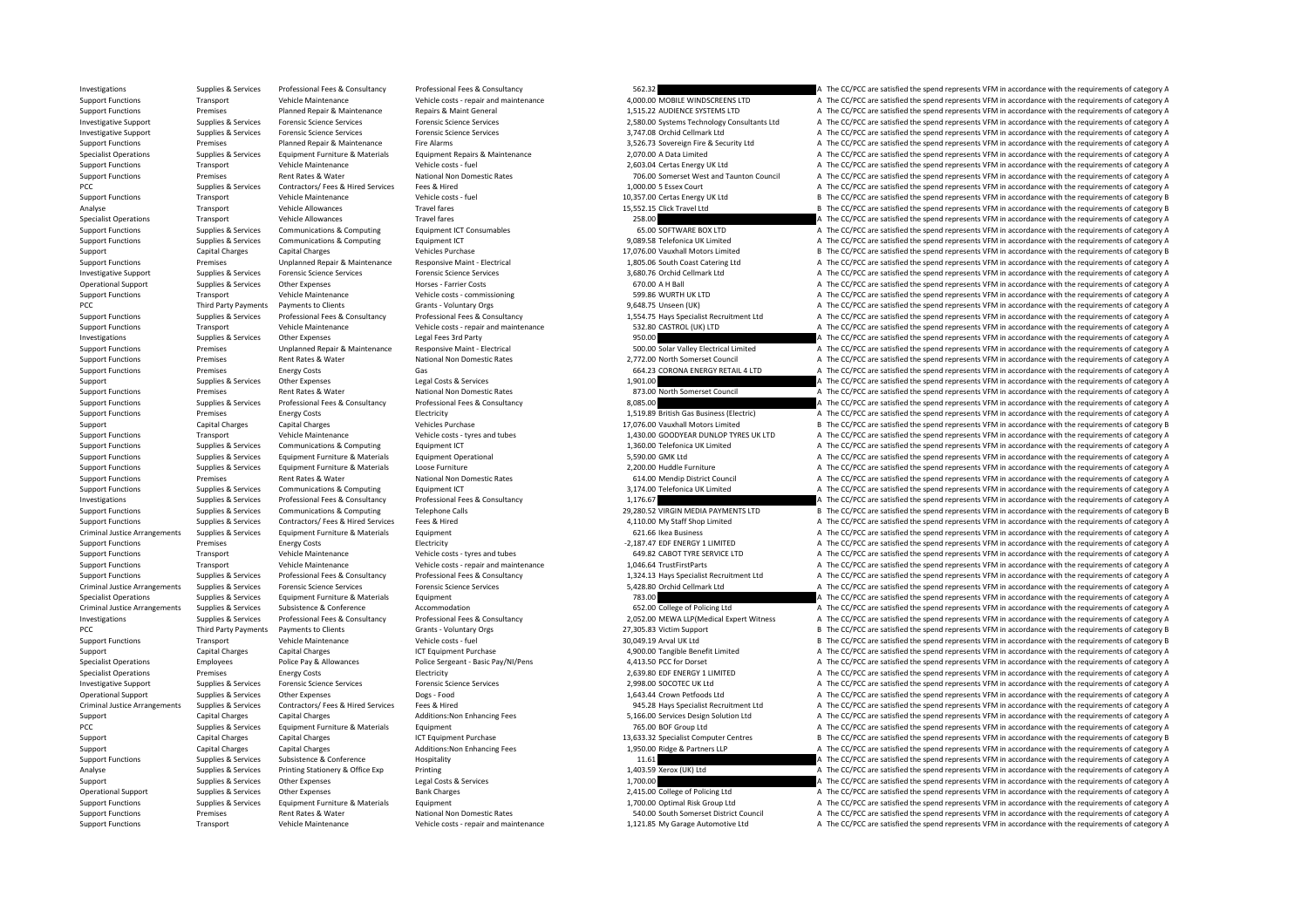| | | | | | | |
|---|---|---|---|---|---|---|
| Investigations | Supplies & Services | Professional Fees & Consultancy | Professional Fees & Consultancy | 562.32 | | A The CC/PCC are satisfied the spend represents VFM in accordance with the requirements of category A |
| Support Functions | Transport | Vehicle Maintenance | Vehicle costs - repair and maintenance | 4,000.00 | MOBILE WINDSCREENS LTD | A The CC/PCC are satisfied the spend represents VFM in accordance with the requirements of category A |
| Support Functions | Premises | Planned Repair & Maintenance | Repairs & Maint General | 1,515.22 | AUDIENCE SYSTEMS LTD | A The CC/PCC are satisfied the spend represents VFM in accordance with the requirements of category A |
| Investigative Support | Supplies & Services | Forensic Science Services | Forensic Science Services | 2,580.00 | Systems Technology Consultants Ltd | A The CC/PCC are satisfied the spend represents VFM in accordance with the requirements of category A |
| Investigative Support | Supplies & Services | Forensic Science Services | Forensic Science Services | 3,747.08 | Orchid Cellmark Ltd | A The CC/PCC are satisfied the spend represents VFM in accordance with the requirements of category A |
| Support Functions | Premises | Planned Repair & Maintenance | Fire Alarms | 3,526.73 | Sovereign Fire & Security Ltd | A The CC/PCC are satisfied the spend represents VFM in accordance with the requirements of category A |
| Specialist Operations | Supplies & Services | Equipment Furniture & Materials | Equipment Repairs & Maintenance | 2,070.00 | A Data Limited | A The CC/PCC are satisfied the spend represents VFM in accordance with the requirements of category A |
| Support Functions | Transport | Vehicle Maintenance | Vehicle costs - fuel | 2,603.04 | Certas Energy UK Ltd | A The CC/PCC are satisfied the spend represents VFM in accordance with the requirements of category A |
| Support Functions | Premises | Rent Rates & Water | National Non Domestic Rates | 706.00 | Somerset West and Taunton Council | A The CC/PCC are satisfied the spend represents VFM in accordance with the requirements of category A |
| PCC | Supplies & Services | Contractors/ Fees & Hired Services | Fees & Hired | 1,000.00 | 5 Essex Court | A The CC/PCC are satisfied the spend represents VFM in accordance with the requirements of category A |
| Support Functions | Transport | Vehicle Maintenance | Vehicle costs - fuel | 10,357.00 | Certas Energy UK Ltd | B The CC/PCC are satisfied the spend represents VFM in accordance with the requirements of category B |
| Analyse | Transport | Vehicle Allowances | Travel fares | 15,552.15 | Click Travel Ltd | B The CC/PCC are satisfied the spend represents VFM in accordance with the requirements of category B |
| Specialist Operations | Transport | Vehicle Allowances | Travel fares | 258.00 | | A The CC/PCC are satisfied the spend represents VFM in accordance with the requirements of category A |
| Support Functions | Supplies & Services | Communications & Computing | Equipment ICT Consumables | 65.00 | SOFTWARE BOX LTD | A The CC/PCC are satisfied the spend represents VFM in accordance with the requirements of category A |
| Support Functions | Supplies & Services | Communications & Computing | Equipment ICT | 9,089.58 | Telefonica UK Limited | A The CC/PCC are satisfied the spend represents VFM in accordance with the requirements of category A |
| Support | Capital Charges | Capital Charges | Vehicles Purchase | 17,076.00 | Vauxhall Motors Limited | B The CC/PCC are satisfied the spend represents VFM in accordance with the requirements of category B |
| Support Functions | Premises | Unplanned Repair & Maintenance | Responsive Maint - Electrical | 1,805.06 | South Coast Catering Ltd | A The CC/PCC are satisfied the spend represents VFM in accordance with the requirements of category A |
| Investigative Support | Supplies & Services | Forensic Science Services | Forensic Science Services | 3,680.76 | Orchid Cellmark Ltd | A The CC/PCC are satisfied the spend represents VFM in accordance with the requirements of category A |
| Operational Support | Supplies & Services | Other Expenses | Horses - Farrier Costs | 670.00 | A H Ball | A The CC/PCC are satisfied the spend represents VFM in accordance with the requirements of category A |
| Support Functions | Transport | Vehicle Maintenance | Vehicle costs - commissioning | 599.86 | WURTH UK LTD | A The CC/PCC are satisfied the spend represents VFM in accordance with the requirements of category A |
| PCC | Third Party Payments | Payments to Clients | Grants - Voluntary Orgs | 9,648.75 | Unseen (UK) | A The CC/PCC are satisfied the spend represents VFM in accordance with the requirements of category A |
| Support Functions | Supplies & Services | Professional Fees & Consultancy | Professional Fees & Consultancy | 1,554.75 | Hays Specialist Recruitment Ltd | A The CC/PCC are satisfied the spend represents VFM in accordance with the requirements of category A |
| Support Functions | Transport | Vehicle Maintenance | Vehicle costs - repair and maintenance | 532.80 | CASTROL (UK) LTD | A The CC/PCC are satisfied the spend represents VFM in accordance with the requirements of category A |
| Investigations | Supplies & Services | Other Expenses | Legal Fees 3rd Party | 950.00 | | A The CC/PCC are satisfied the spend represents VFM in accordance with the requirements of category A |
| Support Functions | Premises | Unplanned Repair & Maintenance | Responsive Maint - Electrical | 500.00 | Solar Valley Electrical Limited | A The CC/PCC are satisfied the spend represents VFM in accordance with the requirements of category A |
| Support Functions | Premises | Rent Rates & Water | National Non Domestic Rates | 2,772.00 | North Somerset Council | A The CC/PCC are satisfied the spend represents VFM in accordance with the requirements of category A |
| Support Functions | Premises | Energy Costs | Gas | 664.23 | CORONA ENERGY RETAIL 4 LTD | A The CC/PCC are satisfied the spend represents VFM in accordance with the requirements of category A |
| Support | Supplies & Services | Other Expenses | Legal Costs & Services | 1,901.00 | | A The CC/PCC are satisfied the spend represents VFM in accordance with the requirements of category A |
| Support Functions | Premises | Rent Rates & Water | National Non Domestic Rates | 873.00 | North Somerset Council | A The CC/PCC are satisfied the spend represents VFM in accordance with the requirements of category A |
| Support Functions | Supplies & Services | Professional Fees & Consultancy | Professional Fees & Consultancy | 8,085.00 | | A The CC/PCC are satisfied the spend represents VFM in accordance with the requirements of category A |
| Support Functions | Premises | Energy Costs | Electricity | 1,519.89 | British Gas Business (Electric) | A The CC/PCC are satisfied the spend represents VFM in accordance with the requirements of category A |
| Support | Capital Charges | Capital Charges | Vehicles Purchase | 17,076.00 | Vauxhall Motors Limited | B The CC/PCC are satisfied the spend represents VFM in accordance with the requirements of category B |
| Support Functions | Transport | Vehicle Maintenance | Vehicle costs - tyres and tubes | 1,430.00 | GOODYEAR DUNLOP TYRES UK LTD | A The CC/PCC are satisfied the spend represents VFM in accordance with the requirements of category A |
| Support Functions | Supplies & Services | Communications & Computing | Equipment ICT | 1,360.00 | Telefonica UK Limited | A The CC/PCC are satisfied the spend represents VFM in accordance with the requirements of category A |
| Support Functions | Supplies & Services | Equipment Furniture & Materials | Equipment Operational | 5,590.00 | GMK Ltd | A The CC/PCC are satisfied the spend represents VFM in accordance with the requirements of category A |
| Support Functions | Supplies & Services | Equipment Furniture & Materials | Loose Furniture | 2,200.00 | Huddle Furniture | A The CC/PCC are satisfied the spend represents VFM in accordance with the requirements of category A |
| Support Functions | Premises | Rent Rates & Water | National Non Domestic Rates | 614.00 | Mendip District Council | A The CC/PCC are satisfied the spend represents VFM in accordance with the requirements of category A |
| Support Functions | Supplies & Services | Communications & Computing | Equipment ICT | 3,174.00 | Telefonica UK Limited | A The CC/PCC are satisfied the spend represents VFM in accordance with the requirements of category A |
| Investigations | Supplies & Services | Professional Fees & Consultancy | Professional Fees & Consultancy | 1,176.67 | | A The CC/PCC are satisfied the spend represents VFM in accordance with the requirements of category A |
| Support Functions | Supplies & Services | Communications & Computing | Telephone Calls | 29,280.52 | VIRGIN MEDIA PAYMENTS LTD | B The CC/PCC are satisfied the spend represents VFM in accordance with the requirements of category B |
| Support Functions | Supplies & Services | Contractors/ Fees & Hired Services | Fees & Hired | 4,110.00 | My Staff Shop Limited | A The CC/PCC are satisfied the spend represents VFM in accordance with the requirements of category A |
| Criminal Justice Arrangements | Supplies & Services | Equipment Furniture & Materials | Equipment | 621.66 | Ikea Business | A The CC/PCC are satisfied the spend represents VFM in accordance with the requirements of category A |
| Support Functions | Premises | Energy Costs | Electricity | -2,187.47 | EDF ENERGY 1 LIMITED | A The CC/PCC are satisfied the spend represents VFM in accordance with the requirements of category A |
| Support Functions | Transport | Vehicle Maintenance | Vehicle costs - tyres and tubes | 649.82 | CABOT TYRE SERVICE LTD | A The CC/PCC are satisfied the spend represents VFM in accordance with the requirements of category A |
| Support Functions | Transport | Vehicle Maintenance | Vehicle costs - repair and maintenance | 1,046.64 | TrustFirstParts | A The CC/PCC are satisfied the spend represents VFM in accordance with the requirements of category A |
| Support Functions | Supplies & Services | Professional Fees & Consultancy | Professional Fees & Consultancy | 1,324.13 | Hays Specialist Recruitment Ltd | A The CC/PCC are satisfied the spend represents VFM in accordance with the requirements of category A |
| Criminal Justice Arrangements | Supplies & Services | Forensic Science Services | Forensic Science Services | 5,428.80 | Orchid Cellmark Ltd | A The CC/PCC are satisfied the spend represents VFM in accordance with the requirements of category A |
| Specialist Operations | Supplies & Services | Equipment Furniture & Materials | Equipment | 783.00 | | A The CC/PCC are satisfied the spend represents VFM in accordance with the requirements of category A |
| Criminal Justice Arrangements | Supplies & Services | Subsistence & Conference | Accommodation | 652.00 | College of Policing Ltd | A The CC/PCC are satisfied the spend represents VFM in accordance with the requirements of category A |
| Investigations | Supplies & Services | Professional Fees & Consultancy | Professional Fees & Consultancy | 2,052.00 | MEWA LLP(Medical Expert Witness | A The CC/PCC are satisfied the spend represents VFM in accordance with the requirements of category A |
| PCC | Third Party Payments | Payments to Clients | Grants - Voluntary Orgs | 27,305.83 | Victim Support | B The CC/PCC are satisfied the spend represents VFM in accordance with the requirements of category B |
| Support Functions | Transport | Vehicle Maintenance | Vehicle costs - fuel | 30,049.19 | Arval UK Ltd | B The CC/PCC are satisfied the spend represents VFM in accordance with the requirements of category B |
| Support | Capital Charges | Capital Charges | ICT Equipment Purchase | 4,900.00 | Tangible Benefit Limited | A The CC/PCC are satisfied the spend represents VFM in accordance with the requirements of category A |
| Specialist Operations | Employees | Police Pay & Allowances | Police Sergeant - Basic Pay/NI/Pens | 4,413.50 | PCC for Dorset | A The CC/PCC are satisfied the spend represents VFM in accordance with the requirements of category A |
| Specialist Operations | Premises | Energy Costs | Electricity | 2,639.80 | EDF ENERGY 1 LIMITED | A The CC/PCC are satisfied the spend represents VFM in accordance with the requirements of category A |
| Investigative Support | Supplies & Services | Forensic Science Services | Forensic Science Services | 2,998.00 | SOCOTEC UK Ltd | A The CC/PCC are satisfied the spend represents VFM in accordance with the requirements of category A |
| Operational Support | Supplies & Services | Other Expenses | Dogs - Food | 1,643.44 | Crown Petfoods Ltd | A The CC/PCC are satisfied the spend represents VFM in accordance with the requirements of category A |
| Criminal Justice Arrangements | Supplies & Services | Contractors/ Fees & Hired Services | Fees & Hired | 945.28 | Hays Specialist Recruitment Ltd | A The CC/PCC are satisfied the spend represents VFM in accordance with the requirements of category A |
| Support | Capital Charges | Capital Charges | Additions:Non Enhancing Fees | 5,166.00 | Services Design Solution Ltd | A The CC/PCC are satisfied the spend represents VFM in accordance with the requirements of category A |
| PCC | Supplies & Services | Equipment Furniture & Materials | Equipment | 765.00 | BOF Group Ltd | A The CC/PCC are satisfied the spend represents VFM in accordance with the requirements of category A |
| Support | Capital Charges | Capital Charges | ICT Equipment Purchase | 13,633.32 | Specialist Computer Centres | B The CC/PCC are satisfied the spend represents VFM in accordance with the requirements of category B |
| Support | Capital Charges | Capital Charges | Additions:Non Enhancing Fees | 1,950.00 | Ridge & Partners LLP | A The CC/PCC are satisfied the spend represents VFM in accordance with the requirements of category A |
| Support Functions | Supplies & Services | Subsistence & Conference | Hospitality | 11.61 | | A The CC/PCC are satisfied the spend represents VFM in accordance with the requirements of category A |
| Analyse | Supplies & Services | Printing Stationery & Office Exp | Printing | 1,403.59 | Xerox (UK) Ltd | A The CC/PCC are satisfied the spend represents VFM in accordance with the requirements of category A |
| Support | Supplies & Services | Other Expenses | Legal Costs & Services | 1,700.00 | | A The CC/PCC are satisfied the spend represents VFM in accordance with the requirements of category A |
| Operational Support | Supplies & Services | Other Expenses | Bank Charges | 2,415.00 | College of Policing Ltd | A The CC/PCC are satisfied the spend represents VFM in accordance with the requirements of category A |
| Support Functions | Supplies & Services | Equipment Furniture & Materials | Equipment | 1,700.00 | Optimal Risk Group Ltd | A The CC/PCC are satisfied the spend represents VFM in accordance with the requirements of category A |
| Support Functions | Premises | Rent Rates & Water | National Non Domestic Rates | 540.00 | South Somerset District Council | A The CC/PCC are satisfied the spend represents VFM in accordance with the requirements of category A |
| Support Functions | Transport | Vehicle Maintenance | Vehicle costs - repair and maintenance | 1,121.85 | My Garage Automotive Ltd | A The CC/PCC are satisfied the spend represents VFM in accordance with the requirements of category A |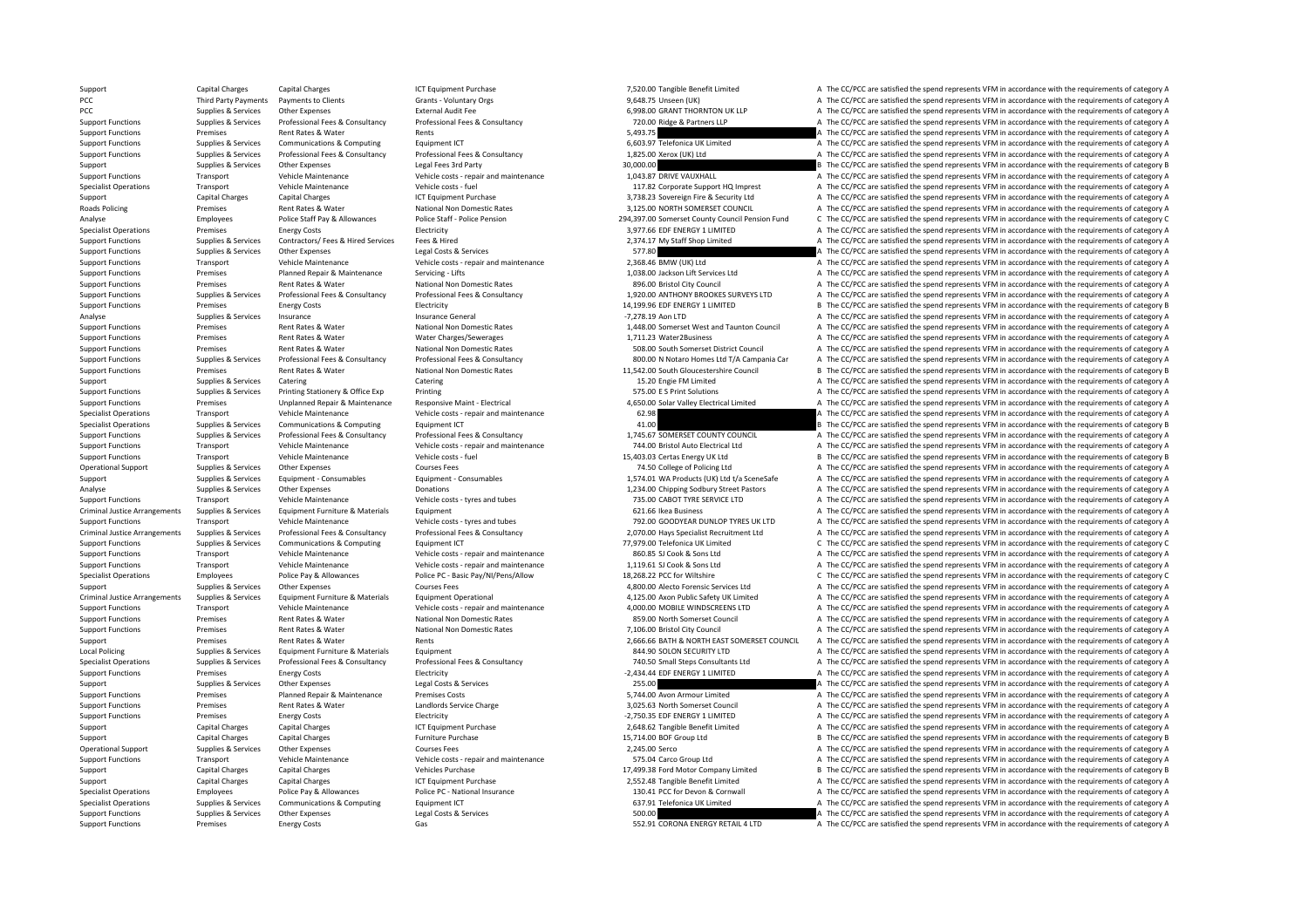| | | | | | | |
|---|---|---|---|---|---|---|
| Support | Capital Charges | Capital Charges | ICT Equipment Purchase | 7,520.00 | Tangible Benefit Limited | A The CC/PCC are satisfied the spend represents VFM in accordance with the requirements of category A |
| PCC | Third Party Payments | Payments to Clients | Grants - Voluntary Orgs | 9,648.75 | Unseen (UK) | A The CC/PCC are satisfied the spend represents VFM in accordance with the requirements of category A |
| PCC | Supplies & Services | Other Expenses | External Audit Fee | 6,998.00 | GRANT THORNTON UK LLP | A The CC/PCC are satisfied the spend represents VFM in accordance with the requirements of category A |
| Support Functions | Supplies & Services | Professional Fees & Consultancy | Professional Fees & Consultancy | 720.00 | Ridge & Partners LLP | A The CC/PCC are satisfied the spend represents VFM in accordance with the requirements of category A |
| Support Functions | Premises | Rent Rates & Water | Rents | 5,493.75 | | A The CC/PCC are satisfied the spend represents VFM in accordance with the requirements of category A |
| Support Functions | Supplies & Services | Communications & Computing | Equipment ICT | 6,603.97 | Telefonica UK Limited | A The CC/PCC are satisfied the spend represents VFM in accordance with the requirements of category A |
| Support Functions | Supplies & Services | Professional Fees & Consultancy | Professional Fees & Consultancy | 1,825.00 | Xerox (UK) Ltd | A The CC/PCC are satisfied the spend represents VFM in accordance with the requirements of category A |
| Support | Supplies & Services | Other Expenses | Legal Fees 3rd Party | 30,000.00 | | B The CC/PCC are satisfied the spend represents VFM in accordance with the requirements of category B |
| Support Functions | Transport | Vehicle Maintenance | Vehicle costs - repair and maintenance | 1,043.87 | DRIVE VAUXHALL | A The CC/PCC are satisfied the spend represents VFM in accordance with the requirements of category A |
| Specialist Operations | Transport | Vehicle Maintenance | Vehicle costs - fuel | 117.82 | Corporate Support HQ Imprest | A The CC/PCC are satisfied the spend represents VFM in accordance with the requirements of category A |
| Support | Capital Charges | Capital Charges | ICT Equipment Purchase | 3,738.23 | Sovereign Fire & Security Ltd | A The CC/PCC are satisfied the spend represents VFM in accordance with the requirements of category A |
| Roads Policing | Premises | Rent Rates & Water | National Non Domestic Rates | 3,125.00 | NORTH SOMERSET COUNCIL | A The CC/PCC are satisfied the spend represents VFM in accordance with the requirements of category A |
| Analyse | Employees | Police Staff Pay & Allowances | Police Staff - Police Pension | 294,397.00 | Somerset County Council Pension Fund | C The CC/PCC are satisfied the spend represents VFM in accordance with the requirements of category C |
| Specialist Operations | Premises | Energy Costs | Electricity | 3,977.66 | EDF ENERGY 1 LIMITED | A The CC/PCC are satisfied the spend represents VFM in accordance with the requirements of category A |
| Support Functions | Supplies & Services | Contractors/ Fees & Hired Services | Fees & Hired | 2,374.17 | My Staff Shop Limited | A The CC/PCC are satisfied the spend represents VFM in accordance with the requirements of category A |
| Support Functions | Supplies & Services | Other Expenses | Legal Costs & Services | 577.80 | | A The CC/PCC are satisfied the spend represents VFM in accordance with the requirements of category A |
| Support Functions | Transport | Vehicle Maintenance | Vehicle costs - repair and maintenance | 2,368.46 | BMW (UK) Ltd | A The CC/PCC are satisfied the spend represents VFM in accordance with the requirements of category A |
| Support Functions | Premises | Planned Repair & Maintenance | Servicing - Lifts | 1,038.00 | Jackson Lift Services Ltd | A The CC/PCC are satisfied the spend represents VFM in accordance with the requirements of category A |
| Support Functions | Premises | Rent Rates & Water | National Non Domestic Rates | 896.00 | Bristol City Council | A The CC/PCC are satisfied the spend represents VFM in accordance with the requirements of category A |
| Support Functions | Supplies & Services | Professional Fees & Consultancy | Professional Fees & Consultancy | 1,920.00 | ANTHONY BROOKES SURVEYS LTD | A The CC/PCC are satisfied the spend represents VFM in accordance with the requirements of category A |
| Support Functions | Premises | Energy Costs | Electricity | 14,199.96 | EDF ENERGY 1 LIMITED | B The CC/PCC are satisfied the spend represents VFM in accordance with the requirements of category B |
| Analyse | Supplies & Services | Insurance | Insurance General | -7,278.19 | Aon LTD | A The CC/PCC are satisfied the spend represents VFM in accordance with the requirements of category A |
| Support Functions | Premises | Rent Rates & Water | National Non Domestic Rates | 1,448.00 | Somerset West and Taunton Council | A The CC/PCC are satisfied the spend represents VFM in accordance with the requirements of category A |
| Support Functions | Premises | Rent Rates & Water | Water Charges/Sewerages | 1,711.23 | Water2Business | A The CC/PCC are satisfied the spend represents VFM in accordance with the requirements of category A |
| Support Functions | Premises | Rent Rates & Water | National Non Domestic Rates | 508.00 | South Somerset District Council | A The CC/PCC are satisfied the spend represents VFM in accordance with the requirements of category A |
| Support Functions | Supplies & Services | Professional Fees & Consultancy | Professional Fees & Consultancy | 800.00 | N Notaro Homes Ltd T/A Campania Car | A The CC/PCC are satisfied the spend represents VFM in accordance with the requirements of category A |
| Support Functions | Premises | Rent Rates & Water | National Non Domestic Rates | 11,542.00 | South Gloucestershire Council | B The CC/PCC are satisfied the spend represents VFM in accordance with the requirements of category B |
| Support | Supplies & Services | Catering | Catering | 15.20 | Engie FM Limited | A The CC/PCC are satisfied the spend represents VFM in accordance with the requirements of category A |
| Support Functions | Supplies & Services | Printing Stationery & Office Exp | Printing | 575.00 | E S Print Solutions | A The CC/PCC are satisfied the spend represents VFM in accordance with the requirements of category A |
| Support Functions | Premises | Unplanned Repair & Maintenance | Responsive Maint - Electrical | 4,650.00 | Solar Valley Electrical Limited | A The CC/PCC are satisfied the spend represents VFM in accordance with the requirements of category A |
| Specialist Operations | Transport | Vehicle Maintenance | Vehicle costs - repair and maintenance | 62.98 | | A The CC/PCC are satisfied the spend represents VFM in accordance with the requirements of category A |
| Specialist Operations | Supplies & Services | Communications & Computing | Equipment ICT | 41.00 | | B The CC/PCC are satisfied the spend represents VFM in accordance with the requirements of category B |
| Support Functions | Supplies & Services | Professional Fees & Consultancy | Professional Fees & Consultancy | 1,745.67 | SOMERSET COUNTY COUNCIL | A The CC/PCC are satisfied the spend represents VFM in accordance with the requirements of category A |
| Support Functions | Transport | Vehicle Maintenance | Vehicle costs - repair and maintenance | 744.00 | Bristol Auto Electrical Ltd | A The CC/PCC are satisfied the spend represents VFM in accordance with the requirements of category A |
| Support Functions | Transport | Vehicle Maintenance | Vehicle costs - fuel | 15,403.03 | Certas Energy UK Ltd | B The CC/PCC are satisfied the spend represents VFM in accordance with the requirements of category B |
| Operational Support | Supplies & Services | Other Expenses | Courses Fees | 74.50 | College of Policing Ltd | A The CC/PCC are satisfied the spend represents VFM in accordance with the requirements of category A |
| Support | Supplies & Services | Equipment - Consumables | Equipment - Consumables | 1,574.01 | WA Products (UK) Ltd t/a SceneSafe | A The CC/PCC are satisfied the spend represents VFM in accordance with the requirements of category A |
| Analyse | Supplies & Services | Other Expenses | Donations | 1,234.00 | Chipping Sodbury Street Pastors | A The CC/PCC are satisfied the spend represents VFM in accordance with the requirements of category A |
| Support Functions | Transport | Vehicle Maintenance | Vehicle costs - tyres and tubes | 735.00 | CABOT TYRE SERVICE LTD | A The CC/PCC are satisfied the spend represents VFM in accordance with the requirements of category A |
| Criminal Justice Arrangements | Supplies & Services | Equipment Furniture & Materials | Equipment | 621.66 | Ikea Business | A The CC/PCC are satisfied the spend represents VFM in accordance with the requirements of category A |
| Support Functions | Transport | Vehicle Maintenance | Vehicle costs - tyres and tubes | 792.00 | GOODYEAR DUNLOP TYRES UK LTD | A The CC/PCC are satisfied the spend represents VFM in accordance with the requirements of category A |
| Criminal Justice Arrangements | Supplies & Services | Professional Fees & Consultancy | Professional Fees & Consultancy | 2,070.00 | Hays Specialist Recruitment Ltd | A The CC/PCC are satisfied the spend represents VFM in accordance with the requirements of category A |
| Support Functions | Supplies & Services | Communications & Computing | Equipment ICT | 77,979.00 | Telefonica UK Limited | C The CC/PCC are satisfied the spend represents VFM in accordance with the requirements of category C |
| Support Functions | Transport | Vehicle Maintenance | Vehicle costs - repair and maintenance | 860.85 | SJ Cook & Sons Ltd | A The CC/PCC are satisfied the spend represents VFM in accordance with the requirements of category A |
| Support Functions | Transport | Vehicle Maintenance | Vehicle costs - repair and maintenance | 1,119.61 | SJ Cook & Sons Ltd | A The CC/PCC are satisfied the spend represents VFM in accordance with the requirements of category A |
| Specialist Operations | Employees | Police Pay & Allowances | Police PC - Basic Pay/NI/Pens/Allow | 18,268.22 | PCC for Wiltshire | C The CC/PCC are satisfied the spend represents VFM in accordance with the requirements of category C |
| Support | Supplies & Services | Other Expenses | Courses Fees | 4,800.00 | Alecto Forensic Services Ltd | A The CC/PCC are satisfied the spend represents VFM in accordance with the requirements of category A |
| Criminal Justice Arrangements | Supplies & Services | Equipment Furniture & Materials | Equipment Operational | 4,125.00 | Axon Public Safety UK Limited | A The CC/PCC are satisfied the spend represents VFM in accordance with the requirements of category A |
| Support Functions | Transport | Vehicle Maintenance | Vehicle costs - repair and maintenance | 4,000.00 | MOBILE WINDSCREENS LTD | A The CC/PCC are satisfied the spend represents VFM in accordance with the requirements of category A |
| Support Functions | Premises | Rent Rates & Water | National Non Domestic Rates | 859.00 | North Somerset Council | A The CC/PCC are satisfied the spend represents VFM in accordance with the requirements of category A |
| Support Functions | Premises | Rent Rates & Water | National Non Domestic Rates | 7,106.00 | Bristol City Council | A The CC/PCC are satisfied the spend represents VFM in accordance with the requirements of category A |
| Support | Premises | Rent Rates & Water | Rents | 2,666.66 | BATH & NORTH EAST SOMERSET COUNCIL | A The CC/PCC are satisfied the spend represents VFM in accordance with the requirements of category A |
| Local Policing | Supplies & Services | Equipment Furniture & Materials | Equipment | 844.90 | SOLON SECURITY LTD | A The CC/PCC are satisfied the spend represents VFM in accordance with the requirements of category A |
| Specialist Operations | Supplies & Services | Professional Fees & Consultancy | Professional Fees & Consultancy | 740.50 | Small Steps Consultants Ltd | A The CC/PCC are satisfied the spend represents VFM in accordance with the requirements of category A |
| Support Functions | Premises | Energy Costs | Electricity | -2,434.44 | EDF ENERGY 1 LIMITED | A The CC/PCC are satisfied the spend represents VFM in accordance with the requirements of category A |
| Support | Supplies & Services | Other Expenses | Legal Costs & Services | 255.00 | | A The CC/PCC are satisfied the spend represents VFM in accordance with the requirements of category A |
| Support Functions | Premises | Planned Repair & Maintenance | Premises Costs | 5,744.00 | Avon Armour Limited | A The CC/PCC are satisfied the spend represents VFM in accordance with the requirements of category A |
| Support Functions | Premises | Rent Rates & Water | Landlords Service Charge | 3,025.63 | North Somerset Council | A The CC/PCC are satisfied the spend represents VFM in accordance with the requirements of category A |
| Support Functions | Premises | Energy Costs | Electricity | -2,750.35 | EDF ENERGY 1 LIMITED | A The CC/PCC are satisfied the spend represents VFM in accordance with the requirements of category A |
| Support | Capital Charges | Capital Charges | ICT Equipment Purchase | 2,648.62 | Tangible Benefit Limited | A The CC/PCC are satisfied the spend represents VFM in accordance with the requirements of category A |
| Support | Capital Charges | Capital Charges | Furniture Purchase | 15,714.00 | BOF Group Ltd | B The CC/PCC are satisfied the spend represents VFM in accordance with the requirements of category B |
| Operational Support | Supplies & Services | Other Expenses | Courses Fees | 2,245.00 | Serco | A The CC/PCC are satisfied the spend represents VFM in accordance with the requirements of category A |
| Support Functions | Transport | Vehicle Maintenance | Vehicle costs - repair and maintenance | 575.04 | Carco Group Ltd | A The CC/PCC are satisfied the spend represents VFM in accordance with the requirements of category A |
| Support | Capital Charges | Capital Charges | Vehicles Purchase | 17,499.38 | Ford Motor Company Limited | B The CC/PCC are satisfied the spend represents VFM in accordance with the requirements of category B |
| Support | Capital Charges | Capital Charges | ICT Equipment Purchase | 2,552.48 | Tangible Benefit Limited | A The CC/PCC are satisfied the spend represents VFM in accordance with the requirements of category A |
| Specialist Operations | Employees | Police Pay & Allowances | Police PC - National Insurance | 130.41 | PCC for Devon & Cornwall | A The CC/PCC are satisfied the spend represents VFM in accordance with the requirements of category A |
| Specialist Operations | Supplies & Services | Communications & Computing | Equipment ICT | 637.91 | Telefonica UK Limited | A The CC/PCC are satisfied the spend represents VFM in accordance with the requirements of category A |
| Support Functions | Supplies & Services | Other Expenses | Legal Costs & Services | 500.00 | | A The CC/PCC are satisfied the spend represents VFM in accordance with the requirements of category A |
| Support Functions | Premises | Energy Costs | Gas | 552.91 | CORONA ENERGY RETAIL 4 LTD | A The CC/PCC are satisfied the spend represents VFM in accordance with the requirements of category A |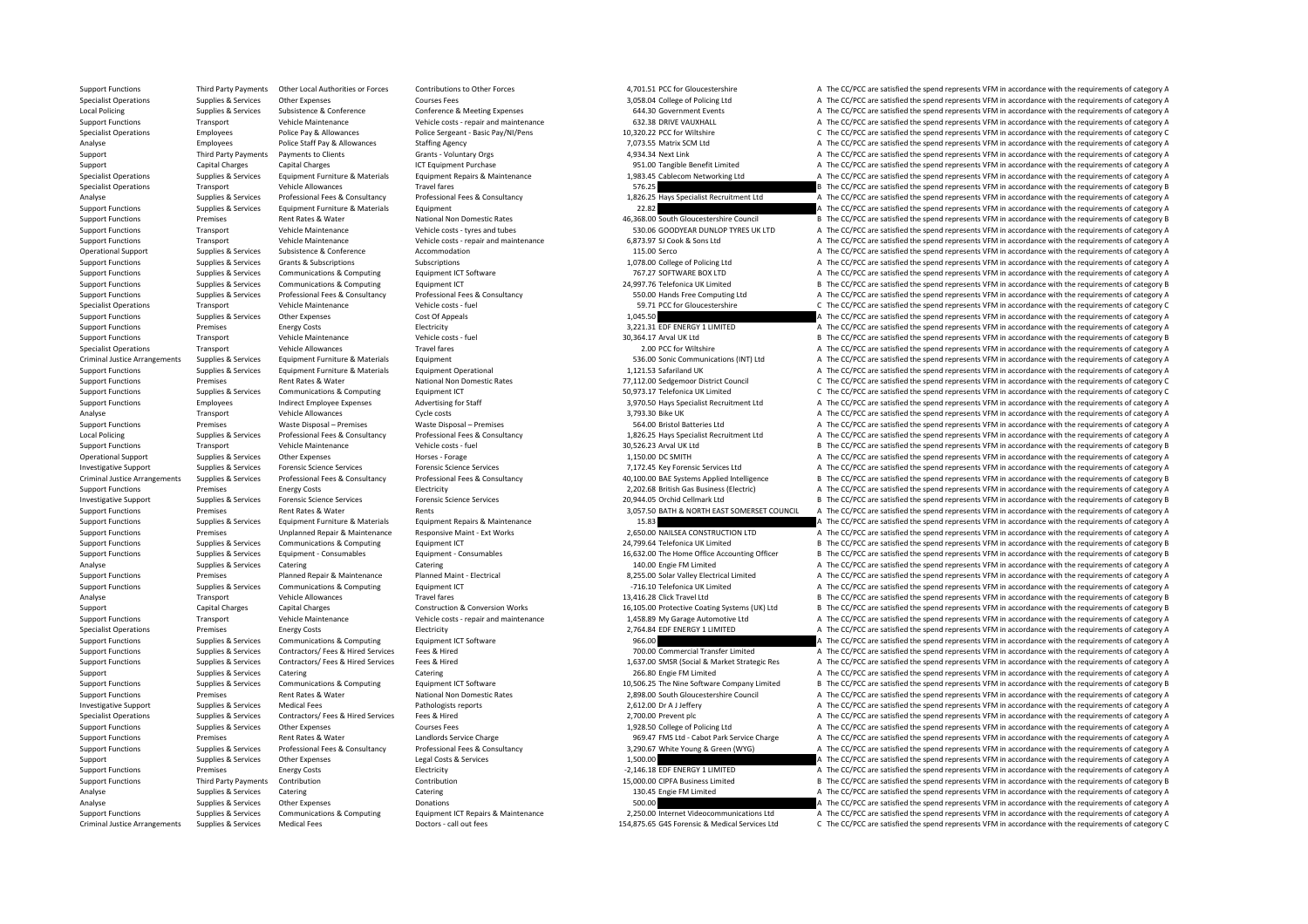| | | | | | | |
|---|---|---|---|---|---|---|
| Support Functions | Third Party Payments | Other Local Authorities or Forces | Contributions to Other Forces | 4,701.51 | PCC for Gloucestershire | A The CC/PCC are satisfied the spend represents VFM in accordance with the requirements of category A |
| Specialist Operations | Supplies & Services | Other Expenses | Courses Fees | 3,058.04 | College of Policing Ltd | A The CC/PCC are satisfied the spend represents VFM in accordance with the requirements of category A |
| Local Policing | Supplies & Services | Subsistence & Conference | Conference & Meeting Expenses | 644.30 | Government Events | A The CC/PCC are satisfied the spend represents VFM in accordance with the requirements of category A |
| Support Functions | Transport | Vehicle Maintenance | Vehicle costs - repair and maintenance | 632.38 | DRIVE VAUXHALL | A The CC/PCC are satisfied the spend represents VFM in accordance with the requirements of category A |
| Specialist Operations | Employees | Police Pay & Allowances | Police Sergeant - Basic Pay/NI/Pens | 10,320.22 | PCC for Wiltshire | C The CC/PCC are satisfied the spend represents VFM in accordance with the requirements of category C |
| Analyse | Employees | Police Staff Pay & Allowances | Staffing Agency | 7,073.55 | Matrix SCM Ltd | A The CC/PCC are satisfied the spend represents VFM in accordance with the requirements of category A |
| Support | Third Party Payments | Payments to Clients | Grants - Voluntary Orgs | 4,934.34 | Next Link | A The CC/PCC are satisfied the spend represents VFM in accordance with the requirements of category A |
| Support | Capital Charges | Capital Charges | ICT Equipment Purchase | 951.00 | Tangible Benefit Limited | A The CC/PCC are satisfied the spend represents VFM in accordance with the requirements of category A |
| Specialist Operations | Supplies & Services | Equipment Furniture & Materials | Equipment Repairs & Maintenance | 1,983.45 | Cablecom Networking Ltd | A The CC/PCC are satisfied the spend represents VFM in accordance with the requirements of category A |
| Specialist Operations | Transport | Vehicle Allowances | Travel fares | 576.25 | | B The CC/PCC are satisfied the spend represents VFM in accordance with the requirements of category B |
| Analyse | Supplies & Services | Professional Fees & Consultancy | Professional Fees & Consultancy | 1,826.25 | Hays Specialist Recruitment Ltd | A The CC/PCC are satisfied the spend represents VFM in accordance with the requirements of category A |
| Support Functions | Supplies & Services | Equipment Furniture & Materials | Equipment | 22.82 | | A The CC/PCC are satisfied the spend represents VFM in accordance with the requirements of category A |
| Support Functions | Premises | Rent Rates & Water | National Non Domestic Rates | 46,368.00 | South Gloucestershire Council | B The CC/PCC are satisfied the spend represents VFM in accordance with the requirements of category B |
| Support Functions | Transport | Vehicle Maintenance | Vehicle costs - tyres and tubes | 530.06 | GOODYEAR DUNLOP TYRES UK LTD | A The CC/PCC are satisfied the spend represents VFM in accordance with the requirements of category A |
| Support Functions | Transport | Vehicle Maintenance | Vehicle costs - repair and maintenance | 6,873.97 | SJ Cook & Sons Ltd | A The CC/PCC are satisfied the spend represents VFM in accordance with the requirements of category A |
| Operational Support | Supplies & Services | Subsistence & Conference | Accommodation | 115.00 | Serco | A The CC/PCC are satisfied the spend represents VFM in accordance with the requirements of category A |
| Support Functions | Supplies & Services | Grants & Subscriptions | Subscriptions | 1,078.00 | College of Policing Ltd | A The CC/PCC are satisfied the spend represents VFM in accordance with the requirements of category A |
| Support Functions | Supplies & Services | Communications & Computing | Equipment ICT Software | 767.27 | SOFTWARE BOX LTD | A The CC/PCC are satisfied the spend represents VFM in accordance with the requirements of category A |
| Support Functions | Supplies & Services | Communications & Computing | Equipment ICT | 24,997.76 | Telefonica UK Limited | B The CC/PCC are satisfied the spend represents VFM in accordance with the requirements of category B |
| Support Functions | Supplies & Services | Professional Fees & Consultancy | Professional Fees & Consultancy | 550.00 | Hands Free Computing Ltd | A The CC/PCC are satisfied the spend represents VFM in accordance with the requirements of category A |
| Specialist Operations | Transport | Vehicle Maintenance | Vehicle costs - fuel | 59.71 | PCC for Gloucestershire | C The CC/PCC are satisfied the spend represents VFM in accordance with the requirements of category C |
| Support Functions | Supplies & Services | Other Expenses | Cost Of Appeals | 1,045.50 | | A The CC/PCC are satisfied the spend represents VFM in accordance with the requirements of category A |
| Support Functions | Premises | Energy Costs | Electricity | 3,221.31 | EDF ENERGY 1 LIMITED | A The CC/PCC are satisfied the spend represents VFM in accordance with the requirements of category A |
| Support Functions | Transport | Vehicle Maintenance | Vehicle costs - fuel | 30,364.17 | Arval UK Ltd | B The CC/PCC are satisfied the spend represents VFM in accordance with the requirements of category B |
| Specialist Operations | Transport | Vehicle Allowances | Travel fares | 2.00 | PCC for Wiltshire | A The CC/PCC are satisfied the spend represents VFM in accordance with the requirements of category A |
| Criminal Justice Arrangements | Supplies & Services | Equipment Furniture & Materials | Equipment | 536.00 | Sonic Communications (INT) Ltd | A The CC/PCC are satisfied the spend represents VFM in accordance with the requirements of category A |
| Support Functions | Supplies & Services | Equipment Furniture & Materials | Equipment Operational | 1,121.53 | Safariland UK | A The CC/PCC are satisfied the spend represents VFM in accordance with the requirements of category A |
| Support Functions | Premises | Rent Rates & Water | National Non Domestic Rates | 77,112.00 | Sedgemoor District Council | C The CC/PCC are satisfied the spend represents VFM in accordance with the requirements of category C |
| Support Functions | Supplies & Services | Communications & Computing | Equipment ICT | 50,973.17 | Telefonica UK Limited | C The CC/PCC are satisfied the spend represents VFM in accordance with the requirements of category C |
| Support Functions | Employees | Indirect Employee Expenses | Advertising for Staff | 3,970.50 | Hays Specialist Recruitment Ltd | A The CC/PCC are satisfied the spend represents VFM in accordance with the requirements of category A |
| Analyse | Transport | Vehicle Allowances | Cycle costs | 3,793.30 | Bike UK | A The CC/PCC are satisfied the spend represents VFM in accordance with the requirements of category A |
| Support Functions | Premises | Waste Disposal – Premises | Waste Disposal – Premises | 564.00 | Bristol Batteries Ltd | A The CC/PCC are satisfied the spend represents VFM in accordance with the requirements of category A |
| Local Policing | Supplies & Services | Professional Fees & Consultancy | Professional Fees & Consultancy | 1,826.25 | Hays Specialist Recruitment Ltd | A The CC/PCC are satisfied the spend represents VFM in accordance with the requirements of category A |
| Support Functions | Transport | Vehicle Maintenance | Vehicle costs - fuel | 30,526.23 | Arval UK Ltd | B The CC/PCC are satisfied the spend represents VFM in accordance with the requirements of category B |
| Operational Support | Supplies & Services | Other Expenses | Horses - Forage | 1,150.00 | DC SMITH | A The CC/PCC are satisfied the spend represents VFM in accordance with the requirements of category A |
| Investigative Support | Supplies & Services | Forensic Science Services | Forensic Science Services | 7,172.45 | Key Forensic Services Ltd | A The CC/PCC are satisfied the spend represents VFM in accordance with the requirements of category A |
| Criminal Justice Arrangements | Supplies & Services | Professional Fees & Consultancy | Professional Fees & Consultancy | 40,100.00 | BAE Systems Applied Intelligence | B The CC/PCC are satisfied the spend represents VFM in accordance with the requirements of category B |
| Support Functions | Premises | Energy Costs | Electricity | 2,202.68 | British Gas Business (Electric) | A The CC/PCC are satisfied the spend represents VFM in accordance with the requirements of category A |
| Investigative Support | Supplies & Services | Forensic Science Services | Forensic Science Services | 20,944.05 | Orchid Cellmark Ltd | B The CC/PCC are satisfied the spend represents VFM in accordance with the requirements of category B |
| Support Functions | Premises | Rent Rates & Water | Rents | 3,057.50 | BATH & NORTH EAST SOMERSET COUNCIL | A The CC/PCC are satisfied the spend represents VFM in accordance with the requirements of category A |
| Support Functions | Supplies & Services | Equipment Furniture & Materials | Equipment Repairs & Maintenance | 15.83 | | A The CC/PCC are satisfied the spend represents VFM in accordance with the requirements of category A |
| Support Functions | Premises | Unplanned Repair & Maintenance | Responsive Maint - Ext Works | 2,650.00 | NAILSEA CONSTRUCTION LTD | A The CC/PCC are satisfied the spend represents VFM in accordance with the requirements of category A |
| Support Functions | Supplies & Services | Communications & Computing | Equipment ICT | 24,799.64 | Telefonica UK Limited | B The CC/PCC are satisfied the spend represents VFM in accordance with the requirements of category B |
| Support Functions | Supplies & Services | Equipment - Consumables | Equipment - Consumables | 16,632.00 | The Home Office Accounting Officer | B The CC/PCC are satisfied the spend represents VFM in accordance with the requirements of category B |
| Analyse | Supplies & Services | Catering | Catering | 140.00 | Engie FM Limited | A The CC/PCC are satisfied the spend represents VFM in accordance with the requirements of category A |
| Support Functions | Premises | Planned Repair & Maintenance | Planned Maint - Electrical | 8,255.00 | Solar Valley Electrical Limited | A The CC/PCC are satisfied the spend represents VFM in accordance with the requirements of category A |
| Support Functions | Supplies & Services | Communications & Computing | Equipment ICT | -716.10 | Telefonica UK Limited | A The CC/PCC are satisfied the spend represents VFM in accordance with the requirements of category A |
| Analyse | Transport | Vehicle Allowances | Travel fares | 13,416.28 | Click Travel Ltd | B The CC/PCC are satisfied the spend represents VFM in accordance with the requirements of category B |
| Support | Capital Charges | Capital Charges | Construction & Conversion Works | 16,105.00 | Protective Coating Systems (UK) Ltd | B The CC/PCC are satisfied the spend represents VFM in accordance with the requirements of category B |
| Support Functions | Transport | Vehicle Maintenance | Vehicle costs - repair and maintenance | 1,458.89 | My Garage Automotive Ltd | A The CC/PCC are satisfied the spend represents VFM in accordance with the requirements of category A |
| Specialist Operations | Premises | Energy Costs | Electricity | 2,764.84 | EDF ENERGY 1 LIMITED | A The CC/PCC are satisfied the spend represents VFM in accordance with the requirements of category A |
| Support Functions | Supplies & Services | Communications & Computing | Equipment ICT Software | 966.00 | | A The CC/PCC are satisfied the spend represents VFM in accordance with the requirements of category A |
| Support Functions | Supplies & Services | Contractors/ Fees & Hired Services | Fees & Hired | 700.00 | Commercial Transfer Limited | A The CC/PCC are satisfied the spend represents VFM in accordance with the requirements of category A |
| Support Functions | Supplies & Services | Contractors/ Fees & Hired Services | Fees & Hired | 1,637.00 | SMSR (Social & Market Strategic Res | A The CC/PCC are satisfied the spend represents VFM in accordance with the requirements of category A |
| Support | Supplies & Services | Catering | Catering | 266.80 | Engie FM Limited | A The CC/PCC are satisfied the spend represents VFM in accordance with the requirements of category A |
| Support Functions | Supplies & Services | Communications & Computing | Equipment ICT Software | 10,506.25 | The Nine Software Company Limited | B The CC/PCC are satisfied the spend represents VFM in accordance with the requirements of category B |
| Support Functions | Premises | Rent Rates & Water | National Non Domestic Rates | 2,898.00 | South Gloucestershire Council | A The CC/PCC are satisfied the spend represents VFM in accordance with the requirements of category A |
| Investigative Support | Supplies & Services | Medical Fees | Pathologists reports | 2,612.00 | Dr A J Jeffery | A The CC/PCC are satisfied the spend represents VFM in accordance with the requirements of category A |
| Specialist Operations | Supplies & Services | Contractors/ Fees & Hired Services | Fees & Hired | 2,700.00 | Prevent plc | A The CC/PCC are satisfied the spend represents VFM in accordance with the requirements of category A |
| Support Functions | Supplies & Services | Other Expenses | Courses Fees | 1,928.50 | College of Policing Ltd | A The CC/PCC are satisfied the spend represents VFM in accordance with the requirements of category A |
| Support Functions | Premises | Rent Rates & Water | Landlords Service Charge | 969.47 | FMS Ltd - Cabot Park Service Charge | A The CC/PCC are satisfied the spend represents VFM in accordance with the requirements of category A |
| Support Functions | Supplies & Services | Professional Fees & Consultancy | Professional Fees & Consultancy | 3,290.67 | White Young & Green (WYG) | A The CC/PCC are satisfied the spend represents VFM in accordance with the requirements of category A |
| Support | Supplies & Services | Other Expenses | Legal Costs & Services | 1,500.00 | | A The CC/PCC are satisfied the spend represents VFM in accordance with the requirements of category A |
| Support Functions | Premises | Energy Costs | Electricity | -2,146.18 | EDF ENERGY 1 LIMITED | A The CC/PCC are satisfied the spend represents VFM in accordance with the requirements of category A |
| Support Functions | Third Party Payments | Contribution | Contribution | 15,000.00 | CIPFA Business Limited | B The CC/PCC are satisfied the spend represents VFM in accordance with the requirements of category B |
| Analyse | Supplies & Services | Catering | Catering | 130.45 | Engie FM Limited | A The CC/PCC are satisfied the spend represents VFM in accordance with the requirements of category A |
| Analyse | Supplies & Services | Other Expenses | Donations | 500.00 | | A The CC/PCC are satisfied the spend represents VFM in accordance with the requirements of category A |
| Support Functions | Supplies & Services | Communications & Computing | Equipment ICT Repairs & Maintenance | 2,250.00 | Internet Videocommunications Ltd | A The CC/PCC are satisfied the spend represents VFM in accordance with the requirements of category A |
| Criminal Justice Arrangements | Supplies & Services | Medical Fees | Doctors - call out fees | 154,875.65 | G4S Forensic & Medical Services Ltd | C The CC/PCC are satisfied the spend represents VFM in accordance with the requirements of category C |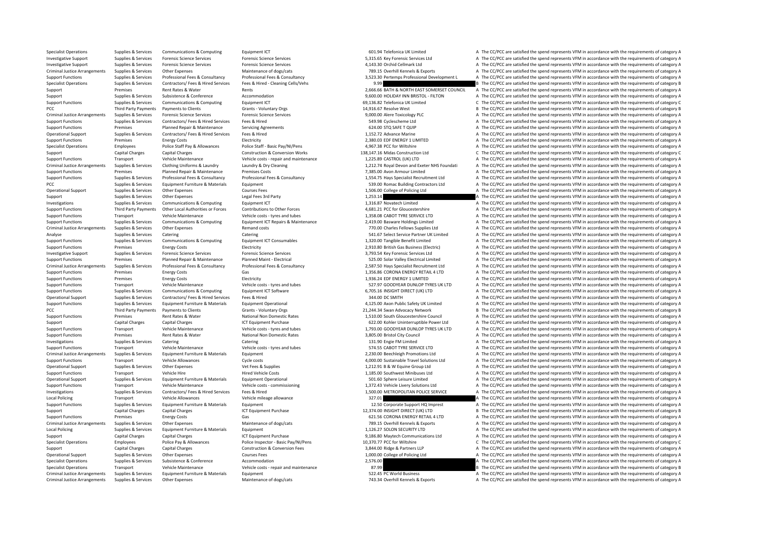| | | | | | | | |
|---|---|---|---|---|---|---|---|
| Specialist Operations | Supplies & Services | Communications & Computing | Equipment ICT | 601.94 | Telefonica UK Limited | A | The CC/PCC are satisfied the spend represents VFM in accordance with the requirements of category A |
| Investigative Support | Supplies & Services | Forensic Science Services | Forensic Science Services | 5,315.65 | Key Forensic Services Ltd | A | The CC/PCC are satisfied the spend represents VFM in accordance with the requirements of category A |
| Investigative Support | Supplies & Services | Forensic Science Services | Forensic Science Services | 4,143.30 | Orchid Cellmark Ltd | A | The CC/PCC are satisfied the spend represents VFM in accordance with the requirements of category A |
| Criminal Justice Arrangements | Supplies & Services | Other Expenses | Maintenance of dogs/cats | 789.15 | Overhill Kennels & Exports | A | The CC/PCC are satisfied the spend represents VFM in accordance with the requirements of category A |
| Support Functions | Supplies & Services | Professional Fees & Consultancy | Professional Fees & Consultancy | 3,523.30 | Pertemps Professional Development L | A | The CC/PCC are satisfied the spend represents VFM in accordance with the requirements of category A |
| Specialist Operations | Supplies & Services | Contractors/ Fees & Hired Services | Fees & Hired - Cleaning Cells/Vehs | 9.99 | | B | The CC/PCC are satisfied the spend represents VFM in accordance with the requirements of category B |
| Support | Premises | Rent Rates & Water | Rents | 2,666.66 | BATH & NORTH EAST SOMERSET COUNCIL | A | The CC/PCC are satisfied the spend represents VFM in accordance with the requirements of category A |
| Support | Supplies & Services | Subsistence & Conference | Accommodation | 9,600.00 | HOLIDAY INN BRISTOL - FILTON | A | The CC/PCC are satisfied the spend represents VFM in accordance with the requirements of category A |
| Support Functions | Supplies & Services | Communications & Computing | Equipment ICT | 69,136.82 | Telefonica UK Limited | C | The CC/PCC are satisfied the spend represents VFM in accordance with the requirements of category C |
| PCC | Third Party Payments | Payments to Clients | Grants - Voluntary Orgs | 14,916.67 | Resolve West | B | The CC/PCC are satisfied the spend represents VFM in accordance with the requirements of category B |
| Criminal Justice Arrangements | Supplies & Services | Forensic Science Services | Forensic Science Services | 9,000.00 | Alere Toxicology PLC | A | The CC/PCC are satisfied the spend represents VFM in accordance with the requirements of category A |
| Support Functions | Supplies & Services | Contractors/ Fees & Hired Services | Fees & Hired | 549.98 | Cyclescheme Ltd | A | The CC/PCC are satisfied the spend represents VFM in accordance with the requirements of category A |
| Support Functions | Premises | Planned Repair & Maintenance | Servicing Agreements | 624.00 | STQ SAFE T QUIP | A | The CC/PCC are satisfied the spend represents VFM in accordance with the requirements of category A |
| Operational Support | Supplies & Services | Contractors/ Fees & Hired Services | Fees & Hired | 1,152.72 | Advance Marine | A | The CC/PCC are satisfied the spend represents VFM in accordance with the requirements of category A |
| Support Functions | Premises | Energy Costs | Electricity | 2,380.03 | EDF ENERGY 1 LIMITED | A | The CC/PCC are satisfied the spend represents VFM in accordance with the requirements of category A |
| Specialist Operations | Employees | Police Staff Pay & Allowances | Police Staff - Basic Pay/NI/Pens | 4,967.38 | PCC for Wiltshire | A | The CC/PCC are satisfied the spend represents VFM in accordance with the requirements of category A |
| Support | Capital Charges | Capital Charges | Construction & Conversion Works | 138,147.16 | Midas Construction Ltd | C | The CC/PCC are satisfied the spend represents VFM in accordance with the requirements of category C |
| Support Functions | Transport | Vehicle Maintenance | Vehicle costs - repair and maintenance | 1,225.89 | CASTROL (UK) LTD | A | The CC/PCC are satisfied the spend represents VFM in accordance with the requirements of category A |
| Criminal Justice Arrangements | Supplies & Services | Clothing Uniforms & Laundry | Laundry & Dry Cleaning | 1,212.74 | Royal Devon and Exeter NHS Foundati | A | The CC/PCC are satisfied the spend represents VFM in accordance with the requirements of category A |
| Support Functions | Premises | Planned Repair & Maintenance | Premises Costs | 7,385.00 | Avon Armour Limited | A | The CC/PCC are satisfied the spend represents VFM in accordance with the requirements of category A |
| Support Functions | Supplies & Services | Professional Fees & Consultancy | Professional Fees & Consultancy | 1,554.75 | Hays Specialist Recruitment Ltd | A | The CC/PCC are satisfied the spend represents VFM in accordance with the requirements of category A |
| PCC | Supplies & Services | Equipment Furniture & Materials | Equipment | 539.00 | Romac Building Contractors Ltd | A | The CC/PCC are satisfied the spend represents VFM in accordance with the requirements of category A |
| Operational Support | Supplies & Services | Other Expenses | Courses Fees | 1,506.00 | College of Policing Ltd | A | The CC/PCC are satisfied the spend represents VFM in accordance with the requirements of category A |
| Support | Supplies & Services | Other Expenses | Legal Fees 3rd Party | 1,253.14 | | A | The CC/PCC are satisfied the spend represents VFM in accordance with the requirements of category A |
| Investigations | Supplies & Services | Communications & Computing | Equipment ICT | 1,316.87 | Novatech Limited | A | The CC/PCC are satisfied the spend represents VFM in accordance with the requirements of category A |
| Support Functions | Third Party Payments | Other Local Authorities or Forces | Contributions to Other Forces | 4,681.21 | PCC for Gloucestershire | A | The CC/PCC are satisfied the spend represents VFM in accordance with the requirements of category A |
| Support Functions | Transport | Vehicle Maintenance | Vehicle costs - tyres and tubes | 1,358.08 | CABOT TYRE SERVICE LTD | A | The CC/PCC are satisfied the spend represents VFM in accordance with the requirements of category A |
| Support Functions | Supplies & Services | Communications & Computing | Equipment ICT Repairs & Maintenance | 2,419.00 | Basware Holdings Limited | A | The CC/PCC are satisfied the spend represents VFM in accordance with the requirements of category A |
| Criminal Justice Arrangements | Supplies & Services | Other Expenses | Remand costs | 770.00 | Charles Fellows Supplies Ltd | A | The CC/PCC are satisfied the spend represents VFM in accordance with the requirements of category A |
| Analyse | Supplies & Services | Catering | Catering | 541.67 | Select Service Partner UK Limited | A | The CC/PCC are satisfied the spend represents VFM in accordance with the requirements of category A |
| Support Functions | Supplies & Services | Communications & Computing | Equipment ICT Consumables | 1,320.00 | Tangible Benefit Limited | A | The CC/PCC are satisfied the spend represents VFM in accordance with the requirements of category A |
| Support Functions | Premises | Energy Costs | Electricity | 2,910.80 | British Gas Business (Electric) | A | The CC/PCC are satisfied the spend represents VFM in accordance with the requirements of category A |
| Investigative Support | Supplies & Services | Forensic Science Services | Forensic Science Services | 3,793.54 | Key Forensic Services Ltd | A | The CC/PCC are satisfied the spend represents VFM in accordance with the requirements of category A |
| Support Functions | Premises | Planned Repair & Maintenance | Planned Maint - Electrical | 525.00 | Solar Valley Electrical Limited | A | The CC/PCC are satisfied the spend represents VFM in accordance with the requirements of category A |
| Criminal Justice Arrangements | Supplies & Services | Professional Fees & Consultancy | Professional Fees & Consultancy | 2,587.50 | Hays Specialist Recruitment Ltd | A | The CC/PCC are satisfied the spend represents VFM in accordance with the requirements of category A |
| Support Functions | Premises | Energy Costs | Gas | 1,356.86 | CORONA ENERGY RETAIL 4 LTD | A | The CC/PCC are satisfied the spend represents VFM in accordance with the requirements of category A |
| Support Functions | Premises | Energy Costs | Electricity | 1,936.24 | EDF ENERGY 1 LIMITED | A | The CC/PCC are satisfied the spend represents VFM in accordance with the requirements of category A |
| Support Functions | Transport | Vehicle Maintenance | Vehicle costs - tyres and tubes | 527.97 | GOODYEAR DUNLOP TYRES UK LTD | A | The CC/PCC are satisfied the spend represents VFM in accordance with the requirements of category A |
| Support Functions | Supplies & Services | Communications & Computing | Equipment ICT Software | 6,705.16 | INSIGHT DIRECT (UK) LTD | A | The CC/PCC are satisfied the spend represents VFM in accordance with the requirements of category A |
| Operational Support | Supplies & Services | Contractors/ Fees & Hired Services | Fees & Hired | 344.00 | DC SMITH | A | The CC/PCC are satisfied the spend represents VFM in accordance with the requirements of category A |
| Support Functions | Supplies & Services | Equipment Furniture & Materials | Equipment Operational | 4,125.00 | Axon Public Safety UK Limited | A | The CC/PCC are satisfied the spend represents VFM in accordance with the requirements of category A |
| PCC | Third Party Payments | Payments to Clients | Grants - Voluntary Orgs | 21,244.34 | Swan Advocacy Network | B | The CC/PCC are satisfied the spend represents VFM in accordance with the requirements of category B |
| Support Functions | Premises | Rent Rates & Water | National Non Domestic Rates | 1,510.00 | South Gloucestershire Council | A | The CC/PCC are satisfied the spend represents VFM in accordance with the requirements of category A |
| Support | Capital Charges | Capital Charges | ICT Equipment Purchase | 622.00 | Kohler Uninterruptible Power Ltd | A | The CC/PCC are satisfied the spend represents VFM in accordance with the requirements of category A |
| Support Functions | Transport | Vehicle Maintenance | Vehicle costs - tyres and tubes | 1,793.00 | GOODYEAR DUNLOP TYRES UK LTD | A | The CC/PCC are satisfied the spend represents VFM in accordance with the requirements of category A |
| Support Functions | Premises | Rent Rates & Water | National Non Domestic Rates | 3,805.00 | Bristol City Council | A | The CC/PCC are satisfied the spend represents VFM in accordance with the requirements of category A |
| Investigations | Supplies & Services | Catering | Catering | 131.90 | Engie FM Limited | A | The CC/PCC are satisfied the spend represents VFM in accordance with the requirements of category A |
| Support Functions | Transport | Vehicle Maintenance | Vehicle costs - tyres and tubes | 574.55 | CABOT TYRE SERVICE LTD | A | The CC/PCC are satisfied the spend represents VFM in accordance with the requirements of category A |
| Criminal Justice Arrangements | Supplies & Services | Equipment Furniture & Materials | Equipment | 2,230.00 | Beechleigh Promotions Ltd | A | The CC/PCC are satisfied the spend represents VFM in accordance with the requirements of category A |
| Support Functions | Transport | Vehicle Allowances | Cycle costs | 4,000.00 | Sustainable Travel Solutions Ltd | A | The CC/PCC are satisfied the spend represents VFM in accordance with the requirements of category A |
| Operational Support | Supplies & Services | Other Expenses | Vet Fees & Supplies | 1,212.91 | B & W Equine Group Ltd | A | The CC/PCC are satisfied the spend represents VFM in accordance with the requirements of category A |
| Support Functions | Transport | Vehicle Hire | Hired Vehicle Costs | 1,185.00 | Southwest Minibuses Ltd | A | The CC/PCC are satisfied the spend represents VFM in accordance with the requirements of category A |
| Operational Support | Supplies & Services | Equipment Furniture & Materials | Equipment Operational | 501.60 | Sphere Leisure Limited | A | The CC/PCC are satisfied the spend represents VFM in accordance with the requirements of category A |
| Support Functions | Transport | Vehicle Maintenance | Vehicle costs - commissioning | 1,372.43 | Vehicle Livery Solutions Ltd | A | The CC/PCC are satisfied the spend represents VFM in accordance with the requirements of category A |
| Investigations | Supplies & Services | Contractors/ Fees & Hired Services | Fees & Hired | 1,500.00 | METROPOLITAN POLICE SERVICE | A | The CC/PCC are satisfied the spend represents VFM in accordance with the requirements of category A |
| Local Policing | Transport | Vehicle Allowances | Vehicle mileage allowance | 327.01 | | A | The CC/PCC are satisfied the spend represents VFM in accordance with the requirements of category A |
| Support Functions | Supplies & Services | Equipment Furniture & Materials | Equipment | 12.50 | Corporate Support HQ Imprest | A | The CC/PCC are satisfied the spend represents VFM in accordance with the requirements of category A |
| Support | Capital Charges | Capital Charges | ICT Equipment Purchase | 12,374.00 | INSIGHT DIRECT (UK) LTD | B | The CC/PCC are satisfied the spend represents VFM in accordance with the requirements of category B |
| Support Functions | Premises | Energy Costs | Gas | 621.56 | CORONA ENERGY RETAIL 4 LTD | A | The CC/PCC are satisfied the spend represents VFM in accordance with the requirements of category A |
| Criminal Justice Arrangements | Supplies & Services | Other Expenses | Maintenance of dogs/cats | 789.15 | Overhill Kennels & Exports | A | The CC/PCC are satisfied the spend represents VFM in accordance with the requirements of category A |
| Local Policing | Supplies & Services | Equipment Furniture & Materials | Equipment | 1,126.27 | SOLON SECURITY LTD | A | The CC/PCC are satisfied the spend represents VFM in accordance with the requirements of category A |
| Support | Capital Charges | Capital Charges | ICT Equipment Purchase | 9,186.80 | Maytech Communications Ltd | A | The CC/PCC are satisfied the spend represents VFM in accordance with the requirements of category A |
| Specialist Operations | Employees | Police Pay & Allowances | Police Inspector - Basic Pay/NI/Pens | 10,370.77 | PCC for Wiltshire | C | The CC/PCC are satisfied the spend represents VFM in accordance with the requirements of category C |
| Support | Capital Charges | Capital Charges | Construction & Conversion Fees | 3,844.00 | Ridge & Partners LLP | A | The CC/PCC are satisfied the spend represents VFM in accordance with the requirements of category A |
| Operational Support | Supplies & Services | Other Expenses | Courses Fees | 1,000.00 | College of Policing Ltd | A | The CC/PCC are satisfied the spend represents VFM in accordance with the requirements of category A |
| Specialist Operations | Supplies & Services | Subsistence & Conference | Accommodation | 2,576.00 | | A | The CC/PCC are satisfied the spend represents VFM in accordance with the requirements of category A |
| Specialist Operations | Transport | Vehicle Maintenance | Vehicle costs - repair and maintenance | 87.99 | | B | The CC/PCC are satisfied the spend represents VFM in accordance with the requirements of category B |
| Criminal Justice Arrangements | Supplies & Services | Equipment Furniture & Materials | Equipment | 522.45 | PC World Business | A | The CC/PCC are satisfied the spend represents VFM in accordance with the requirements of category A |
| Criminal Justice Arrangements | Supplies & Services | Other Expenses | Maintenance of dogs/cats | 743.34 | Overhill Kennels & Exports | A | The CC/PCC are satisfied the spend represents VFM in accordance with the requirements of category A |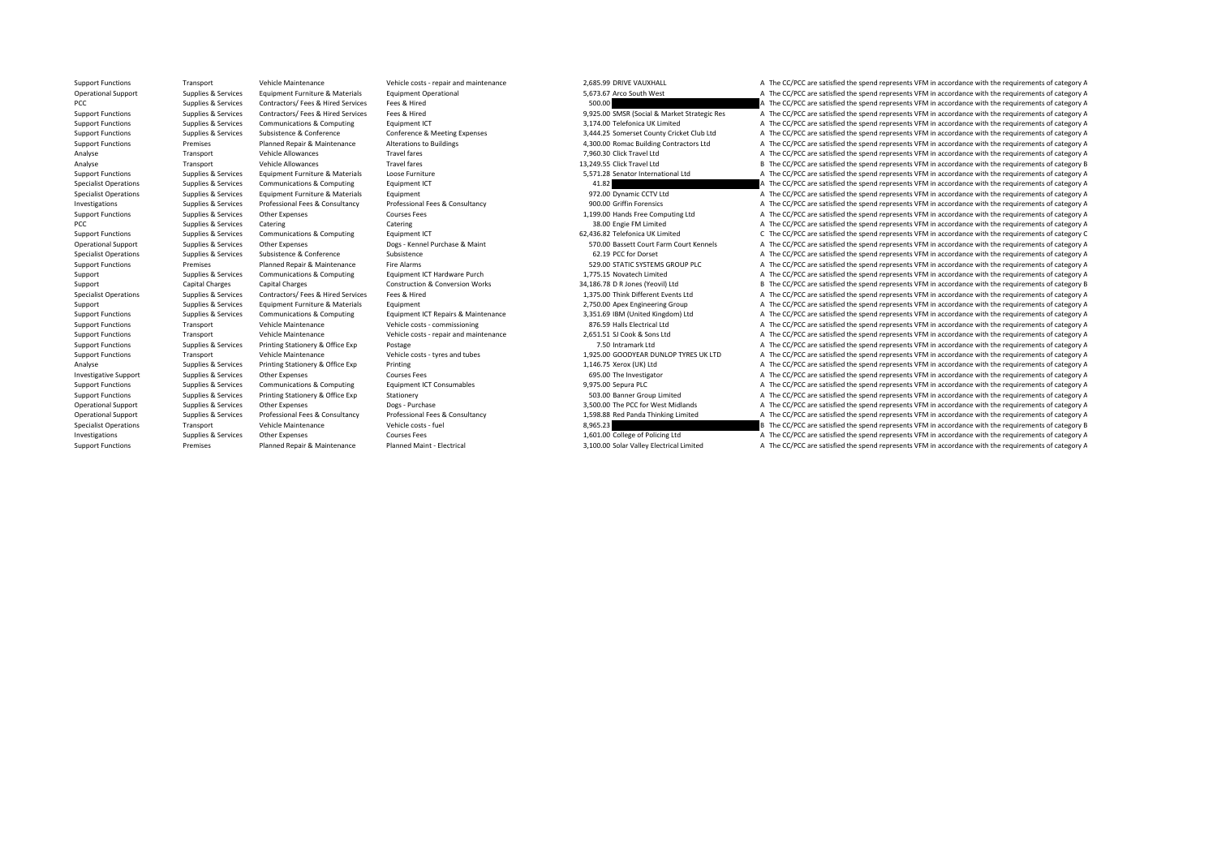| | | | | | | |
|---|---|---|---|---|---|---|
| Support Functions | Transport | Vehicle Maintenance | Vehicle costs - repair and maintenance | 2,685.99 | DRIVE VAUXHALL | A The CC/PCC are satisfied the spend represents VFM in accordance with the requirements of category A |
| Operational Support | Supplies & Services | Equipment Furniture & Materials | Equipment Operational | 5,673.67 | Arco South West | A The CC/PCC are satisfied the spend represents VFM in accordance with the requirements of category A |
| PCC | Supplies & Services | Contractors/ Fees & Hired Services | Fees & Hired | 500.00 | | A The CC/PCC are satisfied the spend represents VFM in accordance with the requirements of category A |
| Support Functions | Supplies & Services | Contractors/ Fees & Hired Services | Fees & Hired | 9,925.00 | SMSR (Social & Market Strategic Res | A The CC/PCC are satisfied the spend represents VFM in accordance with the requirements of category A |
| Support Functions | Supplies & Services | Communications & Computing | Equipment ICT | 3,174.00 | Telefonica UK Limited | A The CC/PCC are satisfied the spend represents VFM in accordance with the requirements of category A |
| Support Functions | Supplies & Services | Subsistence & Conference | Conference & Meeting Expenses | 3,444.25 | Somerset County Cricket Club Ltd | A The CC/PCC are satisfied the spend represents VFM in accordance with the requirements of category A |
| Support Functions | Premises | Planned Repair & Maintenance | Alterations to Buildings | 4,300.00 | Romac Building Contractors Ltd | A The CC/PCC are satisfied the spend represents VFM in accordance with the requirements of category A |
| Analyse | Transport | Vehicle Allowances | Travel fares | 7,960.30 | Click Travel Ltd | A The CC/PCC are satisfied the spend represents VFM in accordance with the requirements of category A |
| Analyse | Transport | Vehicle Allowances | Travel fares | 13,249.55 | Click Travel Ltd | B The CC/PCC are satisfied the spend represents VFM in accordance with the requirements of category B |
| Support Functions | Supplies & Services | Equipment Furniture & Materials | Loose Furniture | 5,571.28 | Senator International Ltd | A The CC/PCC are satisfied the spend represents VFM in accordance with the requirements of category A |
| Specialist Operations | Supplies & Services | Communications & Computing | Equipment ICT | 41.82 | | A The CC/PCC are satisfied the spend represents VFM in accordance with the requirements of category A |
| Specialist Operations | Supplies & Services | Equipment Furniture & Materials | Equipment | 972.00 | Dynamic CCTV Ltd | A The CC/PCC are satisfied the spend represents VFM in accordance with the requirements of category A |
| Investigations | Supplies & Services | Professional Fees & Consultancy | Professional Fees & Consultancy | 900.00 | Griffin Forensics | A The CC/PCC are satisfied the spend represents VFM in accordance with the requirements of category A |
| Support Functions | Supplies & Services | Other Expenses | Courses Fees | 1,199.00 | Hands Free Computing Ltd | A The CC/PCC are satisfied the spend represents VFM in accordance with the requirements of category A |
| PCC | Supplies & Services | Catering | Catering | 38.00 | Engie FM Limited | A The CC/PCC are satisfied the spend represents VFM in accordance with the requirements of category A |
| Support Functions | Supplies & Services | Communications & Computing | Equipment ICT | 62,436.82 | Telefonica UK Limited | C The CC/PCC are satisfied the spend represents VFM in accordance with the requirements of category C |
| Operational Support | Supplies & Services | Other Expenses | Dogs - Kennel Purchase & Maint | 570.00 | Bassett Court Farm Court Kennels | A The CC/PCC are satisfied the spend represents VFM in accordance with the requirements of category A |
| Specialist Operations | Supplies & Services | Subsistence & Conference | Subsistence | 62.19 | PCC for Dorset | A The CC/PCC are satisfied the spend represents VFM in accordance with the requirements of category A |
| Support Functions | Premises | Planned Repair & Maintenance | Fire Alarms | 529.00 | STATIC SYSTEMS GROUP PLC | A The CC/PCC are satisfied the spend represents VFM in accordance with the requirements of category A |
| Support | Supplies & Services | Communications & Computing | Equipment ICT Hardware Purch | 1,775.15 | Novatech Limited | A The CC/PCC are satisfied the spend represents VFM in accordance with the requirements of category A |
| Support | Capital Charges | Capital Charges | Construction & Conversion Works | 34,186.78 | D R Jones (Yeovil) Ltd | B The CC/PCC are satisfied the spend represents VFM in accordance with the requirements of category B |
| Specialist Operations | Supplies & Services | Contractors/ Fees & Hired Services | Fees & Hired | 1,375.00 | Think Different Events Ltd | A The CC/PCC are satisfied the spend represents VFM in accordance with the requirements of category A |
| Support | Supplies & Services | Equipment Furniture & Materials | Equipment | 2,750.00 | Apex Engineering Group | A The CC/PCC are satisfied the spend represents VFM in accordance with the requirements of category A |
| Support Functions | Supplies & Services | Communications & Computing | Equipment ICT Repairs & Maintenance | 3,351.69 | IBM (United Kingdom) Ltd | A The CC/PCC are satisfied the spend represents VFM in accordance with the requirements of category A |
| Support Functions | Transport | Vehicle Maintenance | Vehicle costs - commissioning | 876.59 | Halls Electrical Ltd | A The CC/PCC are satisfied the spend represents VFM in accordance with the requirements of category A |
| Support Functions | Transport | Vehicle Maintenance | Vehicle costs - repair and maintenance | 2,651.51 | SJ Cook & Sons Ltd | A The CC/PCC are satisfied the spend represents VFM in accordance with the requirements of category A |
| Support Functions | Supplies & Services | Printing Stationery & Office Exp | Postage | 7.50 | Intramark Ltd | A The CC/PCC are satisfied the spend represents VFM in accordance with the requirements of category A |
| Support Functions | Transport | Vehicle Maintenance | Vehicle costs - tyres and tubes | 1,925.00 | GOODYEAR DUNLOP TYRES UK LTD | A The CC/PCC are satisfied the spend represents VFM in accordance with the requirements of category A |
| Analyse | Supplies & Services | Printing Stationery & Office Exp | Printing | 1,146.75 | Xerox (UK) Ltd | A The CC/PCC are satisfied the spend represents VFM in accordance with the requirements of category A |
| Investigative Support | Supplies & Services | Other Expenses | Courses Fees | 695.00 | The Investigator | A The CC/PCC are satisfied the spend represents VFM in accordance with the requirements of category A |
| Support Functions | Supplies & Services | Communications & Computing | Equipment ICT Consumables | 9,975.00 | Sepura PLC | A The CC/PCC are satisfied the spend represents VFM in accordance with the requirements of category A |
| Support Functions | Supplies & Services | Printing Stationery & Office Exp | Stationery | 503.00 | Banner Group Limited | A The CC/PCC are satisfied the spend represents VFM in accordance with the requirements of category A |
| Operational Support | Supplies & Services | Other Expenses | Dogs - Purchase | 3,500.00 | The PCC for West Midlands | A The CC/PCC are satisfied the spend represents VFM in accordance with the requirements of category A |
| Operational Support | Supplies & Services | Professional Fees & Consultancy | Professional Fees & Consultancy | 1,598.88 | Red Panda Thinking Limited | A The CC/PCC are satisfied the spend represents VFM in accordance with the requirements of category A |
| Specialist Operations | Transport | Vehicle Maintenance | Vehicle costs - fuel | 8,965.23 | | B The CC/PCC are satisfied the spend represents VFM in accordance with the requirements of category B |
| Investigations | Supplies & Services | Other Expenses | Courses Fees | 1,601.00 | College of Policing Ltd | A The CC/PCC are satisfied the spend represents VFM in accordance with the requirements of category A |
| Support Functions | Premises | Planned Repair & Maintenance | Planned Maint - Electrical | 3,100.00 | Solar Valley Electrical Limited | A The CC/PCC are satisfied the spend represents VFM in accordance with the requirements of category A |